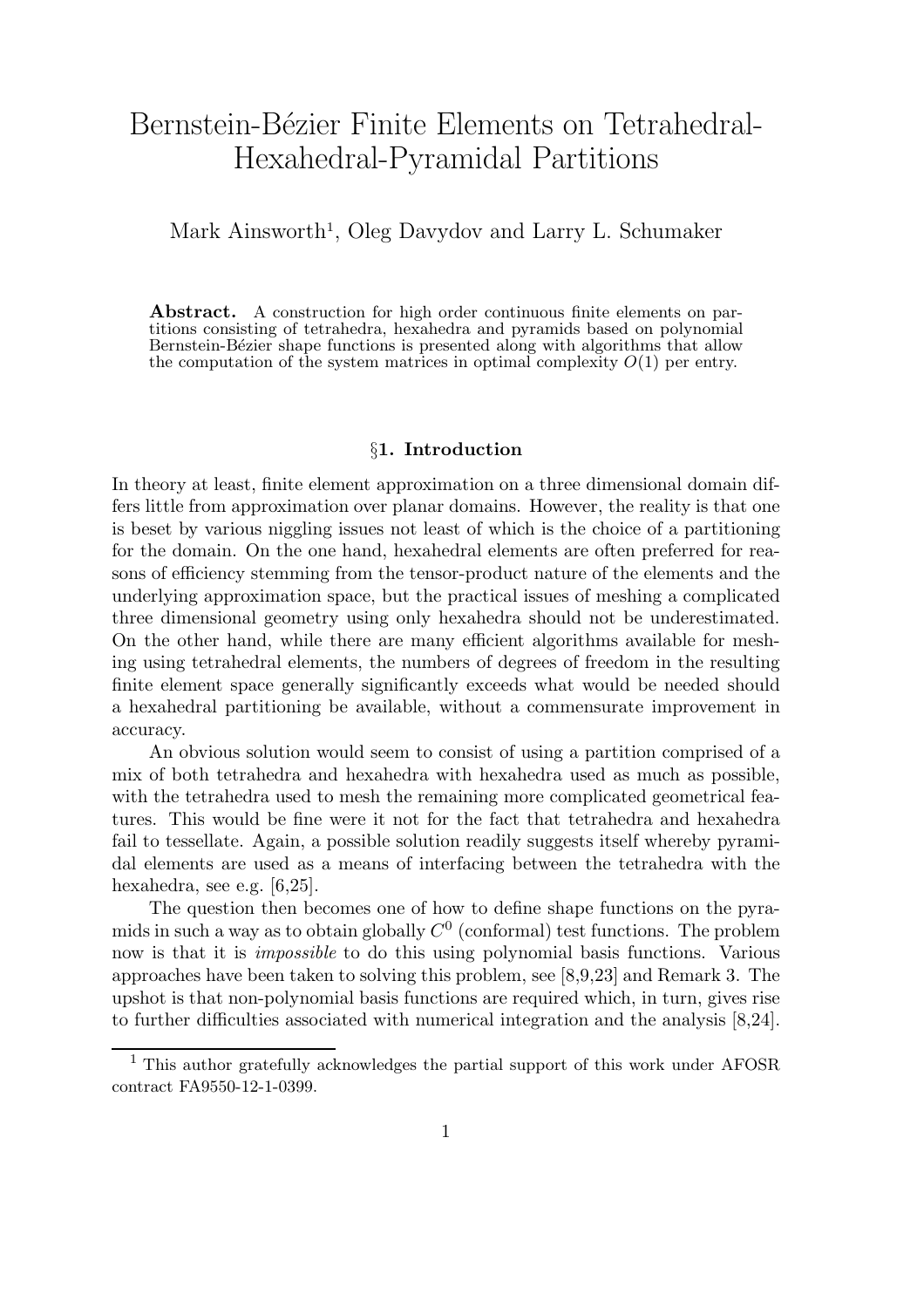# Bernstein-Bézier Finite Elements on Tetrahedral-Hexahedral-Pyramidal Partitions

Mark Ainsworth[1], Oleg Davydov and Larry L. Schumaker

**Abstract.** A construction for high order continuous finite elements on partitions consisting of tetrahedra, hexahedra and pyramids based on polynomial Bernstein-Bézier shape functions is presented along with algorithms that allow the computation of the system matrices in optimal complexity $O(1)$ per entry.

## §1. Introduction

In theory at least, finite element approximation on a three dimensional domain differs little from approximation over planar domains. However, the reality is that one is beset by various niggling issues not least of which is the choice of a partitioning for the domain. On the one hand, hexahedral elements are often preferred for reasons of efficiency stemming from the tensor-product nature of the elements and the underlying approximation space, but the practical issues of meshing a complicated three dimensional geometry using only hexahedra should not be underestimated. On the other hand, while there are many efficient algorithms available for meshing using tetrahedral elements, the numbers of degrees of freedom in the resulting finite element space generally significantly exceeds what would be needed should a hexahedral partitioning be available, without a commensurate improvement in accuracy.

An obvious solution would seem to consist of using a partition comprised of a mix of both tetrahedra and hexahedra with hexahedra used as much as possible, with the tetrahedra used to mesh the remaining more complicated geometrical features. This would be fine were it not for the fact that tetrahedra and hexahedra fail to tessellate. Again, a possible solution readily suggests itself whereby pyramidal elements are used as a means of interfacing between the tetrahedra with the hexahedra, see e.g. [6,25].

The question then becomes one of how to define shape functions on the pyramids in such a way as to obtain globally $C^0$ (conformal) test functions. The problem now is that it is *impossible* to do this using polynomial basis functions. Various approaches have been taken to solving this problem, see [8,9,23] and Remark 3. The upshot is that non-polynomial basis functions are required which, in turn, gives rise to further difficulties associated with numerical integration and the analysis [8,24].

[1] This author gratefully acknowledges the partial support of this work under AFOSR contract FA9550-12-1-0399.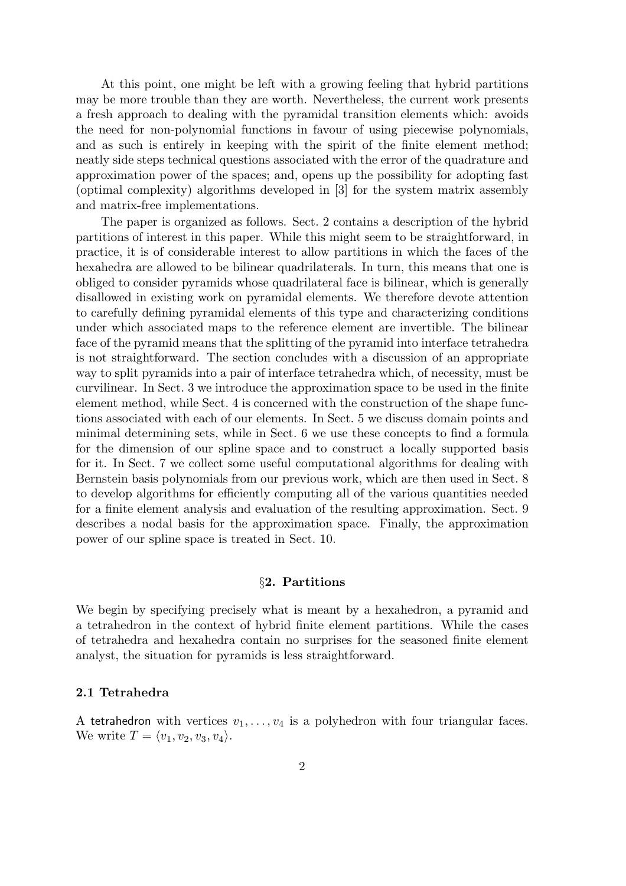At this point, one might be left with a growing feeling that hybrid partitions may be more trouble than they are worth. Nevertheless, the current work presents a fresh approach to dealing with the pyramidal transition elements which: avoids the need for non-polynomial functions in favour of using piecewise polynomials, and as such is entirely in keeping with the spirit of the finite element method; neatly side steps technical questions associated with the error of the quadrature and approximation power of the spaces; and, opens up the possibility for adopting fast (optimal complexity) algorithms developed in [3] for the system matrix assembly and matrix-free implementations.

The paper is organized as follows. Sect. 2 contains a description of the hybrid partitions of interest in this paper. While this might seem to be straightforward, in practice, it is of considerable interest to allow partitions in which the faces of the hexahedra are allowed to be bilinear quadrilaterals. In turn, this means that one is obliged to consider pyramids whose quadrilateral face is bilinear, which is generally disallowed in existing work on pyramidal elements. We therefore devote attention to carefully defining pyramidal elements of this type and characterizing conditions under which associated maps to the reference element are invertible. The bilinear face of the pyramid means that the splitting of the pyramid into interface tetrahedra is not straightforward. The section concludes with a discussion of an appropriate way to split pyramids into a pair of interface tetrahedra which, of necessity, must be curvilinear. In Sect. 3 we introduce the approximation space to be used in the finite element method, while Sect. 4 is concerned with the construction of the shape functions associated with each of our elements. In Sect. 5 we discuss domain points and minimal determining sets, while in Sect. 6 we use these concepts to find a formula for the dimension of our spline space and to construct a locally supported basis for it. In Sect. 7 we collect some useful computational algorithms for dealing with Bernstein basis polynomials from our previous work, which are then used in Sect. 8 to develop algorithms for efficiently computing all of the various quantities needed for a finite element analysis and evaluation of the resulting approximation. Sect. 9 describes a nodal basis for the approximation space. Finally, the approximation power of our spline space is treated in Sect. 10.

## §2. Partitions

We begin by specifying precisely what is meant by a hexahedron, a pyramid and a tetrahedron in the context of hybrid finite element partitions. While the cases of tetrahedra and hexahedra contain no surprises for the seasoned finite element analyst, the situation for pyramids is less straightforward.

### 2.1 Tetrahedra

A tetrahedron with vertices $v_1, \ldots, v_4$ is a polyhedron with four triangular faces. We write $T = \langle v_1, v_2, v_3, v_4 \rangle$.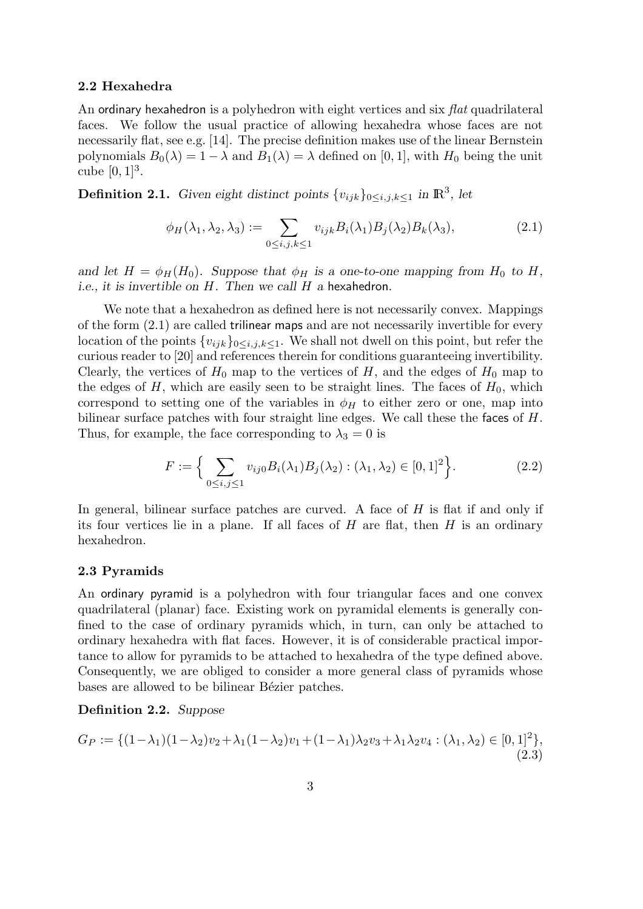### 2.2 Hexahedra

An ordinary hexahedron is a polyhedron with eight vertices and six *flat* quadrilateral faces. We follow the usual practice of allowing hexahedra whose faces are not necessarily flat, see e.g. [14]. The precise definition makes use of the linear Bernstein polynomials $B_0(\lambda) = 1 - \lambda$ and $B_1(\lambda) = \lambda$ defined on $[0, 1]$, with $H_0$ being the unit cube $[0, 1]^3$.

**Definition 2.1.** *Given eight distinct points $\{v_{ijk}\}_{0 \le i,j,k \le 1}$ in $\mathbb{R}^3$, let*

$$\phi_H(\lambda_1, \lambda_2, \lambda_3) := \sum_{0 \le i,j,k \le 1} v_{ijk} B_i(\lambda_1) B_j(\lambda_2) B_k(\lambda_3), \tag{2.1}$$

*and let $H = \phi_H(H_0)$. Suppose that $\phi_H$ is a one-to-one mapping from $H_0$ to $H$, i.e., it is invertible on $H$. Then we call $H$ a* hexahedron.

We note that a hexahedron as defined here is not necessarily convex. Mappings of the form (2.1) are called trilinear maps and are not necessarily invertible for every location of the points $\{v_{ijk}\}_{0 \le i,j,k \le 1}$. We shall not dwell on this point, but refer the curious reader to [20] and references therein for conditions guaranteeing invertibility. Clearly, the vertices of $H_0$ map to the vertices of $H$, and the edges of $H_0$ map to the edges of $H$, which are easily seen to be straight lines. The faces of $H_0$, which correspond to setting one of the variables in $\phi_H$ to either zero or one, map into bilinear surface patches with four straight line edges. We call these the faces of $H$. Thus, for example, the face corresponding to $\lambda_3 = 0$ is

$$F := \Big\{ \sum_{0 \le i,j \le 1} v_{ij0} B_i(\lambda_1) B_j(\lambda_2) : (\lambda_1, \lambda_2) \in [0, 1]^2 \Big\}. \tag{2.2}$$

In general, bilinear surface patches are curved. A face of $H$ is flat if and only if its four vertices lie in a plane. If all faces of $H$ are flat, then $H$ is an ordinary hexahedron.

### 2.3 Pyramids

An ordinary pyramid is a polyhedron with four triangular faces and one convex quadrilateral (planar) face. Existing work on pyramidal elements is generally confined to the case of ordinary pyramids which, in turn, can only be attached to ordinary hexahedra with flat faces. However, it is of considerable practical importance to allow for pyramids to be attached to hexahedra of the type defined above. Consequently, we are obliged to consider a more general class of pyramids whose bases are allowed to be bilinear Bézier patches.

**Definition 2.2.** *Suppose*

$$G_P := \{(1-\lambda_1)(1-\lambda_2)v_2 + \lambda_1(1-\lambda_2)v_1 + (1-\lambda_1)\lambda_2 v_3 + \lambda_1 \lambda_2 v_4 : (\lambda_1, \lambda_2) \in [0, 1]^2\}, \tag{2.3}$$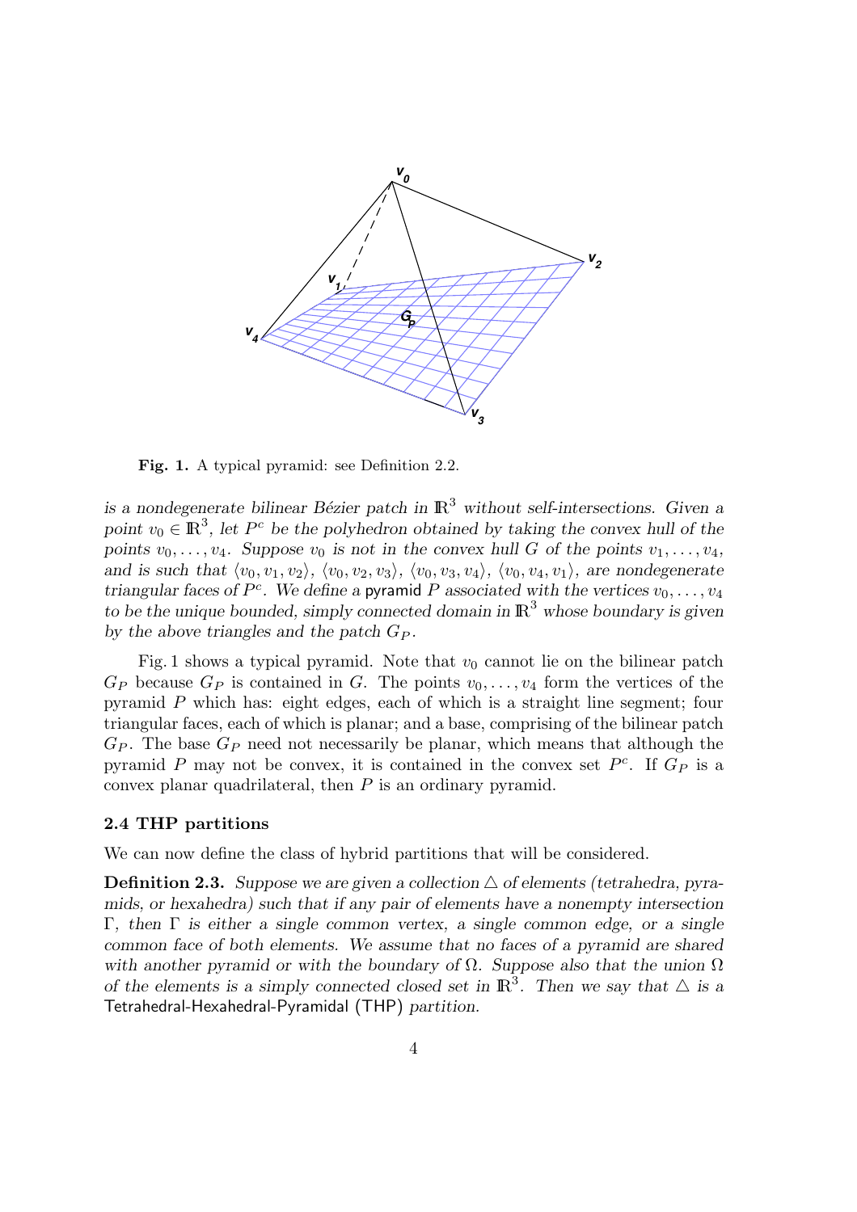Fig. 1. A typical pyramid: see Definition 2.2.

*is a nondegenerate bilinear Bézier patch in $\mathbb{R}^3$ without self-intersections. Given a point $v_0 \in \mathbb{R}^3$, let $P^c$ be the polyhedron obtained by taking the convex hull of the points $v_0, \ldots, v_4$. Suppose $v_0$ is not in the convex hull $G$ of the points $v_1, \ldots, v_4$, and is such that $\langle v_0, v_1, v_2 \rangle$, $\langle v_0, v_2, v_3 \rangle$, $\langle v_0, v_3, v_4 \rangle$, $\langle v_0, v_4, v_1 \rangle$, are nondegenerate triangular faces of $P^c$. We define a* pyramid *$P$ associated with the vertices $v_0, \ldots, v_4$ to be the unique bounded, simply connected domain in $\mathbb{R}^3$ whose boundary is given by the above triangles and the patch $G_P$.*

Fig. 1 shows a typical pyramid. Note that $v_0$ cannot lie on the bilinear patch $G_P$ because $G_P$ is contained in $G$. The points $v_0, \ldots, v_4$ form the vertices of the pyramid $P$ which has: eight edges, each of which is a straight line segment; four triangular faces, each of which is planar; and a base, comprising of the bilinear patch $G_P$. The base $G_P$ need not necessarily be planar, which means that although the pyramid $P$ may not be convex, it is contained in the convex set $P^c$. If $G_P$ is a convex planar quadrilateral, then $P$ is an ordinary pyramid.

### 2.4 THP partitions

We can now define the class of hybrid partitions that will be considered.

**Definition 2.3.** *Suppose we are given a collection $\triangle$ of elements (tetrahedra, pyramids, or hexahedra) such that if any pair of elements have a nonempty intersection $\Gamma$, then $\Gamma$ is either a single common vertex, a single common edge, or a single common face of both elements. We assume that no faces of a pyramid are shared with another pyramid or with the boundary of $\Omega$. Suppose also that the union $\Omega$ of the elements is a simply connected closed set in $\mathbb{R}^3$. Then we say that $\triangle$ is a* Tetrahedral-Hexahedral-Pyramidal (THP) *partition.*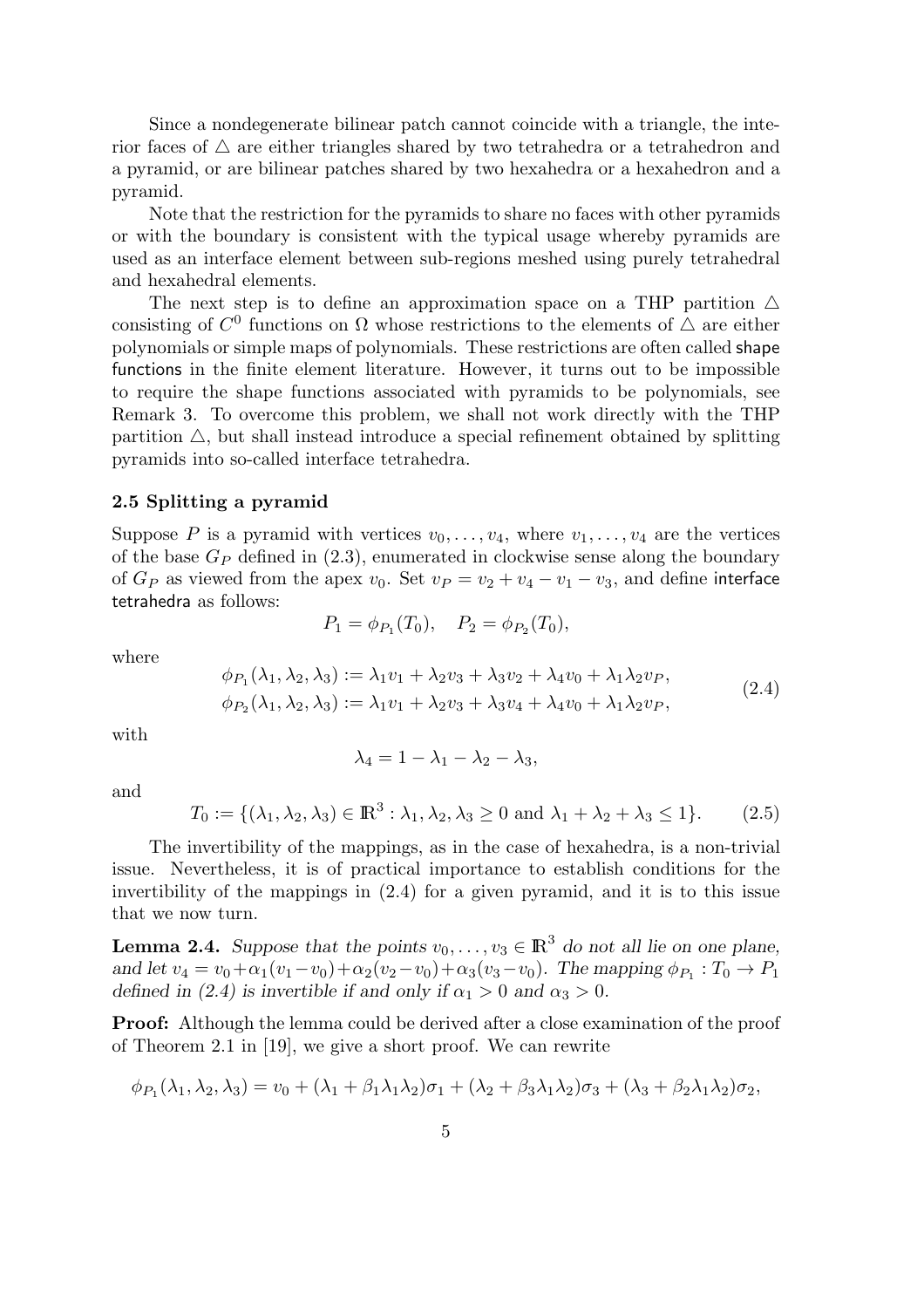Since a nondegenerate bilinear patch cannot coincide with a triangle, the interior faces of $\triangle$ are either triangles shared by two tetrahedra or a tetrahedron and a pyramid, or are bilinear patches shared by two hexahedra or a hexahedron and a pyramid.

Note that the restriction for the pyramids to share no faces with other pyramids or with the boundary is consistent with the typical usage whereby pyramids are used as an interface element between sub-regions meshed using purely tetrahedral and hexahedral elements.

The next step is to define an approximation space on a THP partition $\triangle$ consisting of $C^0$ functions on $\Omega$ whose restrictions to the elements of $\triangle$ are either polynomials or simple maps of polynomials. These restrictions are often called shape functions in the finite element literature. However, it turns out to be impossible to require the shape functions associated with pyramids to be polynomials, see Remark 3. To overcome this problem, we shall not work directly with the THP partition $\triangle$, but shall instead introduce a special refinement obtained by splitting pyramids into so-called interface tetrahedra.

### 2.5 Splitting a pyramid

Suppose $P$ is a pyramid with vertices $v_0, \ldots, v_4$, where $v_1, \ldots, v_4$ are the vertices of the base $G_P$ defined in (2.3), enumerated in clockwise sense along the boundary of $G_P$ as viewed from the apex $v_0$. Set $v_P = v_2 + v_4 - v_1 - v_3$, and define interface tetrahedra as follows:

$$P_1 = \phi_{P_1}(T_0), \quad P_2 = \phi_{P_2}(T_0),$$

where

$$\begin{aligned} \phi_{P_1}(\lambda_1, \lambda_2, \lambda_3) &:= \lambda_1 v_1 + \lambda_2 v_3 + \lambda_3 v_2 + \lambda_4 v_0 + \lambda_1 \lambda_2 v_P, \\ \phi_{P_2}(\lambda_1, \lambda_2, \lambda_3) &:= \lambda_1 v_1 + \lambda_2 v_3 + \lambda_3 v_4 + \lambda_4 v_0 + \lambda_1 \lambda_2 v_P, \end{aligned} \tag{2.4}$$

with

$$\lambda_4 = 1 - \lambda_1 - \lambda_2 - \lambda_3,$$

and

$$T_0 := \{(\lambda_1, \lambda_2, \lambda_3) \in \mathbb{R}^3 : \lambda_1, \lambda_2, \lambda_3 \geq 0 \text{ and } \lambda_1 + \lambda_2 + \lambda_3 \leq 1\}. \tag{2.5}$$

The invertibility of the mappings, as in the case of hexahedra, is a non-trivial issue. Nevertheless, it is of practical importance to establish conditions for the invertibility of the mappings in (2.4) for a given pyramid, and it is to this issue that we now turn.

**Lemma 2.4.** *Suppose that the points $v_0, \ldots, v_3 \in \mathbb{R}^3$ do not all lie on one plane, and let $v_4 = v_0 + \alpha_1(v_1 - v_0) + \alpha_2(v_2 - v_0) + \alpha_3(v_3 - v_0)$. The mapping $\phi_{P_1} : T_0 \to P_1$ defined in (2.4) is invertible if and only if $\alpha_1 > 0$ and $\alpha_3 > 0$.*

**Proof:** Although the lemma could be derived after a close examination of the proof of Theorem 2.1 in [19], we give a short proof. We can rewrite

$$\phi_{P_1}(\lambda_1, \lambda_2, \lambda_3) = v_0 + (\lambda_1 + \beta_1 \lambda_1 \lambda_2)\sigma_1 + (\lambda_2 + \beta_3 \lambda_1 \lambda_2)\sigma_3 + (\lambda_3 + \beta_2 \lambda_1 \lambda_2)\sigma_2,$$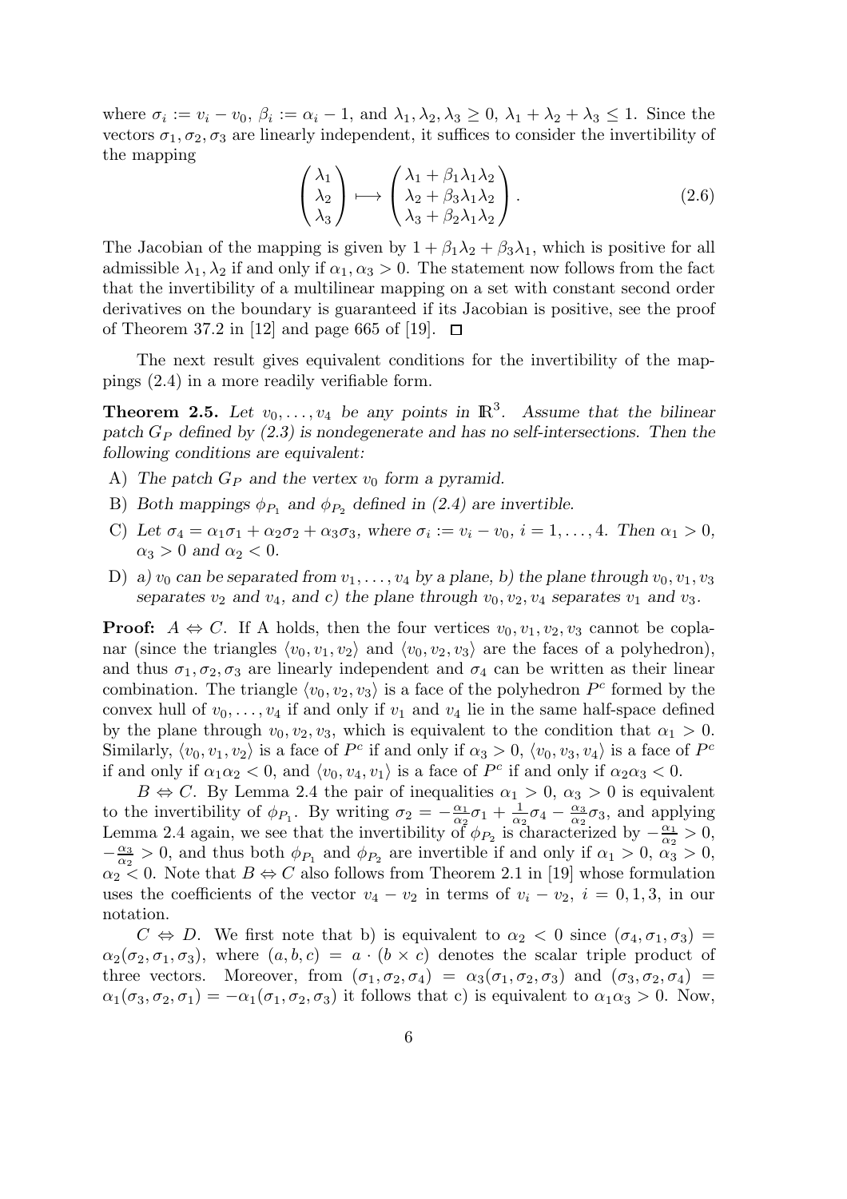where $\sigma_i := v_i - v_0$, $\beta_i := \alpha_i - 1$, and $\lambda_1, \lambda_2, \lambda_3 \geq 0$, $\lambda_1 + \lambda_2 + \lambda_3 \leq 1$. Since the vectors $\sigma_1, \sigma_2, \sigma_3$ are linearly independent, it suffices to consider the invertibility of the mapping

$$\begin{pmatrix} \lambda_1 \\ \lambda_2 \\ \lambda_3 \end{pmatrix} \longmapsto \begin{pmatrix} \lambda_1 + \beta_1 \lambda_1 \lambda_2 \\ \lambda_2 + \beta_3 \lambda_1 \lambda_2 \\ \lambda_3 + \beta_2 \lambda_1 \lambda_2 \end{pmatrix}. \tag{2.6}$$

The Jacobian of the mapping is given by $1 + \beta_1 \lambda_2 + \beta_3 \lambda_1$, which is positive for all admissible $\lambda_1, \lambda_2$ if and only if $\alpha_1, \alpha_3 > 0$. The statement now follows from the fact that the invertibility of a multilinear mapping on a set with constant second order derivatives on the boundary is guaranteed if its Jacobian is positive, see the proof of Theorem 37.2 in [12] and page 665 of [19]. $\square$

The next result gives equivalent conditions for the invertibility of the mappings (2.4) in a more readily verifiable form.

**Theorem 2.5.** *Let $v_0, \ldots, v_4$ be any points in $\mathbb{R}^3$. Assume that the bilinear patch $G_P$ defined by (2.3) is nondegenerate and has no self-intersections. Then the following conditions are equivalent:*

A) *The patch $G_P$ and the vertex $v_0$ form a pyramid.*

B) *Both mappings $\phi_{P_1}$ and $\phi_{P_2}$ defined in (2.4) are invertible.*

C) *Let $\sigma_4 = \alpha_1 \sigma_1 + \alpha_2 \sigma_2 + \alpha_3 \sigma_3$, where $\sigma_i := v_i - v_0$, $i = 1, \ldots, 4$. Then $\alpha_1 > 0$, $\alpha_3 > 0$ and $\alpha_2 < 0$.*

D) *a) $v_0$ can be separated from $v_1, \ldots, v_4$ by a plane, b) the plane through $v_0, v_1, v_3$ separates $v_2$ and $v_4$, and c) the plane through $v_0, v_2, v_4$ separates $v_1$ and $v_3$.*

**Proof:** $A \Leftrightarrow C$. If A holds, then the four vertices $v_0, v_1, v_2, v_3$ cannot be coplanar (since the triangles $\langle v_0, v_1, v_2 \rangle$ and $\langle v_0, v_2, v_3 \rangle$ are the faces of a polyhedron), and thus $\sigma_1, \sigma_2, \sigma_3$ are linearly independent and $\sigma_4$ can be written as their linear combination. The triangle $\langle v_0, v_2, v_3 \rangle$ is a face of the polyhedron $P^c$ formed by the convex hull of $v_0, \ldots, v_4$ if and only if $v_1$ and $v_4$ lie in the same half-space defined by the plane through $v_0, v_2, v_3$, which is equivalent to the condition that $\alpha_1 > 0$. Similarly, $\langle v_0, v_1, v_2 \rangle$ is a face of $P^c$ if and only if $\alpha_3 > 0$, $\langle v_0, v_3, v_4 \rangle$ is a face of $P^c$ if and only if $\alpha_1 \alpha_2 < 0$, and $\langle v_0, v_4, v_1 \rangle$ is a face of $P^c$ if and only if $\alpha_2 \alpha_3 < 0$.

$B \Leftrightarrow C$. By Lemma 2.4 the pair of inequalities $\alpha_1 > 0$, $\alpha_3 > 0$ is equivalent to the invertibility of $\phi_{P_1}$. By writing $\sigma_2 = -\frac{\alpha_1}{\alpha_2}\sigma_1 + \frac{1}{\alpha_2}\sigma_4 - \frac{\alpha_3}{\alpha_2}\sigma_3$, and applying Lemma 2.4 again, we see that the invertibility of $\phi_{P_2}$ is characterized by $-\frac{\alpha_1}{\alpha_2} > 0$, $-\frac{\alpha_3}{\alpha_2} > 0$, and thus both $\phi_{P_1}$ and $\phi_{P_2}$ are invertible if and only if $\alpha_1 > 0$, $\alpha_3 > 0$, $\alpha_2 < 0$. Note that $B \Leftrightarrow C$ also follows from Theorem 2.1 in [19] whose formulation uses the coefficients of the vector $v_4 - v_2$ in terms of $v_i - v_2$, $i = 0, 1, 3$, in our notation.

$C \Leftrightarrow D$. We first note that b) is equivalent to $\alpha_2 < 0$ since $(\sigma_4, \sigma_1, \sigma_3) = \alpha_2(\sigma_2, \sigma_1, \sigma_3)$, where $(a, b, c) = a \cdot (b \times c)$ denotes the scalar triple product of three vectors. Moreover, from $(\sigma_1, \sigma_2, \sigma_4) = \alpha_3(\sigma_1, \sigma_2, \sigma_3)$ and $(\sigma_3, \sigma_2, \sigma_4) = \alpha_1(\sigma_3, \sigma_2, \sigma_1) = -\alpha_1(\sigma_1, \sigma_2, \sigma_3)$ it follows that c) is equivalent to $\alpha_1 \alpha_3 > 0$. Now,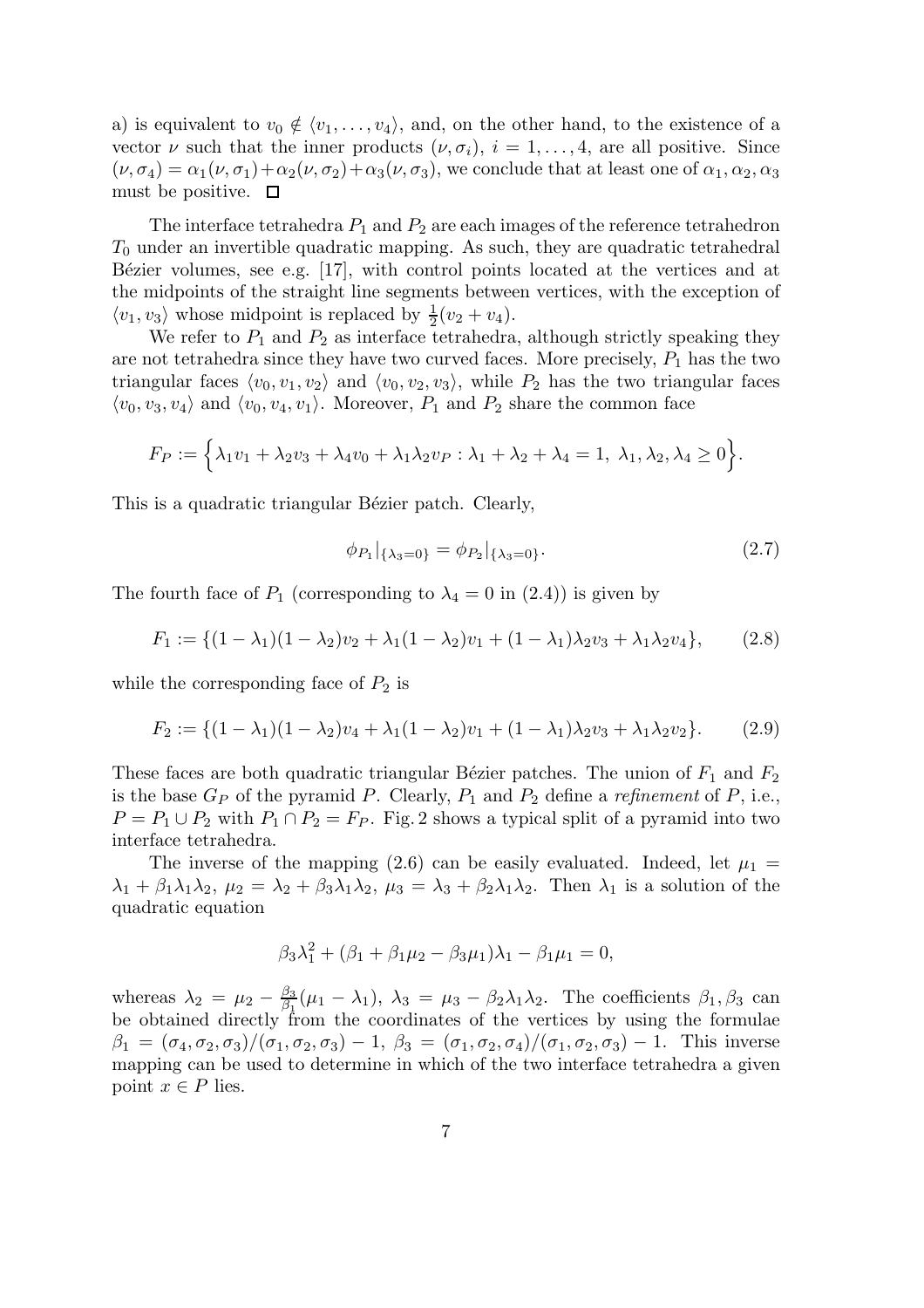a) is equivalent to $v_0 \notin \langle v_1, \ldots, v_4 \rangle$, and, on the other hand, to the existence of a vector $\nu$ such that the inner products $(\nu, \sigma_i)$, $i = 1, \ldots, 4$, are all positive. Since $(\nu, \sigma_4) = \alpha_1(\nu, \sigma_1) + \alpha_2(\nu, \sigma_2) + \alpha_3(\nu, \sigma_3)$, we conclude that at least one of $\alpha_1, \alpha_2, \alpha_3$ must be positive. $\square$

The interface tetrahedra $P_1$ and $P_2$ are each images of the reference tetrahedron $T_0$ under an invertible quadratic mapping. As such, they are quadratic tetrahedral Bézier volumes, see e.g. [17], with control points located at the vertices and at the midpoints of the straight line segments between vertices, with the exception of $\langle v_1, v_3 \rangle$ whose midpoint is replaced by $\frac{1}{2}(v_2 + v_4)$.

We refer to $P_1$ and $P_2$ as interface tetrahedra, although strictly speaking they are not tetrahedra since they have two curved faces. More precisely, $P_1$ has the two triangular faces $\langle v_0, v_1, v_2 \rangle$ and $\langle v_0, v_2, v_3 \rangle$, while $P_2$ has the two triangular faces $\langle v_0, v_3, v_4 \rangle$ and $\langle v_0, v_4, v_1 \rangle$. Moreover, $P_1$ and $P_2$ share the common face

$$F_P := \Big\{ \lambda_1 v_1 + \lambda_2 v_3 + \lambda_4 v_0 + \lambda_1 \lambda_2 v_P : \lambda_1 + \lambda_2 + \lambda_4 = 1,\ \lambda_1, \lambda_2, \lambda_4 \geq 0 \Big\}.$$

This is a quadratic triangular Bézier patch. Clearly,

$$\phi_{P_1}|_{\{\lambda_3 = 0\}} = \phi_{P_2}|_{\{\lambda_3 = 0\}}. \tag{2.7}$$

The fourth face of $P_1$ (corresponding to $\lambda_4 = 0$ in (2.4)) is given by

$$F_1 := \{(1 - \lambda_1)(1 - \lambda_2)v_2 + \lambda_1(1 - \lambda_2)v_1 + (1 - \lambda_1)\lambda_2 v_3 + \lambda_1 \lambda_2 v_4\}, \tag{2.8}$$

while the corresponding face of $P_2$ is

$$F_2 := \{(1 - \lambda_1)(1 - \lambda_2)v_4 + \lambda_1(1 - \lambda_2)v_1 + (1 - \lambda_1)\lambda_2 v_3 + \lambda_1 \lambda_2 v_2\}. \tag{2.9}$$

These faces are both quadratic triangular Bézier patches. The union of $F_1$ and $F_2$ is the base $G_P$ of the pyramid $P$. Clearly, $P_1$ and $P_2$ define a *refinement* of $P$, i.e., $P = P_1 \cup P_2$ with $P_1 \cap P_2 = F_P$. Fig. 2 shows a typical split of a pyramid into two interface tetrahedra.

The inverse of the mapping (2.6) can be easily evaluated. Indeed, let $\mu_1 = \lambda_1 + \beta_1 \lambda_1 \lambda_2$, $\mu_2 = \lambda_2 + \beta_3 \lambda_1 \lambda_2$, $\mu_3 = \lambda_3 + \beta_2 \lambda_1 \lambda_2$. Then $\lambda_1$ is a solution of the quadratic equation

$$\beta_3 \lambda_1^2 + (\beta_1 + \beta_1 \mu_2 - \beta_3 \mu_1)\lambda_1 - \beta_1 \mu_1 = 0,$$

whereas $\lambda_2 = \mu_2 - \frac{\beta_3}{\beta_1}(\mu_1 - \lambda_1)$, $\lambda_3 = \mu_3 - \beta_2 \lambda_1 \lambda_2$. The coefficients $\beta_1, \beta_3$ can be obtained directly from the coordinates of the vertices by using the formulae $\beta_1 = (\sigma_4, \sigma_2, \sigma_3)/(\sigma_1, \sigma_2, \sigma_3) - 1$, $\beta_3 = (\sigma_1, \sigma_2, \sigma_4)/(\sigma_1, \sigma_2, \sigma_3) - 1$. This inverse mapping can be used to determine in which of the two interface tetrahedra a given point $x \in P$ lies.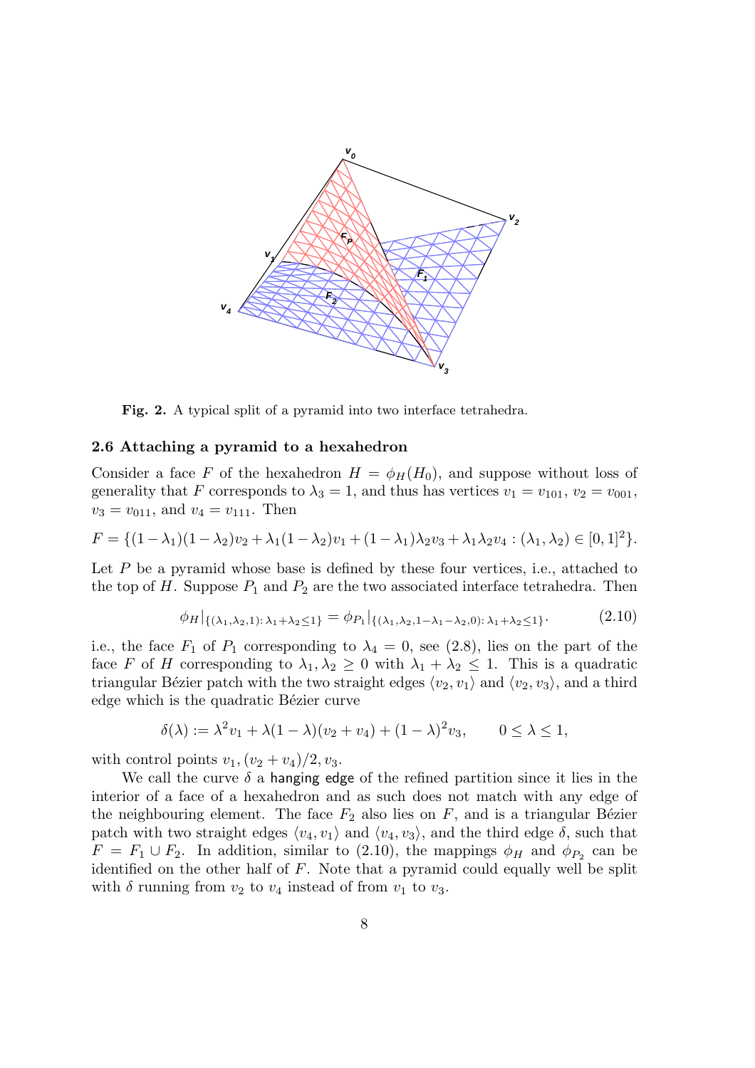Fig. 2. A typical split of a pyramid into two interface tetrahedra.

### 2.6 Attaching a pyramid to a hexahedron

Consider a face $F$ of the hexahedron $H = \phi_H(H_0)$, and suppose without loss of generality that $F$ corresponds to $\lambda_3 = 1$, and thus has vertices $v_1 = v_{101}$, $v_2 = v_{001}$, $v_3 = v_{011}$, and $v_4 = v_{111}$. Then

$$F = \{(1-\lambda_1)(1-\lambda_2)v_2 + \lambda_1(1-\lambda_2)v_1 + (1-\lambda_1)\lambda_2 v_3 + \lambda_1\lambda_2 v_4 : (\lambda_1, \lambda_2) \in [0,1]^2\}.$$

Let $P$ be a pyramid whose base is defined by these four vertices, i.e., attached to the top of $H$. Suppose $P_1$ and $P_2$ are the two associated interface tetrahedra. Then

$$\phi_H|_{\{(\lambda_1,\lambda_2,1):\,\lambda_1+\lambda_2\leq 1\}} = \phi_{P_1}|_{\{(\lambda_1,\lambda_2,1-\lambda_1-\lambda_2,0):\,\lambda_1+\lambda_2\leq 1\}}. \tag{2.10}$$

i.e., the face $F_1$ of $P_1$ corresponding to $\lambda_4 = 0$, see (2.8), lies on the part of the face $F$ of $H$ corresponding to $\lambda_1, \lambda_2 \geq 0$ with $\lambda_1 + \lambda_2 \leq 1$. This is a quadratic triangular Bézier patch with the two straight edges $\langle v_2, v_1\rangle$ and $\langle v_2, v_3\rangle$, and a third edge which is the quadratic Bézier curve

$$\delta(\lambda) := \lambda^2 v_1 + \lambda(1-\lambda)(v_2 + v_4) + (1-\lambda)^2 v_3, \qquad 0 \leq \lambda \leq 1,$$

with control points $v_1$, $(v_2 + v_4)/2$, $v_3$.

We call the curve $\delta$ a hanging edge of the refined partition since it lies in the interior of a face of a hexahedron and as such does not match with any edge of the neighbouring element. The face $F_2$ also lies on $F$, and is a triangular Bézier patch with two straight edges $\langle v_4, v_1\rangle$ and $\langle v_4, v_3\rangle$, and the third edge $\delta$, such that $F = F_1 \cup F_2$. In addition, similar to (2.10), the mappings $\phi_H$ and $\phi_{P_2}$ can be identified on the other half of $F$. Note that a pyramid could equally well be split with $\delta$ running from $v_2$ to $v_4$ instead of from $v_1$ to $v_3$.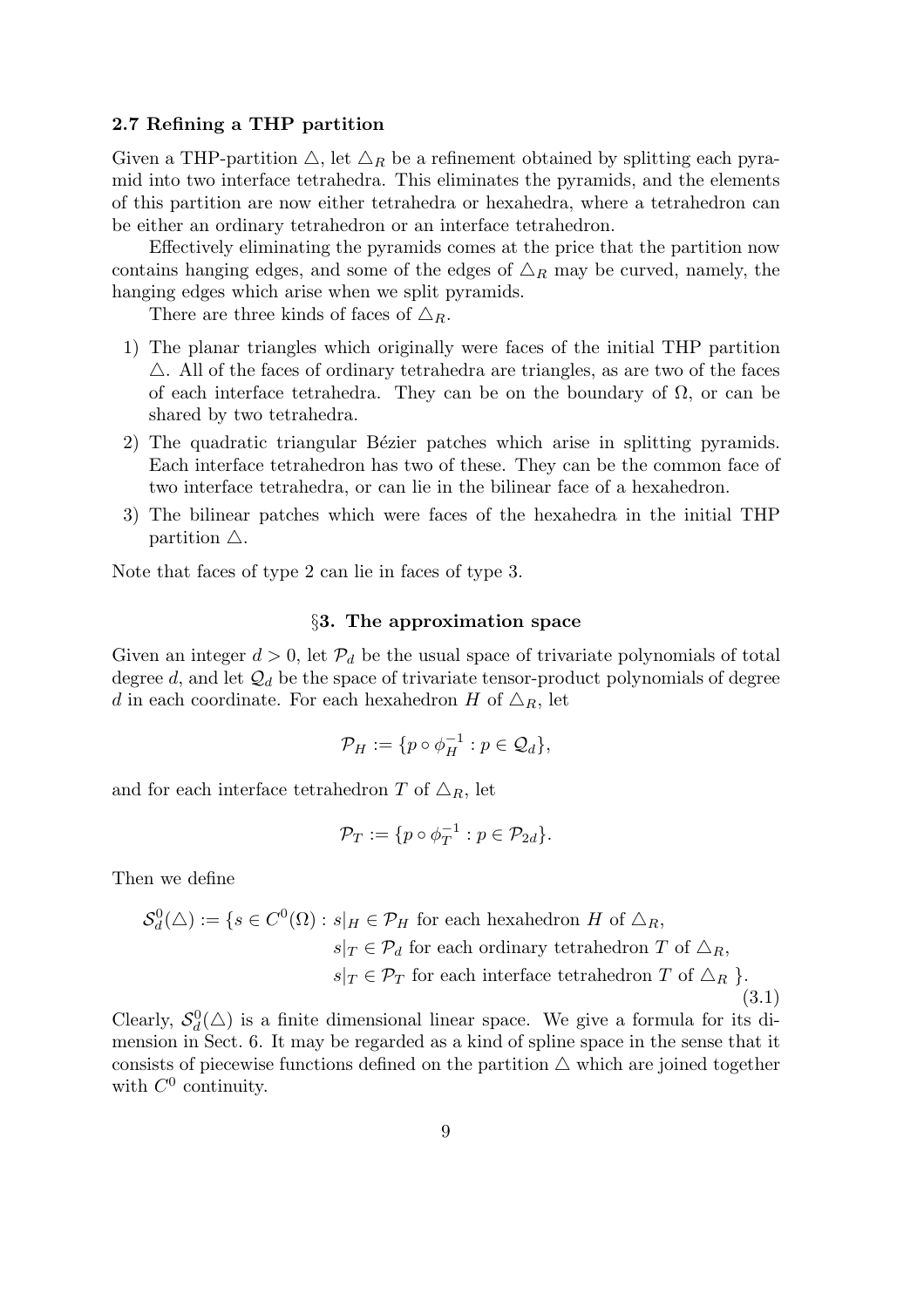### 2.7 Refining a THP partition

Given a THP-partition $\triangle$, let $\triangle_R$ be a refinement obtained by splitting each pyramid into two interface tetrahedra. This eliminates the pyramids, and the elements of this partition are now either tetrahedra or hexahedra, where a tetrahedron can be either an ordinary tetrahedron or an interface tetrahedron.

Effectively eliminating the pyramids comes at the price that the partition now contains hanging edges, and some of the edges of $\triangle_R$ may be curved, namely, the hanging edges which arise when we split pyramids.

There are three kinds of faces of $\triangle_R$.

1) The planar triangles which originally were faces of the initial THP partition $\triangle$. All of the faces of ordinary tetrahedra are triangles, as are two of the faces of each interface tetrahedra. They can be on the boundary of $\Omega$, or can be shared by two tetrahedra.
2) The quadratic triangular Bézier patches which arise in splitting pyramids. Each interface tetrahedron has two of these. They can be the common face of two interface tetrahedra, or can lie in the bilinear face of a hexahedron.
3) The bilinear patches which were faces of the hexahedra in the initial THP partition $\triangle$.

Note that faces of type 2 can lie in faces of type 3.

## §3. The approximation space

Given an integer $d > 0$, let $\mathcal{P}_d$ be the usual space of trivariate polynomials of total degree $d$, and let $\mathcal{Q}_d$ be the space of trivariate tensor-product polynomials of degree $d$ in each coordinate. For each hexahedron $H$ of $\triangle_R$, let

$$\mathcal{P}_H := \{p \circ \phi_H^{-1} : p \in \mathcal{Q}_d\},$$

and for each interface tetrahedron $T$ of $\triangle_R$, let

$$\mathcal{P}_T := \{p \circ \phi_T^{-1} : p \in \mathcal{P}_{2d}\}.$$

Then we define

$$\begin{aligned}
\mathcal{S}_d^0(\triangle) := \{s \in C^0(\Omega) : \; & s|_H \in \mathcal{P}_H \text{ for each hexahedron } H \text{ of } \triangle_R, \\
& s|_T \in \mathcal{P}_d \text{ for each ordinary tetrahedron } T \text{ of } \triangle_R, \\
& s|_T \in \mathcal{P}_T \text{ for each interface tetrahedron } T \text{ of } \triangle_R \; \}.
\end{aligned} \tag{3.1}$$

Clearly, $\mathcal{S}_d^0(\triangle)$ is a finite dimensional linear space. We give a formula for its dimension in Sect. 6. It may be regarded as a kind of spline space in the sense that it consists of piecewise functions defined on the partition $\triangle$ which are joined together with $C^0$ continuity.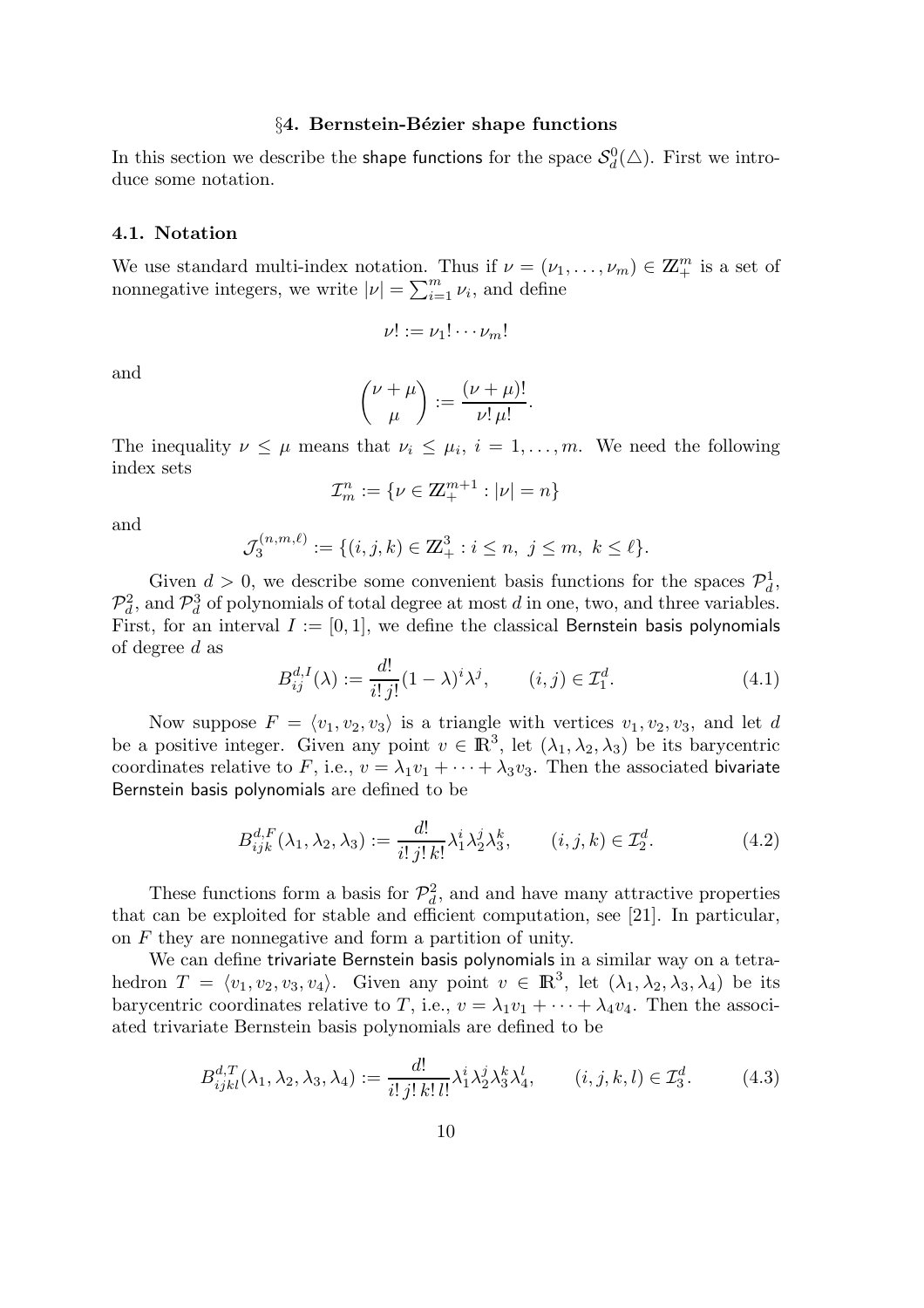## §4. Bernstein-Bézier shape functions

In this section we describe the shape functions for the space $\mathcal{S}_d^0(\triangle)$. First we introduce some notation.

### 4.1. Notation

We use standard multi-index notation. Thus if $\nu = (\nu_1, \ldots, \nu_m) \in \mathbb{Z}_+^m$ is a set of nonnegative integers, we write $|\nu| = \sum_{i=1}^m \nu_i$, and define

$$\nu! := \nu_1! \cdots \nu_m!$$

and

$$\binom{\nu+\mu}{\mu} := \frac{(\nu+\mu)!}{\nu!\,\mu!}.$$

The inequality $\nu \le \mu$ means that $\nu_i \le \mu_i$, $i = 1, \ldots, m$. We need the following index sets

$$\mathcal{I}_m^n := \{\nu \in \mathbb{Z}_+^{m+1} : |\nu| = n\}$$

and

$$\mathcal{J}_3^{(n,m,\ell)} := \{(i,j,k) \in \mathbb{Z}_+^3 : i \le n,\ j \le m,\ k \le \ell\}.$$

Given $d > 0$, we describe some convenient basis functions for the spaces $\mathcal{P}_d^1$, $\mathcal{P}_d^2$, and $\mathcal{P}_d^3$ of polynomials of total degree at most $d$ in one, two, and three variables. First, for an interval $I := [0, 1]$, we define the classical Bernstein basis polynomials of degree $d$ as

$$B_{ij}^{d,I}(\lambda) := \frac{d!}{i!\,j!}(1-\lambda)^i \lambda^j, \qquad (i,j) \in \mathcal{I}_1^d. \tag{4.1}$$

Now suppose $F = \langle v_1, v_2, v_3 \rangle$ is a triangle with vertices $v_1, v_2, v_3$, and let $d$ be a positive integer. Given any point $v \in \mathbb{R}^3$, let $(\lambda_1, \lambda_2, \lambda_3)$ be its barycentric coordinates relative to $F$, i.e., $v = \lambda_1 v_1 + \cdots + \lambda_3 v_3$. Then the associated bivariate Bernstein basis polynomials are defined to be

$$B_{ijk}^{d,F}(\lambda_1, \lambda_2, \lambda_3) := \frac{d!}{i!\,j!\,k!}\lambda_1^i \lambda_2^j \lambda_3^k, \qquad (i,j,k) \in \mathcal{I}_2^d. \tag{4.2}$$

These functions form a basis for $\mathcal{P}_d^2$, and and have many attractive properties that can be exploited for stable and efficient computation, see [21]. In particular, on $F$ they are nonnegative and form a partition of unity.

We can define trivariate Bernstein basis polynomials in a similar way on a tetrahedron $T = \langle v_1, v_2, v_3, v_4 \rangle$. Given any point $v \in \mathbb{R}^3$, let $(\lambda_1, \lambda_2, \lambda_3, \lambda_4)$ be its barycentric coordinates relative to $T$, i.e., $v = \lambda_1 v_1 + \cdots + \lambda_4 v_4$. Then the associated trivariate Bernstein basis polynomials are defined to be

$$B_{ijkl}^{d,T}(\lambda_1, \lambda_2, \lambda_3, \lambda_4) := \frac{d!}{i!\,j!\,k!\,l!}\lambda_1^i \lambda_2^j \lambda_3^k \lambda_4^l, \qquad (i,j,k,l) \in \mathcal{I}_3^d. \tag{4.3}$$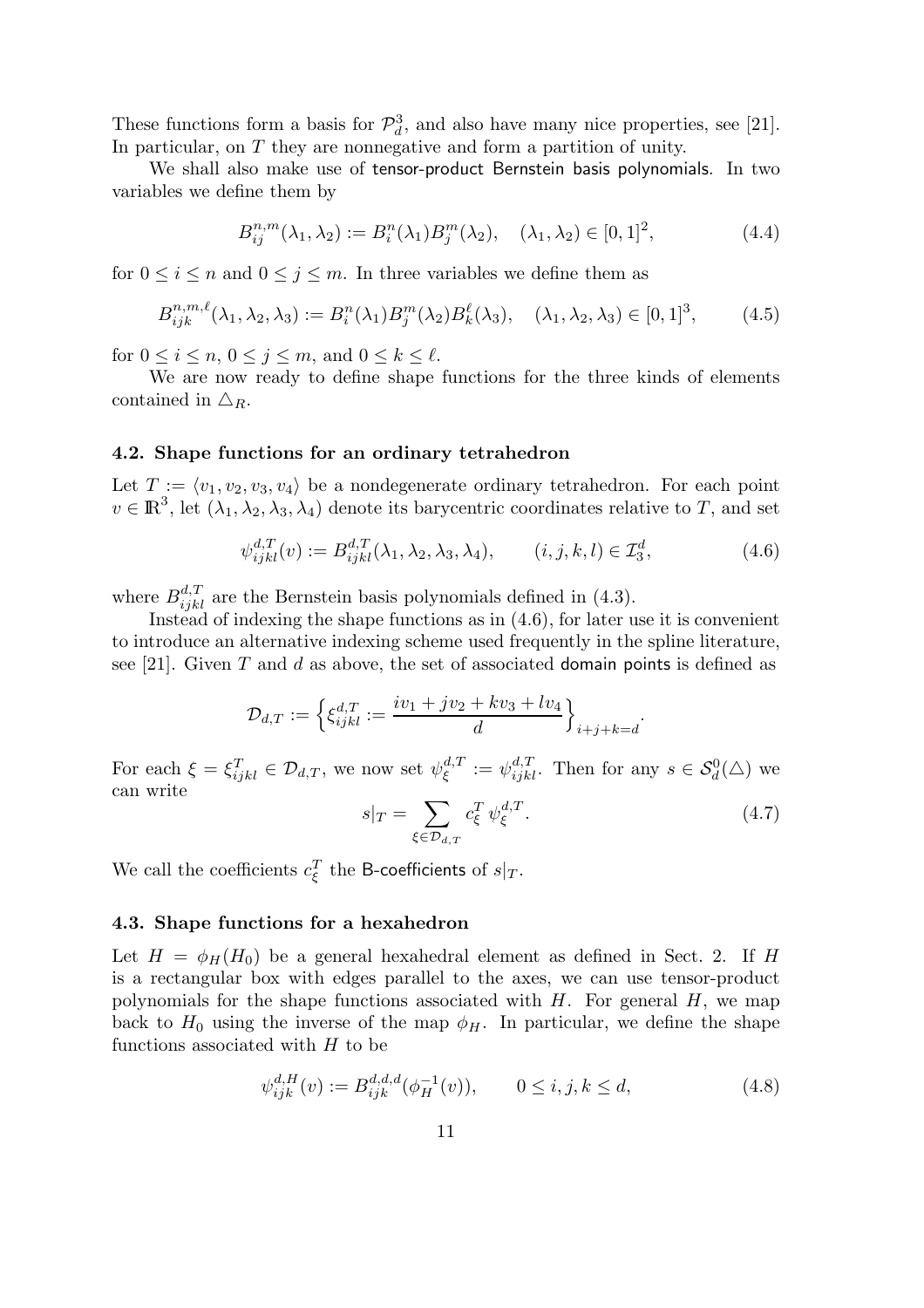These functions form a basis for $\mathcal{P}_d^3$, and also have many nice properties, see [21]. In particular, on $T$ they are nonnegative and form a partition of unity.

We shall also make use of tensor-product Bernstein basis polynomials. In two variables we define them by

$$B_{ij}^{n,m}(\lambda_1, \lambda_2) := B_i^n(\lambda_1) B_j^m(\lambda_2), \quad (\lambda_1, \lambda_2) \in [0,1]^2, \tag{4.4}$$

for $0 \le i \le n$ and $0 \le j \le m$. In three variables we define them as

$$B_{ijk}^{n,m,\ell}(\lambda_1, \lambda_2, \lambda_3) := B_i^n(\lambda_1) B_j^m(\lambda_2) B_k^\ell(\lambda_3), \quad (\lambda_1, \lambda_2, \lambda_3) \in [0,1]^3, \tag{4.5}$$

for $0 \le i \le n$, $0 \le j \le m$, and $0 \le k \le \ell$.

We are now ready to define shape functions for the three kinds of elements contained in $\triangle_R$.

### 4.2. Shape functions for an ordinary tetrahedron

Let $T := \langle v_1, v_2, v_3, v_4 \rangle$ be a nondegenerate ordinary tetrahedron. For each point $v \in \mathbb{R}^3$, let $(\lambda_1, \lambda_2, \lambda_3, \lambda_4)$ denote its barycentric coordinates relative to $T$, and set

$$\psi_{ijkl}^{d,T}(v) := B_{ijkl}^{d,T}(\lambda_1, \lambda_2, \lambda_3, \lambda_4), \qquad (i,j,k,l) \in \mathcal{I}_3^d, \tag{4.6}$$

where $B_{ijkl}^{d,T}$ are the Bernstein basis polynomials defined in (4.3).

Instead of indexing the shape functions as in (4.6), for later use it is convenient to introduce an alternative indexing scheme used frequently in the spline literature, see [21]. Given $T$ and $d$ as above, the set of associated domain points is defined as

$$\mathcal{D}_{d,T} := \Big\{ \xi_{ijkl}^{d,T} := \frac{iv_1 + jv_2 + kv_3 + lv_4}{d} \Big\}_{i+j+k=d}.$$

For each $\xi = \xi_{ijkl}^T \in \mathcal{D}_{d,T}$, we now set $\psi_\xi^{d,T} := \psi_{ijkl}^{d,T}$. Then for any $s \in \mathcal{S}_d^0(\triangle)$ we can write

$$s|_T = \sum_{\xi \in \mathcal{D}_{d,T}} c_\xi^T \, \psi_\xi^{d,T}. \tag{4.7}$$

We call the coefficients $c_\xi^T$ the B-coefficients of $s|_T$.

### 4.3. Shape functions for a hexahedron

Let $H = \phi_H(H_0)$ be a general hexahedral element as defined in Sect. 2. If $H$ is a rectangular box with edges parallel to the axes, we can use tensor-product polynomials for the shape functions associated with $H$. For general $H$, we map back to $H_0$ using the inverse of the map $\phi_H$. In particular, we define the shape functions associated with $H$ to be

$$\psi_{ijk}^{d,H}(v) := B_{ijk}^{d,d,d}(\phi_H^{-1}(v)), \qquad 0 \le i,j,k \le d, \tag{4.8}$$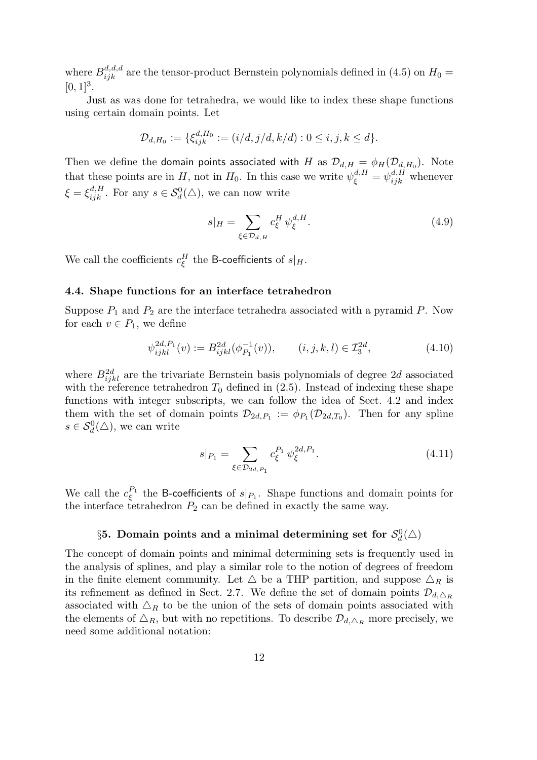where $B^{d,d,d}_{ijk}$ are the tensor-product Bernstein polynomials defined in (4.5) on $H_0 = [0,1]^3$.

Just as was done for tetrahedra, we would like to index these shape functions using certain domain points. Let

$$\mathcal{D}_{d,H_0} := \{\xi^{d,H_0}_{ijk} := (i/d, j/d, k/d) : 0 \le i,j,k \le d\}.$$

Then we define the domain points associated with $H$ as $\mathcal{D}_{d,H} = \phi_H(\mathcal{D}_{d,H_0})$. Note that these points are in $H$, not in $H_0$. In this case we write $\psi^{d,H}_\xi = \psi^{d,H}_{ijk}$ whenever $\xi = \xi^{d,H}_{ijk}$. For any $s \in \mathcal{S}^0_d(\triangle)$, we can now write

$$s|_H = \sum_{\xi \in \mathcal{D}_{d,H}} c^H_\xi \, \psi^{d,H}_\xi. \tag{4.9}$$

We call the coefficients $c^H_\xi$ the B-coefficients of $s|_H$.

### 4.4. Shape functions for an interface tetrahedron

Suppose $P_1$ and $P_2$ are the interface tetrahedra associated with a pyramid $P$. Now for each $v \in P_1$, we define

$$\psi^{2d,P_1}_{ijkl}(v) := B^{2d}_{ijkl}(\phi^{-1}_{P_1}(v)), \qquad (i,j,k,l) \in \mathcal{I}^{2d}_3, \tag{4.10}$$

where $B^{2d}_{ijkl}$ are the trivariate Bernstein basis polynomials of degree $2d$ associated with the reference tetrahedron $T_0$ defined in (2.5). Instead of indexing these shape functions with integer subscripts, we can follow the idea of Sect. 4.2 and index them with the set of domain points $\mathcal{D}_{2d,P_1} := \phi_{P_1}(\mathcal{D}_{2d,T_0})$. Then for any spline $s \in \mathcal{S}^0_d(\triangle)$, we can write

$$s|_{P_1} = \sum_{\xi \in \mathcal{D}_{2d,P_1}} c^{P_1}_\xi \, \psi^{2d,P_1}_\xi. \tag{4.11}$$

We call the $c^{P_1}_\xi$ the B-coefficients of $s|_{P_1}$. Shape functions and domain points for the interface tetrahedron $P_2$ can be defined in exactly the same way.

## §5. Domain points and a minimal determining set for $\mathcal{S}^0_d(\triangle)$

The concept of domain points and minimal determining sets is frequently used in the analysis of splines, and play a similar role to the notion of degrees of freedom in the finite element community. Let $\triangle$ be a THP partition, and suppose $\triangle_R$ is its refinement as defined in Sect. 2.7. We define the set of domain points $\mathcal{D}_{d,\triangle_R}$ associated with $\triangle_R$ to be the union of the sets of domain points associated with the elements of $\triangle_R$, but with no repetitions. To describe $\mathcal{D}_{d,\triangle_R}$ more precisely, we need some additional notation: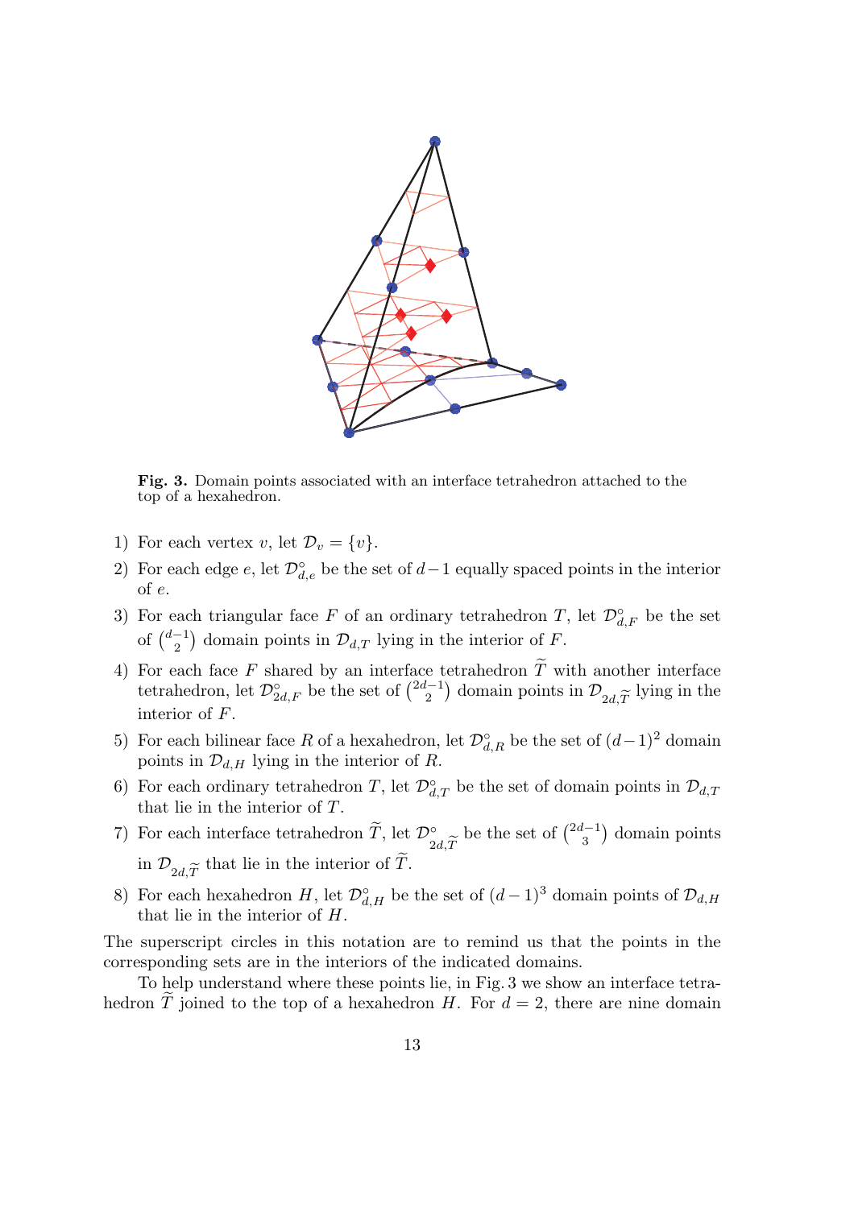**Fig. 3.** Domain points associated with an interface tetrahedron attached to the top of a hexahedron.

1) For each vertex $v$, let $\mathcal{D}_v = \{v\}$.
2) For each edge $e$, let $\mathcal{D}^\circ_{d,e}$ be the set of $d-1$ equally spaced points in the interior of $e$.
3) For each triangular face $F$ of an ordinary tetrahedron $T$, let $\mathcal{D}^\circ_{d,F}$ be the set of $\binom{d-1}{2}$ domain points in $\mathcal{D}_{d,T}$ lying in the interior of $F$.
4) For each face $F$ shared by an interface tetrahedron $\widetilde{T}$ with another interface tetrahedron, let $\mathcal{D}^\circ_{2d,F}$ be the set of $\binom{2d-1}{2}$ domain points in $\mathcal{D}_{2d,\widetilde{T}}$ lying in the interior of $F$.
5) For each bilinear face $R$ of a hexahedron, let $\mathcal{D}^\circ_{d,R}$ be the set of $(d-1)^2$ domain points in $\mathcal{D}_{d,H}$ lying in the interior of $R$.
6) For each ordinary tetrahedron $T$, let $\mathcal{D}^\circ_{d,T}$ be the set of domain points in $\mathcal{D}_{d,T}$ that lie in the interior of $T$.
7) For each interface tetrahedron $\widetilde{T}$, let $\mathcal{D}^\circ_{2d,\widetilde{T}}$ be the set of $\binom{2d-1}{3}$ domain points in $\mathcal{D}_{2d,\widetilde{T}}$ that lie in the interior of $\widetilde{T}$.
8) For each hexahedron $H$, let $\mathcal{D}^\circ_{d,H}$ be the set of $(d-1)^3$ domain points of $\mathcal{D}_{d,H}$ that lie in the interior of $H$.

The superscript circles in this notation are to remind us that the points in the corresponding sets are in the interiors of the indicated domains.

To help understand where these points lie, in Fig. 3 we show an interface tetrahedron $\widetilde{T}$ joined to the top of a hexahedron $H$. For $d = 2$, there are nine domain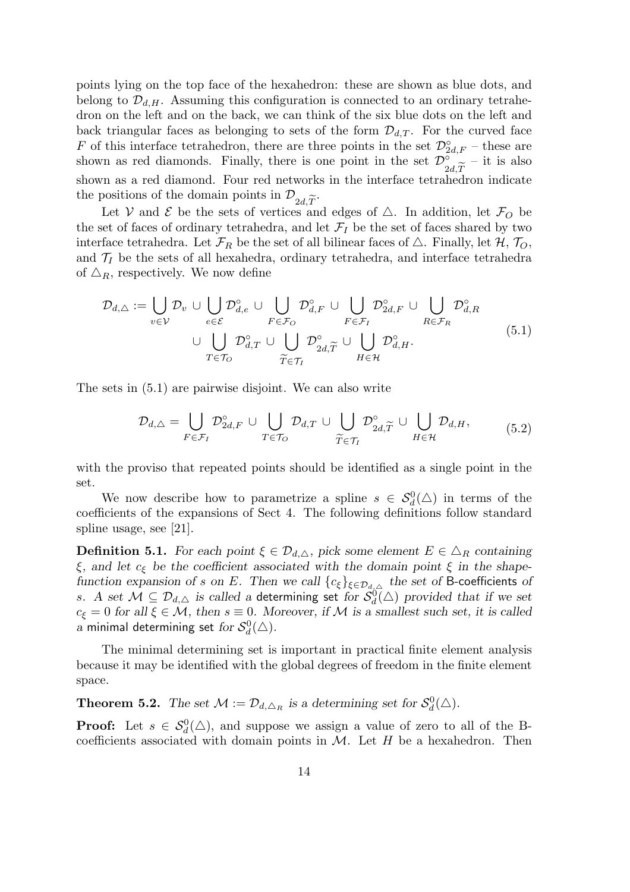points lying on the top face of the hexahedron: these are shown as blue dots, and belong to $\mathcal{D}_{d,H}$. Assuming this configuration is connected to an ordinary tetrahedron on the left and on the back, we can think of the six blue dots on the left and back triangular faces as belonging to sets of the form $\mathcal{D}_{d,T}$. For the curved face $F$ of this interface tetrahedron, there are three points in the set $\mathcal{D}^{\circ}_{2d,F}$ – these are shown as red diamonds. Finally, there is one point in the set $\mathcal{D}^{\circ}_{2d,\widetilde{T}}$ – it is also shown as a red diamond. Four red networks in the interface tetrahedron indicate the positions of the domain points in $\mathcal{D}_{2d,\widetilde{T}}$.

Let $\mathcal{V}$ and $\mathcal{E}$ be the sets of vertices and edges of $\triangle$. In addition, let $\mathcal{F}_O$ be the set of faces of ordinary tetrahedra, and let $\mathcal{F}_I$ be the set of faces shared by two interface tetrahedra. Let $\mathcal{F}_R$ be the set of all bilinear faces of $\triangle$. Finally, let $\mathcal{H}$, $\mathcal{T}_O$, and $\mathcal{T}_I$ be the sets of all hexahedra, ordinary tetrahedra, and interface tetrahedra of $\triangle_R$, respectively. We now define

$$
\begin{aligned}
\mathcal{D}_{d,\triangle} := \bigcup_{v\in\mathcal{V}} \mathcal{D}_v \cup \bigcup_{e\in\mathcal{E}} \mathcal{D}^{\circ}_{d,e} \cup \bigcup_{F\in\mathcal{F}_O} \mathcal{D}^{\circ}_{d,F} \cup \bigcup_{F\in\mathcal{F}_I} \mathcal{D}^{\circ}_{2d,F} \cup \bigcup_{R\in\mathcal{F}_R} \mathcal{D}^{\circ}_{d,R} \\
\cup \bigcup_{T\in\mathcal{T}_O} \mathcal{D}^{\circ}_{d,T} \cup \bigcup_{\widetilde{T}\in\mathcal{T}_I} \mathcal{D}^{\circ}_{2d,\widetilde{T}} \cup \bigcup_{H\in\mathcal{H}} \mathcal{D}^{\circ}_{d,H}.
\end{aligned}
\tag{5.1}
$$

The sets in (5.1) are pairwise disjoint. We can also write

$$
\mathcal{D}_{d,\triangle} = \bigcup_{F\in\mathcal{F}_I} \mathcal{D}^{\circ}_{2d,F} \cup \bigcup_{T\in\mathcal{T}_O} \mathcal{D}_{d,T} \cup \bigcup_{\widetilde{T}\in\mathcal{T}_I} \mathcal{D}^{\circ}_{2d,\widetilde{T}} \cup \bigcup_{H\in\mathcal{H}} \mathcal{D}_{d,H},
\tag{5.2}
$$

with the proviso that repeated points should be identified as a single point in the set.

We now describe how to parametrize a spline $s \in \mathcal{S}^0_d(\triangle)$ in terms of the coefficients of the expansions of Sect 4. The following definitions follow standard spline usage, see [21].

**Definition 5.1.** *For each point $\xi \in \mathcal{D}_{d,\triangle}$, pick some element $E \in \triangle_R$ containing $\xi$, and let $c_\xi$ be the coefficient associated with the domain point $\xi$ in the shape-function expansion of $s$ on $E$. Then we call $\{c_\xi\}_{\xi\in\mathcal{D}_{d,\triangle}}$ the set of* B-coefficients *of $s$. A set $\mathcal{M} \subseteq \mathcal{D}_{d,\triangle}$ is called a* determining *set for $\mathcal{S}^0_d(\triangle)$ provided that if we set $c_\xi = 0$ for all $\xi \in \mathcal{M}$, then $s \equiv 0$. Moreover, if $\mathcal{M}$ is a smallest such set, it is called a* minimal determining set *for $\mathcal{S}^0_d(\triangle)$.*

The minimal determining set is important in practical finite element analysis because it may be identified with the global degrees of freedom in the finite element space.

**Theorem 5.2.** *The set $\mathcal{M} := \mathcal{D}_{d,\triangle_R}$ is a determining set for $\mathcal{S}^0_d(\triangle)$.*

**Proof:** Let $s \in \mathcal{S}^0_d(\triangle)$, and suppose we assign a value of zero to all of the B-coefficients associated with domain points in $\mathcal{M}$. Let $H$ be a hexahedron. Then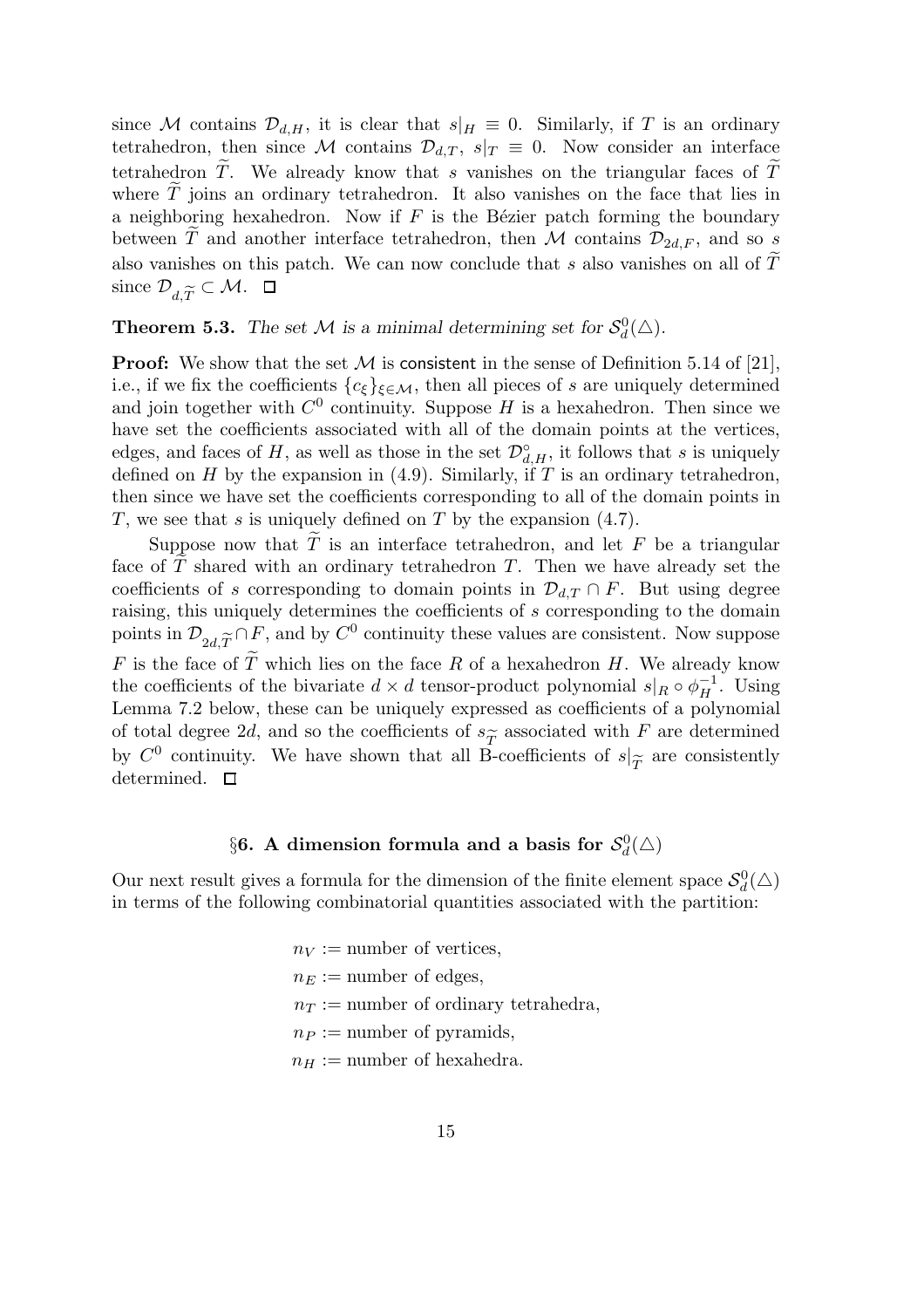since $\mathcal{M}$ contains $\mathcal{D}_{d,H}$, it is clear that $s|_H \equiv 0$. Similarly, if $T$ is an ordinary tetrahedron, then since $\mathcal{M}$ contains $\mathcal{D}_{d,T}$, $s|_T \equiv 0$. Now consider an interface tetrahedron $\widetilde{T}$. We already know that $s$ vanishes on the triangular faces of $\widetilde{T}$ where $\widetilde{T}$ joins an ordinary tetrahedron. It also vanishes on the face that lies in a neighboring hexahedron. Now if $F$ is the Bézier patch forming the boundary between $\widetilde{T}$ and another interface tetrahedron, then $\mathcal{M}$ contains $\mathcal{D}_{2d,F}$, and so $s$ also vanishes on this patch. We can now conclude that $s$ also vanishes on all of $\widetilde{T}$ since $\mathcal{D}_{d,\widetilde{T}} \subset \mathcal{M}$. $\square$

**Theorem 5.3.** *The set $\mathcal{M}$ is a minimal determining set for $\mathcal{S}_d^0(\triangle)$.*

**Proof:** We show that the set $\mathcal{M}$ is consistent in the sense of Definition 5.14 of [21], i.e., if we fix the coefficients $\{c_\xi\}_{\xi\in\mathcal{M}}$, then all pieces of $s$ are uniquely determined and join together with $C^0$ continuity. Suppose $H$ is a hexahedron. Then since we have set the coefficients associated with all of the domain points at the vertices, edges, and faces of $H$, as well as those in the set $\mathcal{D}^\circ_{d,H}$, it follows that $s$ is uniquely defined on $H$ by the expansion in (4.9). Similarly, if $T$ is an ordinary tetrahedron, then since we have set the coefficients corresponding to all of the domain points in $T$, we see that $s$ is uniquely defined on $T$ by the expansion (4.7).

Suppose now that $\widetilde{T}$ is an interface tetrahedron, and let $F$ be a triangular face of $\widetilde{T}$ shared with an ordinary tetrahedron $T$. Then we have already set the coefficients of $s$ corresponding to domain points in $\mathcal{D}_{d,T} \cap F$. But using degree raising, this uniquely determines the coefficients of $s$ corresponding to the domain points in $\mathcal{D}_{2d,\widetilde{T}} \cap F$, and by $C^0$ continuity these values are consistent. Now suppose $F$ is the face of $\widetilde{T}$ which lies on the face $R$ of a hexahedron $H$. We already know the coefficients of the bivariate $d \times d$ tensor-product polynomial $s|_R \circ \phi_H^{-1}$. Using Lemma 7.2 below, these can be uniquely expressed as coefficients of a polynomial of total degree $2d$, and so the coefficients of $s_{\widetilde{T}}$ associated with $F$ are determined by $C^0$ continuity. We have shown that all B-coefficients of $s|_{\widetilde{T}}$ are consistently determined. $\square$

## §6. A dimension formula and a basis for $\mathcal{S}_d^0(\triangle)$

Our next result gives a formula for the dimension of the finite element space $\mathcal{S}_d^0(\triangle)$ in terms of the following combinatorial quantities associated with the partition:

$n_V :=$ number of vertices,
$n_E :=$ number of edges,
$n_T :=$ number of ordinary tetrahedra,
$n_P :=$ number of pyramids,
$n_H :=$ number of hexahedra.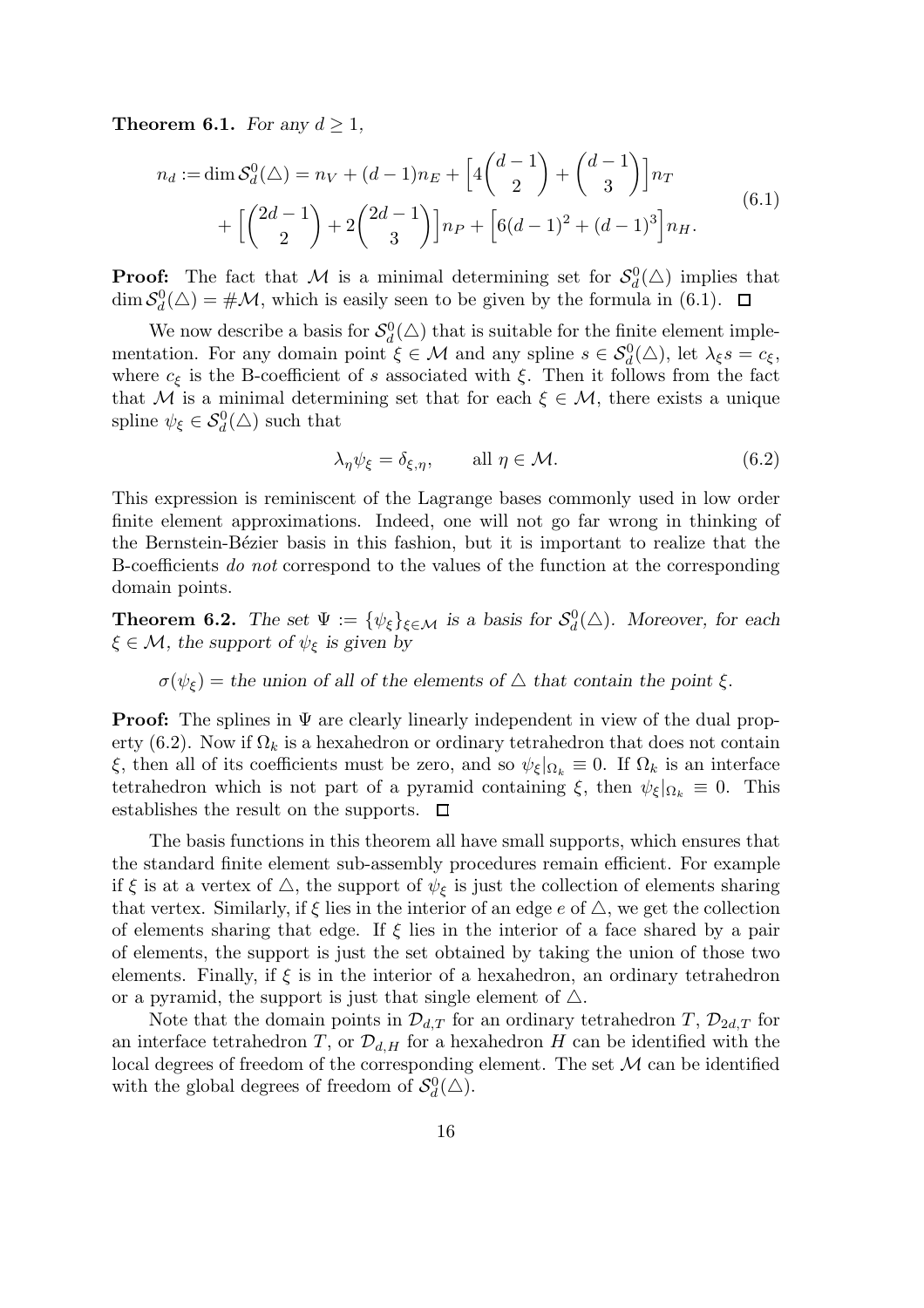**Theorem 6.1.** *For any $d \geq 1$,*

$$
\begin{aligned}
n_d := \dim \mathcal{S}_d^0(\triangle) = n_V + (d-1)n_E + \Big[4\binom{d-1}{2} + \binom{d-1}{3}\Big] n_T \\
+ \Big[\binom{2d-1}{2} + 2\binom{2d-1}{3}\Big] n_P + \Big[6(d-1)^2 + (d-1)^3\Big] n_H.
\end{aligned}
\tag{6.1}
$$

**Proof:** The fact that $\mathcal{M}$ is a minimal determining set for $\mathcal{S}_d^0(\triangle)$ implies that $\dim \mathcal{S}_d^0(\triangle) = \#\mathcal{M}$, which is easily seen to be given by the formula in (6.1). $\square$

We now describe a basis for $\mathcal{S}_d^0(\triangle)$ that is suitable for the finite element implementation. For any domain point $\xi \in \mathcal{M}$ and any spline $s \in \mathcal{S}_d^0(\triangle)$, let $\lambda_\xi s = c_\xi$, where $c_\xi$ is the B-coefficient of $s$ associated with $\xi$. Then it follows from the fact that $\mathcal{M}$ is a minimal determining set that for each $\xi \in \mathcal{M}$, there exists a unique spline $\psi_\xi \in \mathcal{S}_d^0(\triangle)$ such that

$$
\lambda_\eta \psi_\xi = \delta_{\xi,\eta}, \qquad \text{all } \eta \in \mathcal{M}. \tag{6.2}
$$

This expression is reminiscent of the Lagrange bases commonly used in low order finite element approximations. Indeed, one will not go far wrong in thinking of the Bernstein-Bézier basis in this fashion, but it is important to realize that the B-coefficients *do not* correspond to the values of the function at the corresponding domain points.

**Theorem 6.2.** *The set $\Psi := \{\psi_\xi\}_{\xi \in \mathcal{M}}$ is a basis for $\mathcal{S}_d^0(\triangle)$. Moreover, for each $\xi \in \mathcal{M}$, the support of $\psi_\xi$ is given by*

$\sigma(\psi_\xi) =$ *the union of all of the elements of $\triangle$ that contain the point $\xi$.*

**Proof:** The splines in $\Psi$ are clearly linearly independent in view of the dual property (6.2). Now if $\Omega_k$ is a hexahedron or ordinary tetrahedron that does not contain $\xi$, then all of its coefficients must be zero, and so $\psi_\xi|_{\Omega_k} \equiv 0$. If $\Omega_k$ is an interface tetrahedron which is not part of a pyramid containing $\xi$, then $\psi_\xi|_{\Omega_k} \equiv 0$. This establishes the result on the supports. $\square$

The basis functions in this theorem all have small supports, which ensures that the standard finite element sub-assembly procedures remain efficient. For example if $\xi$ is at a vertex of $\triangle$, the support of $\psi_\xi$ is just the collection of elements sharing that vertex. Similarly, if $\xi$ lies in the interior of an edge $e$ of $\triangle$, we get the collection of elements sharing that edge. If $\xi$ lies in the interior of a face shared by a pair of elements, the support is just the set obtained by taking the union of those two elements. Finally, if $\xi$ is in the interior of a hexahedron, an ordinary tetrahedron or a pyramid, the support is just that single element of $\triangle$.

Note that the domain points in $\mathcal{D}_{d,T}$ for an ordinary tetrahedron $T$, $\mathcal{D}_{2d,T}$ for an interface tetrahedron $T$, or $\mathcal{D}_{d,H}$ for a hexahedron $H$ can be identified with the local degrees of freedom of the corresponding element. The set $\mathcal{M}$ can be identified with the global degrees of freedom of $\mathcal{S}_d^0(\triangle)$.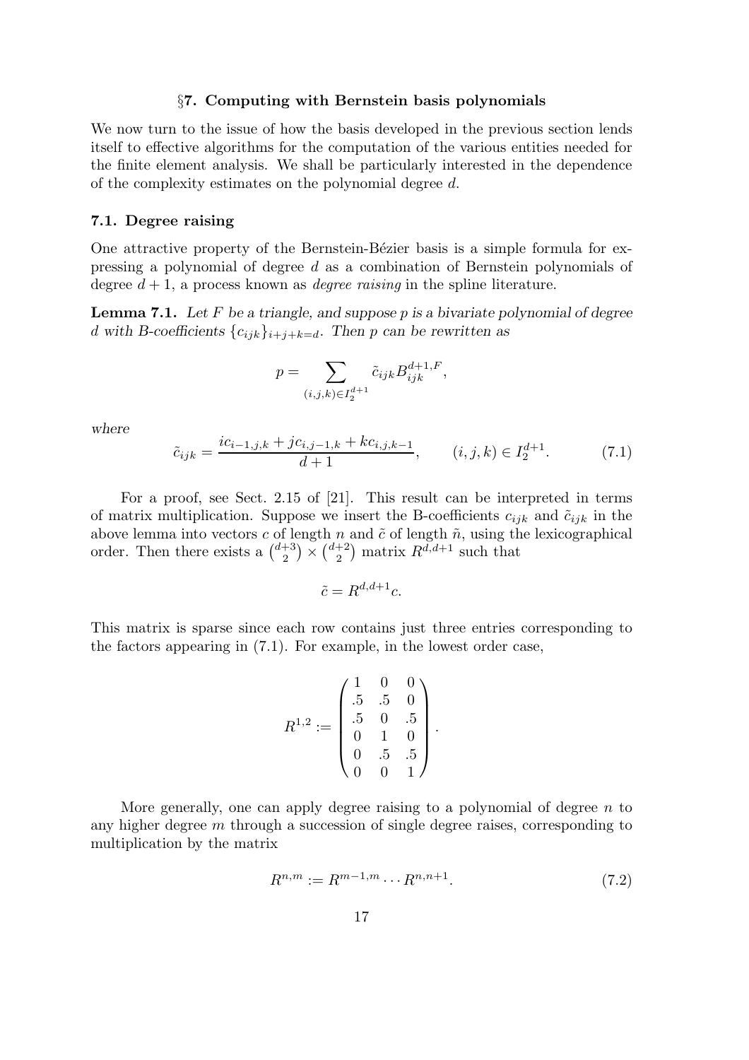## §7. Computing with Bernstein basis polynomials

We now turn to the issue of how the basis developed in the previous section lends itself to effective algorithms for the computation of the various entities needed for the finite element analysis. We shall be particularly interested in the dependence of the complexity estimates on the polynomial degree $d$.

### 7.1. Degree raising

One attractive property of the Bernstein-Bézier basis is a simple formula for expressing a polynomial of degree $d$ as a combination of Bernstein polynomials of degree $d+1$, a process known as *degree raising* in the spline literature.

**Lemma 7.1.** *Let $F$ be a triangle, and suppose $p$ is a bivariate polynomial of degree $d$ with B-coefficients $\{c_{ijk}\}_{i+j+k=d}$. Then $p$ can be rewritten as*

$$p = \sum_{(i,j,k)\in I_2^{d+1}} \tilde{c}_{ijk} B_{ijk}^{d+1,F},$$

*where*

$$\tilde{c}_{ijk} = \frac{i c_{i-1,j,k} + j c_{i,j-1,k} + k c_{i,j,k-1}}{d+1}, \qquad (i,j,k) \in I_2^{d+1}. \tag{7.1}$$

For a proof, see Sect. 2.15 of [21]. This result can be interpreted in terms of matrix multiplication. Suppose we insert the B-coefficients $c_{ijk}$ and $\tilde{c}_{ijk}$ in the above lemma into vectors $c$ of length $n$ and $\tilde{c}$ of length $\tilde{n}$, using the lexicographical order. Then there exists a $\binom{d+3}{2} \times \binom{d+2}{2}$ matrix $R^{d,d+1}$ such that

$$\tilde{c} = R^{d,d+1} c.$$

This matrix is sparse since each row contains just three entries corresponding to the factors appearing in (7.1). For example, in the lowest order case,

$$R^{1,2} := \begin{pmatrix} 1 & 0 & 0 \\ .5 & .5 & 0 \\ .5 & 0 & .5 \\ 0 & 1 & 0 \\ 0 & .5 & .5 \\ 0 & 0 & 1 \end{pmatrix}.$$

More generally, one can apply degree raising to a polynomial of degree $n$ to any higher degree $m$ through a succession of single degree raises, corresponding to multiplication by the matrix

$$R^{n,m} := R^{m-1,m} \cdots R^{n,n+1}. \tag{7.2}$$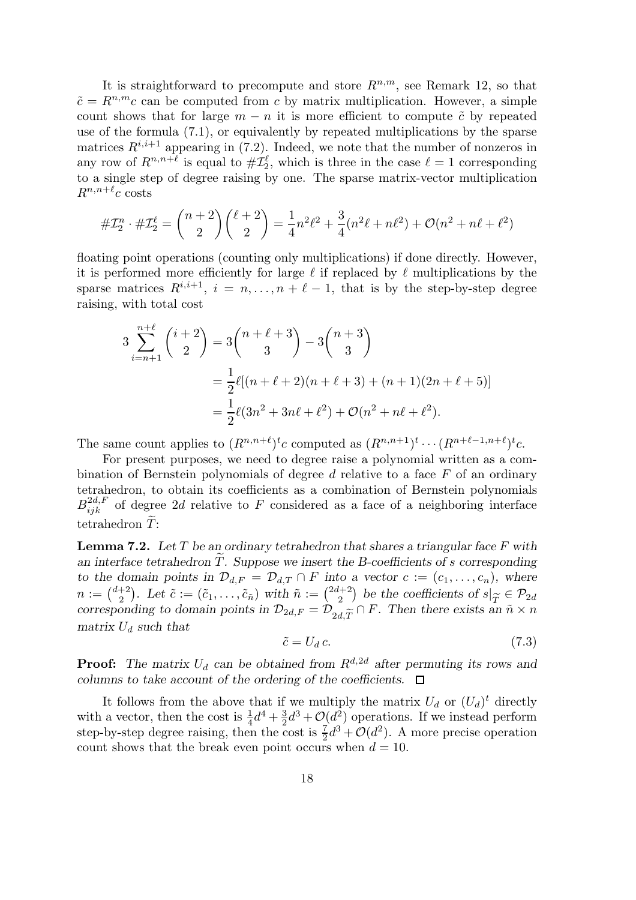It is straightforward to precompute and store $R^{n,m}$, see Remark 12, so that $\tilde{c} = R^{n,m}c$ can be computed from $c$ by matrix multiplication. However, a simple count shows that for large $m-n$ it is more efficient to compute $\tilde{c}$ by repeated use of the formula (7.1), or equivalently by repeated multiplications by the sparse matrices $R^{i,i+1}$ appearing in (7.2). Indeed, we note that the number of nonzeros in any row of $R^{n,n+\ell}$ is equal to $\#\mathcal{I}_2^\ell$, which is three in the case $\ell = 1$ corresponding to a single step of degree raising by one. The sparse matrix-vector multiplication $R^{n,n+\ell}c$ costs

$$\#\mathcal{I}_2^n \cdot \#\mathcal{I}_2^\ell = \binom{n+2}{2}\binom{\ell+2}{2} = \frac{1}{4}n^2\ell^2 + \frac{3}{4}(n^2\ell + n\ell^2) + \mathcal{O}(n^2 + n\ell + \ell^2)$$

floating point operations (counting only multiplications) if done directly. However, it is performed more efficiently for large $\ell$ if replaced by $\ell$ multiplications by the sparse matrices $R^{i,i+1}$, $i = n, \ldots, n+\ell-1$, that is by the step-by-step degree raising, with total cost

$$\begin{aligned}
3\sum_{i=n+1}^{n+\ell}\binom{i+2}{2} &= 3\binom{n+\ell+3}{3} - 3\binom{n+3}{3} \\
&= \frac{1}{2}\ell[(n+\ell+2)(n+\ell+3) + (n+1)(2n+\ell+5)] \\
&= \frac{1}{2}\ell(3n^2 + 3n\ell + \ell^2) + \mathcal{O}(n^2 + n\ell + \ell^2).
\end{aligned}$$

The same count applies to $(R^{n,n+\ell})^t c$ computed as $(R^{n,n+1})^t \cdots (R^{n+\ell-1,n+\ell})^t c$.

For present purposes, we need to degree raise a polynomial written as a combination of Bernstein polynomials of degree $d$ relative to a face $F$ of an ordinary tetrahedron, to obtain its coefficients as a combination of Bernstein polynomials $B_{ijk}^{2d,F}$ of degree $2d$ relative to $F$ considered as a face of a neighboring interface tetrahedron $\widetilde{T}$:

**Lemma 7.2.** *Let $T$ be an ordinary tetrahedron that shares a triangular face $F$ with an interface tetrahedron $\widetilde{T}$. Suppose we insert the B-coefficients of $s$ corresponding to the domain points in $\mathcal{D}_{d,F} = \mathcal{D}_{d,T} \cap F$ into a vector $c := (c_1, \ldots, c_n)$, where $n := \binom{d+2}{2}$. Let $\tilde{c} := (\tilde{c}_1, \ldots, \tilde{c}_{\tilde{n}})$ with $\tilde{n} := \binom{2d+2}{2}$ be the coefficients of $s|_{\widetilde{T}} \in \mathcal{P}_{2d}$ corresponding to domain points in $\mathcal{D}_{2d,F} = \mathcal{D}_{2d,\widetilde{T}} \cap F$. Then there exists an $\tilde{n} \times n$ matrix $U_d$ such that*

$$\tilde{c} = U_d\, c. \tag{7.3}$$

**Proof:** *The matrix $U_d$ can be obtained from $R^{d,2d}$ after permuting its rows and columns to take account of the ordering of the coefficients.* $\square$

It follows from the above that if we multiply the matrix $U_d$ or $(U_d)^t$ directly with a vector, then the cost is $\frac{1}{4}d^4 + \frac{3}{2}d^3 + \mathcal{O}(d^2)$ operations. If we instead perform step-by-step degree raising, then the cost is $\frac{7}{2}d^3 + \mathcal{O}(d^2)$. A more precise operation count shows that the break even point occurs when $d = 10$.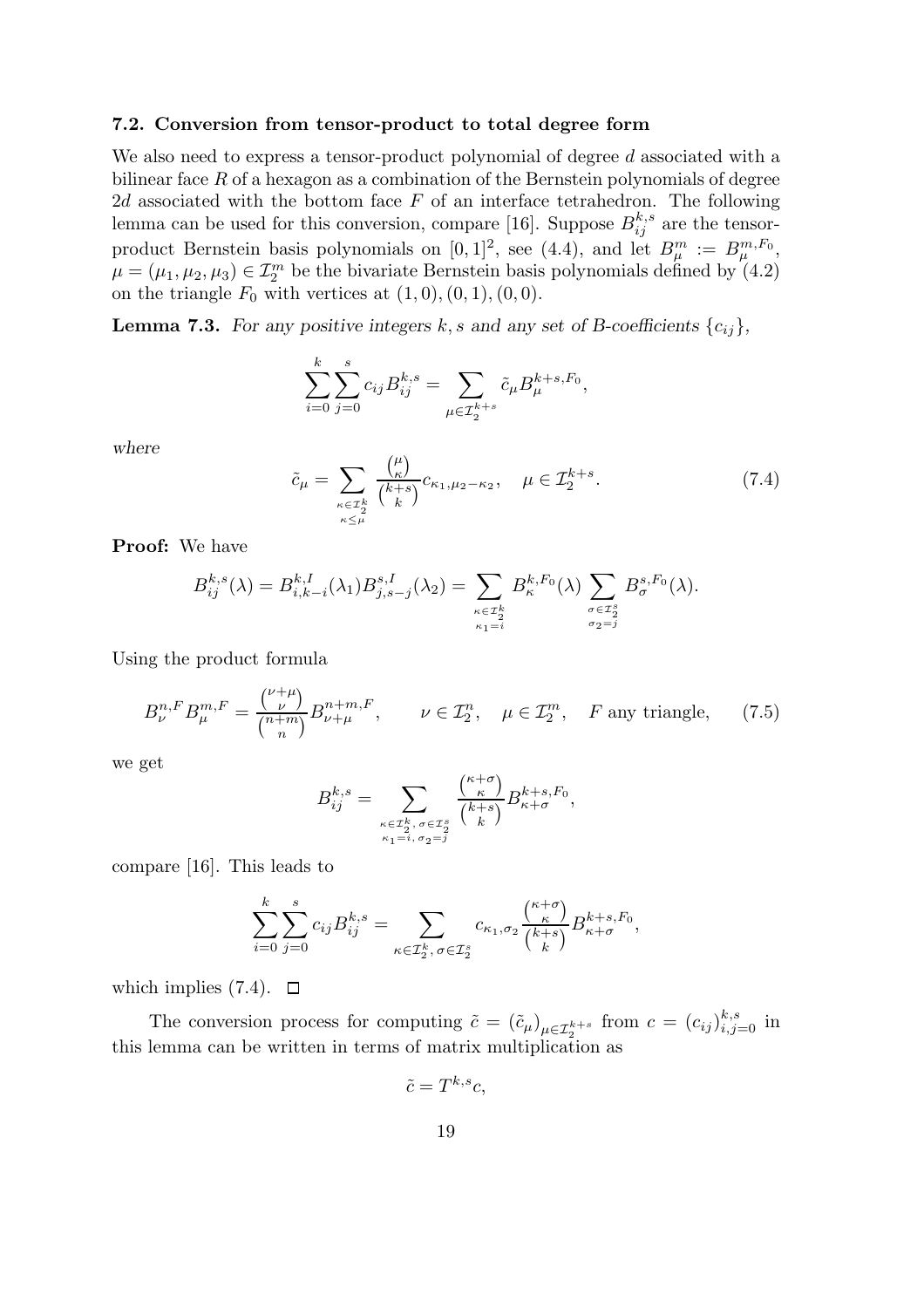### 7.2. Conversion from tensor-product to total degree form

We also need to express a tensor-product polynomial of degree $d$ associated with a bilinear face $R$ of a hexagon as a combination of the Bernstein polynomials of degree $2d$ associated with the bottom face $F$ of an interface tetrahedron. The following lemma can be used for this conversion, compare [16]. Suppose $B_{ij}^{k,s}$ are the tensor-product Bernstein basis polynomials on $[0,1]^2$, see (4.4), and let $B_\mu^m := B_\mu^{m,F_0}$, $\mu = (\mu_1, \mu_2, \mu_3) \in \mathcal{I}_2^m$ be the bivariate Bernstein basis polynomials defined by (4.2) on the triangle $F_0$ with vertices at $(1,0), (0,1), (0,0)$.

**Lemma 7.3.** *For any positive integers $k, s$ and any set of B-coefficients $\{c_{ij}\}$,*

$$\sum_{i=0}^{k} \sum_{j=0}^{s} c_{ij} B_{ij}^{k,s} = \sum_{\mu \in \mathcal{I}_2^{k+s}} \tilde{c}_\mu B_\mu^{k+s,F_0},$$

*where*

$$\tilde{c}_\mu = \sum_{\substack{\kappa \in \mathcal{I}_2^k \\ \kappa \leq \mu}} \frac{\binom{\mu}{\kappa}}{\binom{k+s}{k}} c_{\kappa_1, \mu_2 - \kappa_2}, \quad \mu \in \mathcal{I}_2^{k+s}. \tag{7.4}$$

**Proof:** We have

$$B_{ij}^{k,s}(\lambda) = B_{i,k-i}^{k,I}(\lambda_1) B_{j,s-j}^{s,I}(\lambda_2) = \sum_{\substack{\kappa \in \mathcal{I}_2^k \\ \kappa_1 = i}} B_\kappa^{k,F_0}(\lambda) \sum_{\substack{\sigma \in \mathcal{I}_2^s \\ \sigma_2 = j}} B_\sigma^{s,F_0}(\lambda).$$

Using the product formula

$$B_\nu^{n,F} B_\mu^{m,F} = \frac{\binom{\nu+\mu}{\nu}}{\binom{n+m}{n}} B_{\nu+\mu}^{n+m,F}, \qquad \nu \in \mathcal{I}_2^n, \quad \mu \in \mathcal{I}_2^m, \quad F \text{ any triangle}, \tag{7.5}$$

we get

$$B_{ij}^{k,s} = \sum_{\substack{\kappa \in \mathcal{I}_2^k, \, \sigma \in \mathcal{I}_2^s \\ \kappa_1 = i, \, \sigma_2 = j}} \frac{\binom{\kappa+\sigma}{\kappa}}{\binom{k+s}{k}} B_{\kappa+\sigma}^{k+s,F_0},$$

compare [16]. This leads to

$$\sum_{i=0}^{k} \sum_{j=0}^{s} c_{ij} B_{ij}^{k,s} = \sum_{\kappa \in \mathcal{I}_2^k, \, \sigma \in \mathcal{I}_2^s} c_{\kappa_1, \sigma_2} \frac{\binom{\kappa+\sigma}{\kappa}}{\binom{k+s}{k}} B_{\kappa+\sigma}^{k+s,F_0},$$

which implies (7.4). $\square$

The conversion process for computing $\tilde{c} = (\tilde{c}_\mu)_{\mu \in \mathcal{I}_2^{k+s}}$ from $c = (c_{ij})_{i,j=0}^{k,s}$ in this lemma can be written in terms of matrix multiplication as

$$\tilde{c} = T^{k,s} c,$$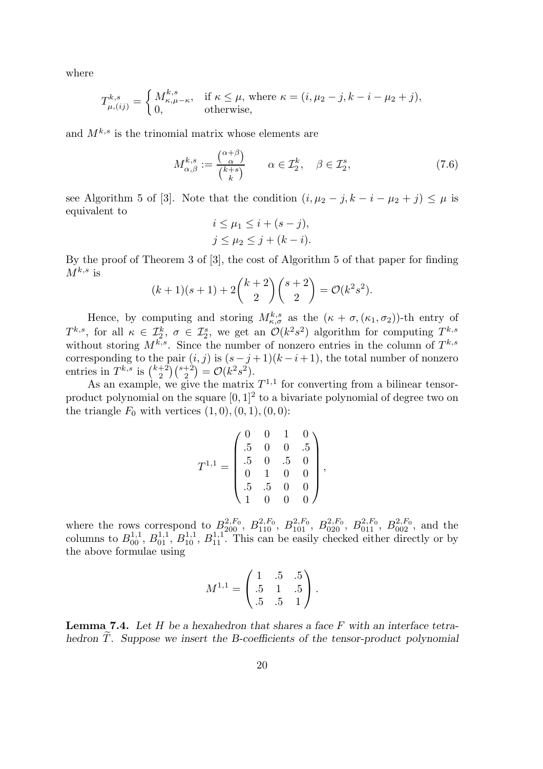where

$$T^{k,s}_{\mu,(ij)} = \begin{cases} M^{k,s}_{\kappa,\mu-\kappa}, & \text{if } \kappa \le \mu, \text{ where } \kappa = (i, \mu_2 - j, k - i - \mu_2 + j), \\ 0, & \text{otherwise,} \end{cases}$$

and $M^{k,s}$ is the trinomial matrix whose elements are

$$M^{k,s}_{\alpha,\beta} := \frac{\binom{\alpha+\beta}{\alpha}}{\binom{k+s}{k}} \qquad \alpha \in \mathcal{I}^k_2, \quad \beta \in \mathcal{I}^s_2, \tag{7.6}$$

see Algorithm 5 of [3]. Note that the condition $(i, \mu_2 - j, k - i - \mu_2 + j) \le \mu$ is equivalent to

$$\begin{aligned} i &\le \mu_1 \le i + (s - j), \\ j &\le \mu_2 \le j + (k - i). \end{aligned}$$

By the proof of Theorem 3 of [3], the cost of Algorithm 5 of that paper for finding $M^{k,s}$ is

$$(k+1)(s+1) + 2\binom{k+2}{2}\binom{s+2}{2} = \mathcal{O}(k^2 s^2).$$

Hence, by computing and storing $M^{k,s}_{\kappa,\sigma}$ as the $(\kappa + \sigma, (\kappa_1, \sigma_2))$-th entry of $T^{k,s}$, for all $\kappa \in \mathcal{I}^k_2$, $\sigma \in \mathcal{I}^s_2$, we get an $\mathcal{O}(k^2 s^2)$ algorithm for computing $T^{k,s}$ without storing $M^{k,s}$. Since the number of nonzero entries in the column of $T^{k,s}$ corresponding to the pair $(i,j)$ is $(s - j + 1)(k - i + 1)$, the total number of nonzero entries in $T^{k,s}$ is $\binom{k+2}{2}\binom{s+2}{2} = \mathcal{O}(k^2 s^2)$.

As an example, we give the matrix $T^{1,1}$ for converting from a bilinear tensor-product polynomial on the square $[0,1]^2$ to a bivariate polynomial of degree two on the triangle $F_0$ with vertices $(1,0), (0,1), (0,0)$:

$$T^{1,1} = \begin{pmatrix} 0 & 0 & 1 & 0 \\ .5 & 0 & 0 & .5 \\ .5 & 0 & .5 & 0 \\ 0 & 1 & 0 & 0 \\ .5 & .5 & 0 & 0 \\ 1 & 0 & 0 & 0 \end{pmatrix},$$

where the rows correspond to $B^{2,F_0}_{200}$, $B^{2,F_0}_{110}$, $B^{2,F_0}_{101}$, $B^{2,F_0}_{020}$, $B^{2,F_0}_{011}$, $B^{2,F_0}_{002}$, and the columns to $B^{1,1}_{00}$, $B^{1,1}_{01}$, $B^{1,1}_{10}$, $B^{1,1}_{11}$. This can be easily checked either directly or by the above formulae using

$$M^{1,1} = \begin{pmatrix} 1 & .5 & .5 \\ .5 & 1 & .5 \\ .5 & .5 & 1 \end{pmatrix}.$$

**Lemma 7.4.** *Let $H$ be a hexahedron that shares a face $F$ with an interface tetrahedron $\widetilde{T}$. Suppose we insert the B-coefficients of the tensor-product polynomial*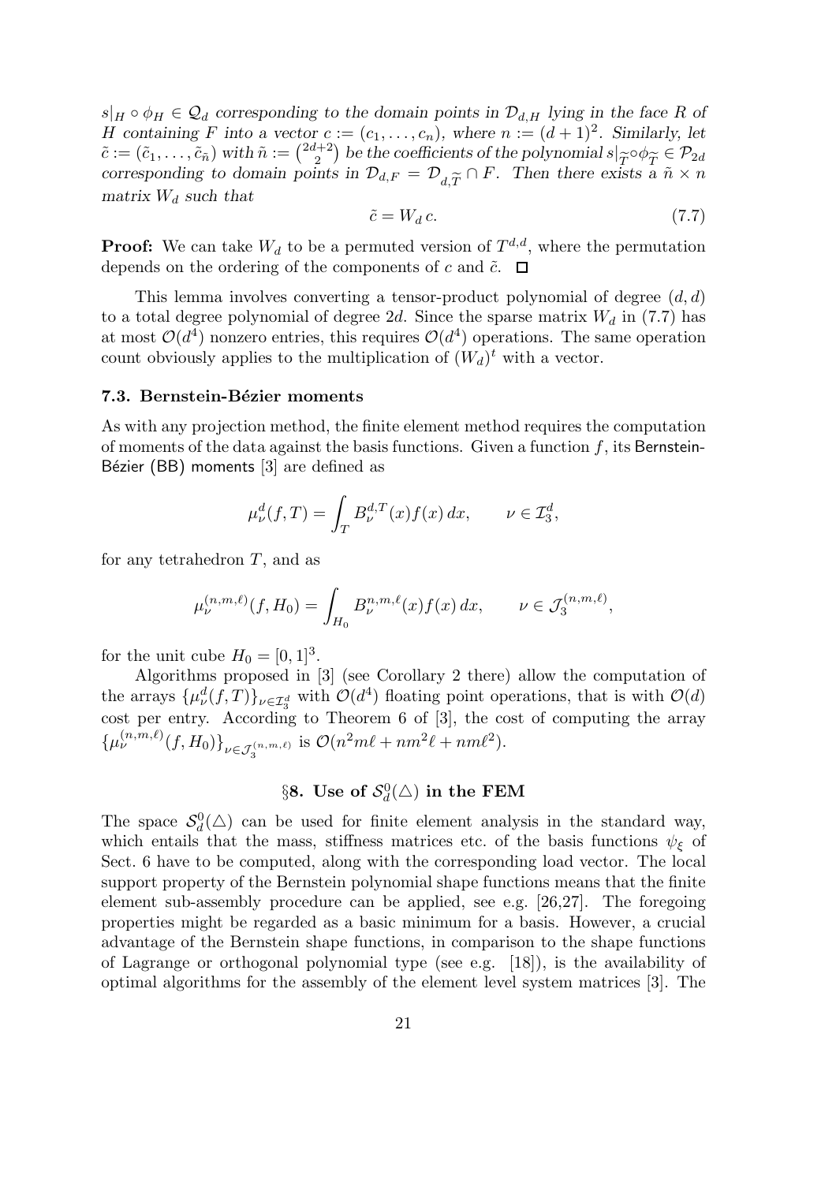$s|_H \circ \phi_H \in \mathcal{Q}_d$ *corresponding to the domain points in* $\mathcal{D}_{d,H}$ *lying in the face* $R$ *of* $H$ *containing* $F$ *into a vector* $c := (c_1, \ldots, c_n)$*, where* $n := (d+1)^2$*. Similarly, let* $\tilde{c} := (\tilde{c}_1, \ldots, \tilde{c}_{\tilde{n}})$ *with* $\tilde{n} := \binom{2d+2}{2}$ *be the coefficients of the polynomial* $s|_{\widetilde{T}} \circ \phi_{\widetilde{T}} \in \mathcal{P}_{2d}$ *corresponding to domain points in* $\mathcal{D}_{d,F} = \mathcal{D}_{d,\widetilde{T}} \cap F$*. Then there exists a* $\tilde{n} \times n$ *matrix* $W_d$ *such that*

$$\tilde{c} = W_d\, c. \tag{7.7}$$

**Proof:** We can take $W_d$ to be a permuted version of $T^{d,d}$, where the permutation depends on the ordering of the components of $c$ and $\tilde{c}$. □

This lemma involves converting a tensor-product polynomial of degree $(d, d)$ to a total degree polynomial of degree $2d$. Since the sparse matrix $W_d$ in (7.7) has at most $\mathcal{O}(d^4)$ nonzero entries, this requires $\mathcal{O}(d^4)$ operations. The same operation count obviously applies to the multiplication of $(W_d)^t$ with a vector.

### 7.3. Bernstein-Bézier moments

As with any projection method, the finite element method requires the computation of moments of the data against the basis functions. Given a function $f$, its Bernstein-Bézier (BB) moments [3] are defined as

$$\mu^d_\nu(f, T) = \int_T B^{d,T}_\nu(x) f(x)\, dx, \qquad \nu \in \mathcal{I}^d_3,$$

for any tetrahedron $T$, and as

$$\mu^{(n,m,\ell)}_\nu(f, H_0) = \int_{H_0} B^{n,m,\ell}_\nu(x) f(x)\, dx, \qquad \nu \in \mathcal{J}^{(n,m,\ell)}_3,$$

for the unit cube $H_0 = [0, 1]^3$.

Algorithms proposed in [3] (see Corollary 2 there) allow the computation of the arrays $\{\mu^d_\nu(f, T)\}_{\nu \in \mathcal{I}^d_3}$ with $\mathcal{O}(d^4)$ floating point operations, that is with $\mathcal{O}(d)$ cost per entry. According to Theorem 6 of [3], the cost of computing the array $\{\mu^{(n,m,\ell)}_\nu(f, H_0)\}_{\nu \in \mathcal{J}^{(n,m,\ell)}_3}$ is $\mathcal{O}(n^2 m\ell + nm^2\ell + nm\ell^2)$.

## §8. Use of $\mathcal{S}^0_d(\triangle)$ in the FEM

The space $\mathcal{S}^0_d(\triangle)$ can be used for finite element analysis in the standard way, which entails that the mass, stiffness matrices etc. of the basis functions $\psi_\xi$ of Sect. 6 have to be computed, along with the corresponding load vector. The local support property of the Bernstein polynomial shape functions means that the finite element sub-assembly procedure can be applied, see e.g. [26,27]. The foregoing properties might be regarded as a basic minimum for a basis. However, a crucial advantage of the Bernstein shape functions, in comparison to the shape functions of Lagrange or orthogonal polynomial type (see e.g. [18]), is the availability of optimal algorithms for the assembly of the element level system matrices [3]. The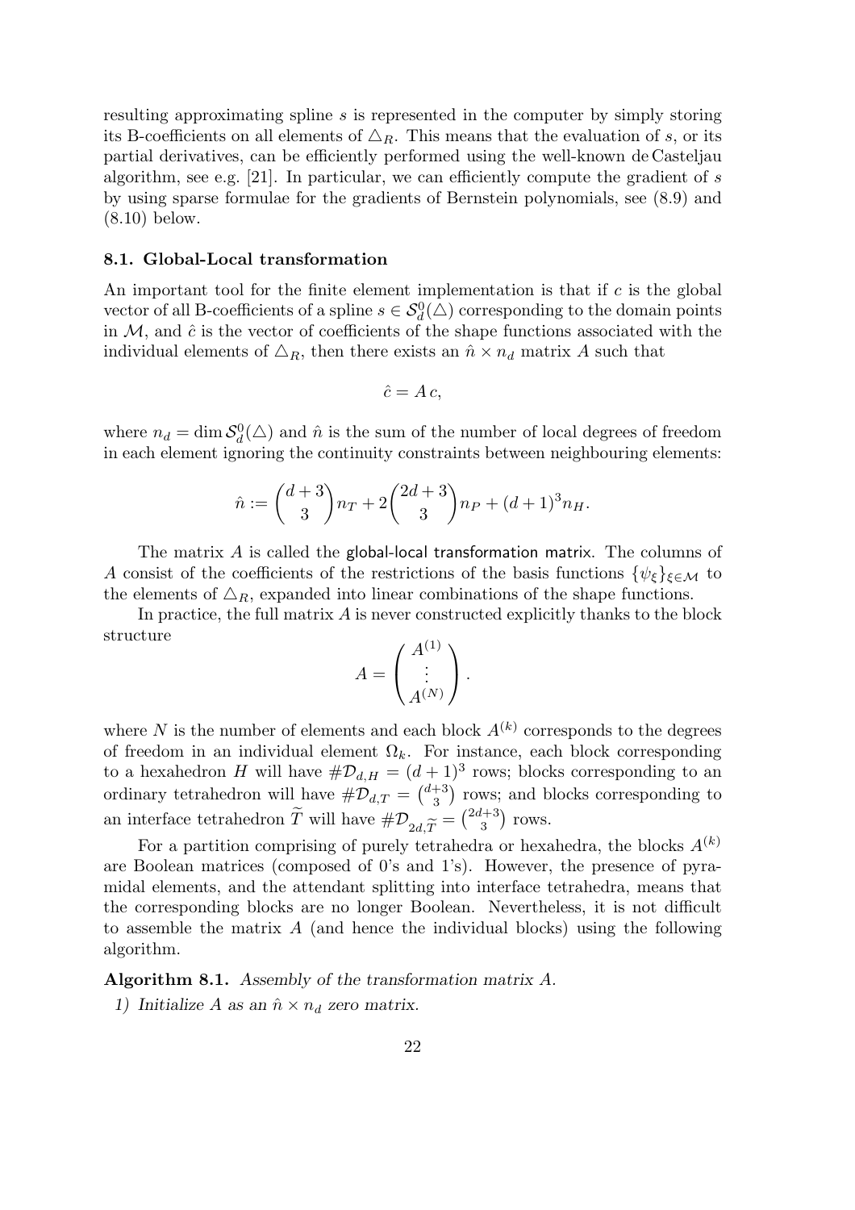resulting approximating spline $s$ is represented in the computer by simply storing its B-coefficients on all elements of $\triangle_R$. This means that the evaluation of $s$, or its partial derivatives, can be efficiently performed using the well-known de Casteljau algorithm, see e.g. [21]. In particular, we can efficiently compute the gradient of $s$ by using sparse formulae for the gradients of Bernstein polynomials, see (8.9) and (8.10) below.

### 8.1. Global-Local transformation

An important tool for the finite element implementation is that if $c$ is the global vector of all B-coefficients of a spline $s \in \mathcal{S}_d^0(\triangle)$ corresponding to the domain points in $\mathcal{M}$, and $\hat{c}$ is the vector of coefficients of the shape functions associated with the individual elements of $\triangle_R$, then there exists an $\hat{n} \times n_d$ matrix $A$ such that

$$\hat{c} = A\,c,$$

where $n_d = \dim \mathcal{S}_d^0(\triangle)$ and $\hat{n}$ is the sum of the number of local degrees of freedom in each element ignoring the continuity constraints between neighbouring elements:

$$\hat{n} := \binom{d+3}{3} n_T + 2\binom{2d+3}{3} n_P + (d+1)^3 n_H.$$

The matrix $A$ is called the global-local transformation matrix. The columns of $A$ consist of the coefficients of the restrictions of the basis functions $\{\psi_\xi\}_{\xi \in \mathcal{M}}$ to the elements of $\triangle_R$, expanded into linear combinations of the shape functions.

In practice, the full matrix $A$ is never constructed explicitly thanks to the block structure

$$A = \begin{pmatrix} A^{(1)} \\ \vdots \\ A^{(N)} \end{pmatrix}.$$

where $N$ is the number of elements and each block $A^{(k)}$ corresponds to the degrees of freedom in an individual element $\Omega_k$. For instance, each block corresponding to a hexahedron $H$ will have $\#\mathcal{D}_{d,H} = (d+1)^3$ rows; blocks corresponding to an ordinary tetrahedron will have $\#\mathcal{D}_{d,T} = \binom{d+3}{3}$ rows; and blocks corresponding to an interface tetrahedron $\widetilde{T}$ will have $\#\mathcal{D}_{2d,\widetilde{T}} = \binom{2d+3}{3}$ rows.

For a partition comprising of purely tetrahedra or hexahedra, the blocks $A^{(k)}$ are Boolean matrices (composed of 0's and 1's). However, the presence of pyramidal elements, and the attendant splitting into interface tetrahedra, means that the corresponding blocks are no longer Boolean. Nevertheless, it is not difficult to assemble the matrix $A$ (and hence the individual blocks) using the following algorithm.

**Algorithm 8.1.** *Assembly of the transformation matrix A.*

1) *Initialize $A$ as an $\hat{n} \times n_d$ zero matrix.*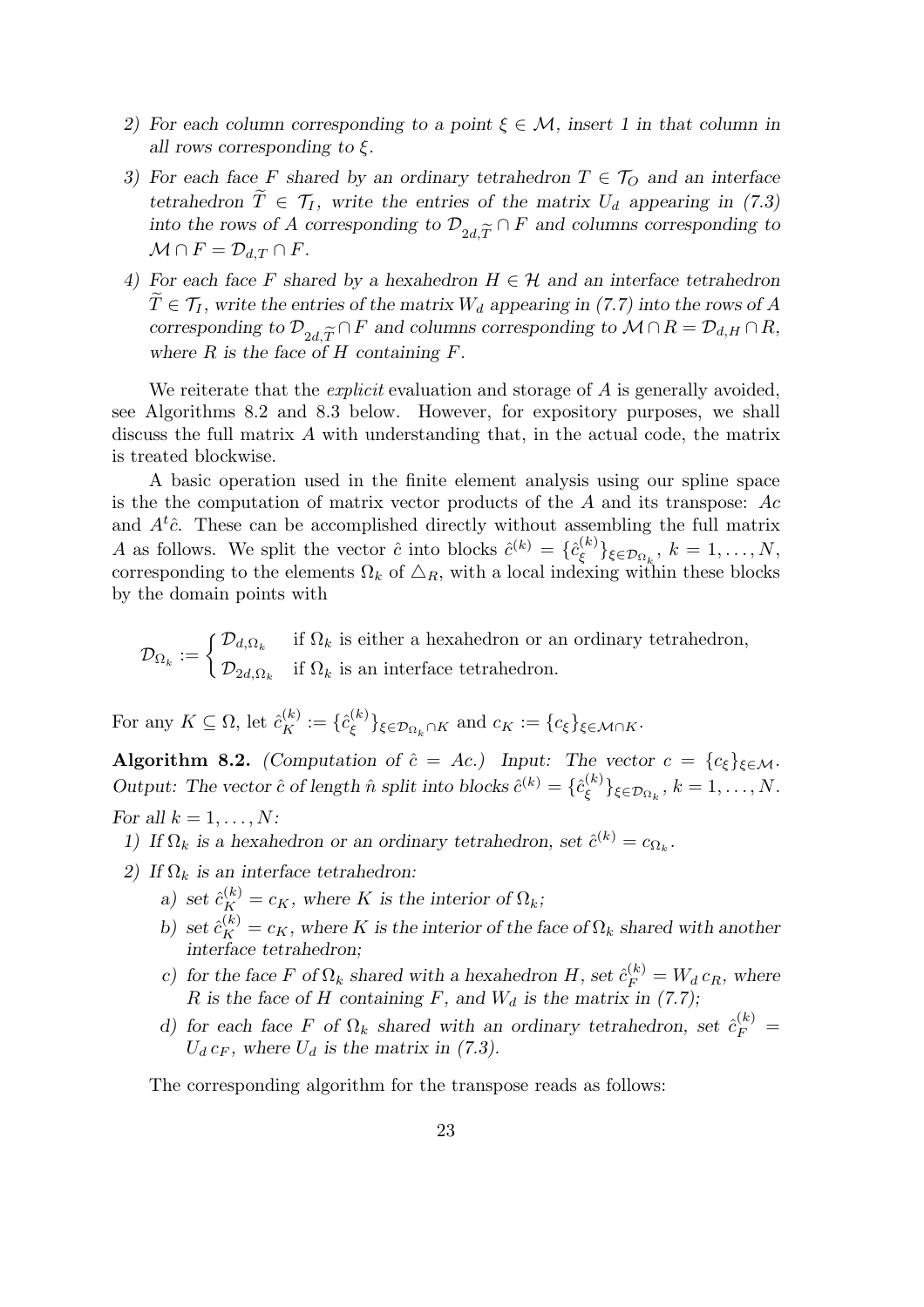2) *For each column corresponding to a point $\xi \in \mathcal{M}$, insert 1 in that column in all rows corresponding to $\xi$.*
3) *For each face $F$ shared by an ordinary tetrahedron $T \in \mathcal{T}_O$ and an interface tetrahedron $\widetilde{T} \in \mathcal{T}_I$, write the entries of the matrix $U_d$ appearing in (7.3) into the rows of $A$ corresponding to $\mathcal{D}_{2d,\widetilde{T}} \cap F$ and columns corresponding to $\mathcal{M} \cap F = \mathcal{D}_{d,T} \cap F$.*
4) *For each face $F$ shared by a hexahedron $H \in \mathcal{H}$ and an interface tetrahedron $\widetilde{T} \in \mathcal{T}_I$, write the entries of the matrix $W_d$ appearing in (7.7) into the rows of $A$ corresponding to $\mathcal{D}_{2d,\widetilde{T}} \cap F$ and columns corresponding to $\mathcal{M} \cap R = \mathcal{D}_{d,H} \cap R$, where $R$ is the face of $H$ containing $F$.*

We reiterate that the *explicit* evaluation and storage of $A$ is generally avoided, see Algorithms 8.2 and 8.3 below. However, for expository purposes, we shall discuss the full matrix $A$ with understanding that, in the actual code, the matrix is treated blockwise.

A basic operation used in the finite element analysis using our spline space is the the computation of matrix vector products of the $A$ and its transpose: $Ac$ and $A^t\hat{c}$. These can be accomplished directly without assembling the full matrix $A$ as follows. We split the vector $\hat{c}$ into blocks $\hat{c}^{(k)} = \{\hat{c}^{(k)}_\xi\}_{\xi \in \mathcal{D}_{\Omega_k}}$, $k = 1, \ldots, N$, corresponding to the elements $\Omega_k$ of $\triangle_R$, with a local indexing within these blocks by the domain points with

$$
\mathcal{D}_{\Omega_k} := \begin{cases} \mathcal{D}_{d,\Omega_k} & \text{if } \Omega_k \text{ is either a hexahedron or an ordinary tetrahedron,} \\ \mathcal{D}_{2d,\Omega_k} & \text{if } \Omega_k \text{ is an interface tetrahedron.} \end{cases}
$$

For any $K \subseteq \Omega$, let $\hat{c}^{(k)}_K := \{\hat{c}^{(k)}_\xi\}_{\xi \in \mathcal{D}_{\Omega_k} \cap K}$ and $c_K := \{c_\xi\}_{\xi \in \mathcal{M} \cap K}$.

**Algorithm 8.2.** *(Computation of $\hat{c} = Ac$.) Input: The vector $c = \{c_\xi\}_{\xi \in \mathcal{M}}$. Output: The vector $\hat{c}$ of length $\hat{n}$ split into blocks $\hat{c}^{(k)} = \{\hat{c}^{(k)}_\xi\}_{\xi \in \mathcal{D}_{\Omega_k}}$, $k = 1, \ldots, N$.*

*For all $k = 1, \ldots, N$:*

1) *If $\Omega_k$ is a hexahedron or an ordinary tetrahedron, set $\hat{c}^{(k)} = c_{\Omega_k}$.*
2) *If $\Omega_k$ is an interface tetrahedron:*
   a) *set $\hat{c}^{(k)}_K = c_K$, where $K$ is the interior of $\Omega_k$;*
   b) *set $\hat{c}^{(k)}_K = c_K$, where $K$ is the interior of the face of $\Omega_k$ shared with another interface tetrahedron;*
   c) *for the face $F$ of $\Omega_k$ shared with a hexahedron $H$, set $\hat{c}^{(k)}_F = W_d\, c_R$, where $R$ is the face of $H$ containing $F$, and $W_d$ is the matrix in (7.7);*
   d) *for each face $F$ of $\Omega_k$ shared with an ordinary tetrahedron, set $\hat{c}^{(k)}_F = U_d\, c_F$, where $U_d$ is the matrix in (7.3).*

The corresponding algorithm for the transpose reads as follows: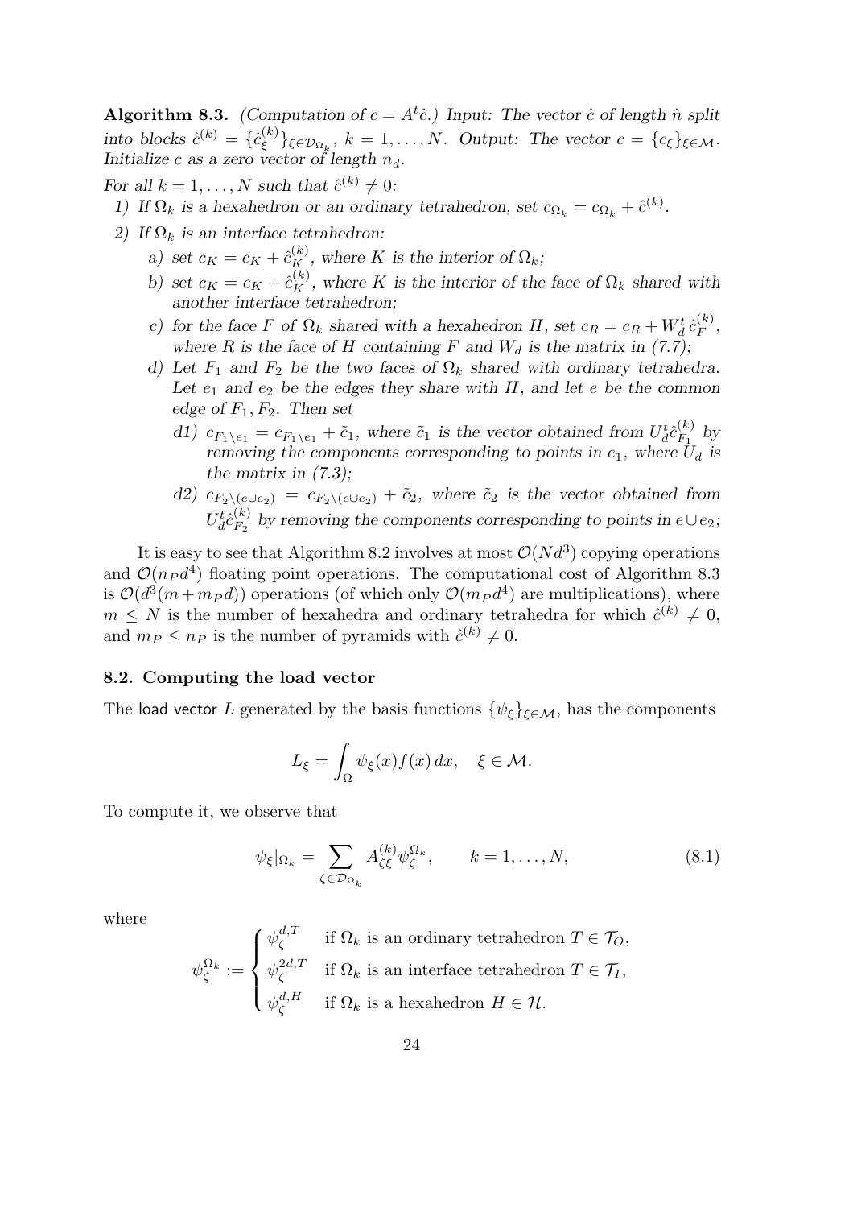**Algorithm 8.3.** *(Computation of $c = A^t\hat{c}$.) Input: The vector $\hat{c}$ of length $\hat{n}$ split into blocks $\hat{c}^{(k)} = \{\hat{c}^{(k)}_\xi\}_{\xi\in\mathcal{D}_{\Omega_k}}$, $k = 1,\dots,N$. Output: The vector $c = \{c_\xi\}_{\xi\in\mathcal{M}}$. Initialize $c$ as a zero vector of length $n_d$.*

*For all $k = 1,\dots,N$ such that $\hat{c}^{(k)} \neq 0$:*

1) *If $\Omega_k$ is a hexahedron or an ordinary tetrahedron, set $c_{\Omega_k} = c_{\Omega_k} + \hat{c}^{(k)}$.*
2) *If $\Omega_k$ is an interface tetrahedron:*
   a) *set $c_K = c_K + \hat{c}^{(k)}_K$, where $K$ is the interior of $\Omega_k$;*
   b) *set $c_K = c_K + \hat{c}^{(k)}_K$, where $K$ is the interior of the face of $\Omega_k$ shared with another interface tetrahedron;*
   c) *for the face $F$ of $\Omega_k$ shared with a hexahedron $H$, set $c_R = c_R + W_d^t\,\hat{c}^{(k)}_F$, where $R$ is the face of $H$ containing $F$ and $W_d$ is the matrix in (7.7);*
   d) *Let $F_1$ and $F_2$ be the two faces of $\Omega_k$ shared with ordinary tetrahedra. Let $e_1$ and $e_2$ be the edges they share with $H$, and let $e$ be the common edge of $F_1, F_2$. Then set*
      d1) *$c_{F_1\setminus e_1} = c_{F_1\setminus e_1} + \tilde{c}_1$, where $\tilde{c}_1$ is the vector obtained from $U_d^t\hat{c}^{(k)}_{F_1}$ by removing the components corresponding to points in $e_1$, where $U_d$ is the matrix in (7.3);*
      d2) *$c_{F_2\setminus(e\cup e_2)} = c_{F_2\setminus(e\cup e_2)} + \tilde{c}_2$, where $\tilde{c}_2$ is the vector obtained from $U_d^t\hat{c}^{(k)}_{F_2}$ by removing the components corresponding to points in $e\cup e_2$;*

It is easy to see that Algorithm 8.2 involves at most $\mathcal{O}(Nd^3)$ copying operations and $\mathcal{O}(n_P d^4)$ floating point operations. The computational cost of Algorithm 8.3 is $\mathcal{O}(d^3(m + m_P d))$ operations (of which only $\mathcal{O}(m_P d^4)$ are multiplications), where $m \leq N$ is the number of hexahedra and ordinary tetrahedra for which $\hat{c}^{(k)} \neq 0$, and $m_P \leq n_P$ is the number of pyramids with $\hat{c}^{(k)} \neq 0$.

### 8.2. Computing the load vector

The load vector $L$ generated by the basis functions $\{\psi_\xi\}_{\xi\in\mathcal{M}}$, has the components

$$L_\xi = \int_\Omega \psi_\xi(x) f(x)\,dx, \quad \xi \in \mathcal{M}.$$

To compute it, we observe that

$$\psi_\xi|_{\Omega_k} = \sum_{\zeta\in\mathcal{D}_{\Omega_k}} A^{(k)}_{\zeta\xi}\psi^{\Omega_k}_\zeta, \qquad k = 1,\dots,N, \tag{8.1}$$

where

$$\psi^{\Omega_k}_\zeta := \begin{cases} \psi^{d,T}_\zeta & \text{if } \Omega_k \text{ is an ordinary tetrahedron } T \in \mathcal{T}_O, \\ \psi^{2d,T}_\zeta & \text{if } \Omega_k \text{ is an interface tetrahedron } T \in \mathcal{T}_I, \\ \psi^{d,H}_\zeta & \text{if } \Omega_k \text{ is a hexahedron } H \in \mathcal{H}. \end{cases}$$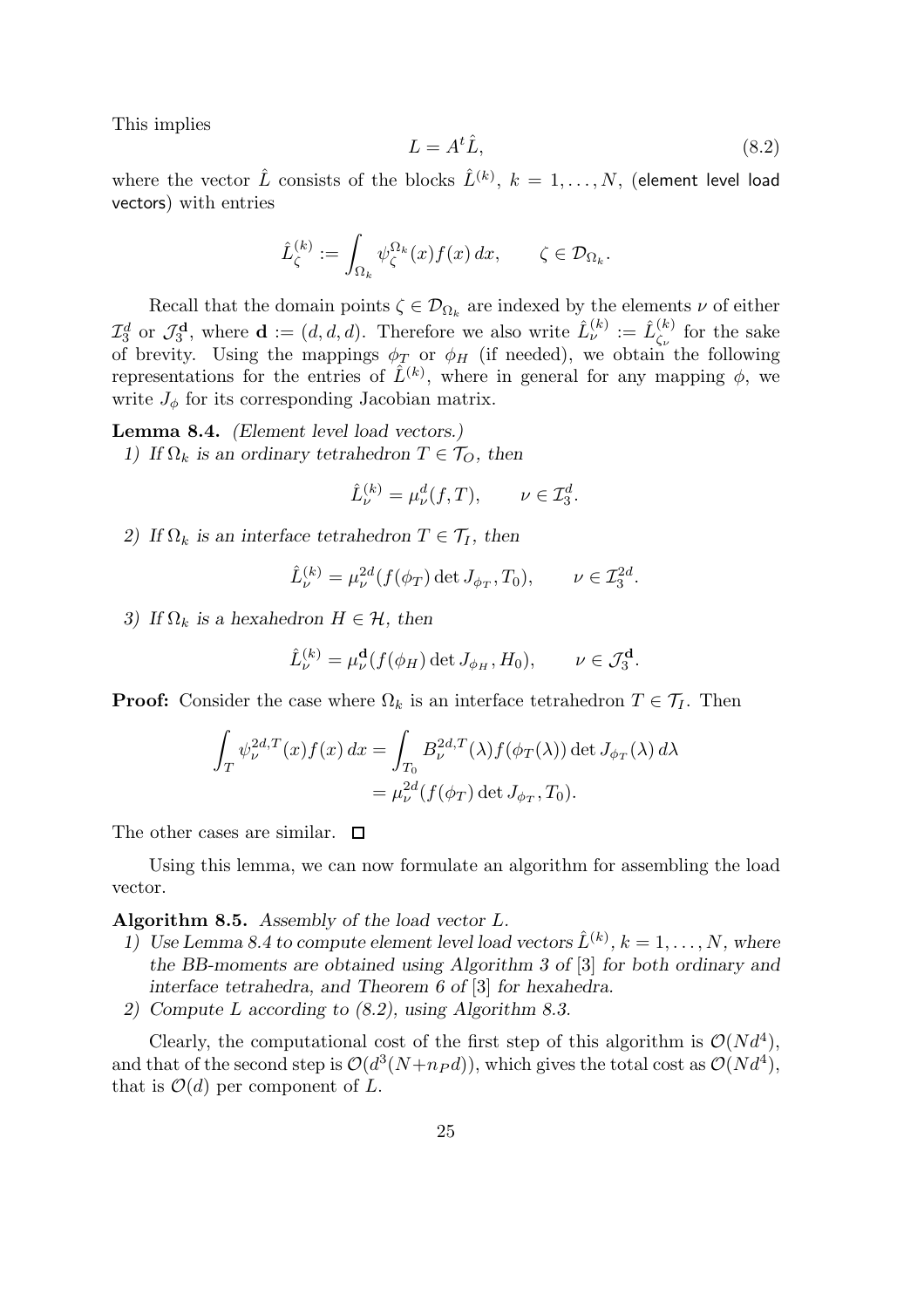This implies

$$L = A^t \hat{L}, \tag{8.2}$$

where the vector $\hat{L}$ consists of the blocks $\hat{L}^{(k)}$, $k = 1, \ldots, N$, (element level load vectors) with entries

$$\hat{L}^{(k)}_\zeta := \int_{\Omega_k} \psi^{\Omega_k}_\zeta(x) f(x)\, dx, \qquad \zeta \in \mathcal{D}_{\Omega_k}.$$

Recall that the domain points $\zeta \in \mathcal{D}_{\Omega_k}$ are indexed by the elements $\nu$ of either $\mathcal{I}^d_3$ or $\mathcal{J}^{\mathbf{d}}_3$, where $\mathbf{d} := (d, d, d)$. Therefore we also write $\hat{L}^{(k)}_\nu := \hat{L}^{(k)}_{\zeta_\nu}$ for the sake of brevity. Using the mappings $\phi_T$ or $\phi_H$ (if needed), we obtain the following representations for the entries of $\hat{L}^{(k)}$, where in general for any mapping $\phi$, we write $J_\phi$ for its corresponding Jacobian matrix.

**Lemma 8.4.** *(Element level load vectors.)*

*1) If $\Omega_k$ is an ordinary tetrahedron $T \in \mathcal{T}_O$, then*

$$\hat{L}^{(k)}_\nu = \mu^d_\nu(f, T), \qquad \nu \in \mathcal{I}^d_3.$$

*2) If $\Omega_k$ is an interface tetrahedron $T \in \mathcal{T}_I$, then*

$$\hat{L}^{(k)}_\nu = \mu^{2d}_\nu(f(\phi_T) \det J_{\phi_T}, T_0), \qquad \nu \in \mathcal{I}^{2d}_3.$$

*3) If $\Omega_k$ is a hexahedron $H \in \mathcal{H}$, then*

$$\hat{L}^{(k)}_\nu = \mu^{\mathbf{d}}_\nu(f(\phi_H) \det J_{\phi_H}, H_0), \qquad \nu \in \mathcal{J}^{\mathbf{d}}_3.$$

**Proof:** Consider the case where $\Omega_k$ is an interface tetrahedron $T \in \mathcal{T}_I$. Then

$$\begin{aligned}
\int_T \psi^{2d,T}_\nu(x) f(x)\, dx &= \int_{T_0} B^{2d,T}_\nu(\lambda) f(\phi_T(\lambda)) \det J_{\phi_T}(\lambda)\, d\lambda \\
&= \mu^{2d}_\nu(f(\phi_T) \det J_{\phi_T}, T_0).
\end{aligned}$$

The other cases are similar. $\square$

Using this lemma, we can now formulate an algorithm for assembling the load vector.

**Algorithm 8.5.** *Assembly of the load vector $L$.*

1) *Use Lemma 8.4 to compute element level load vectors $\hat{L}^{(k)}$, $k = 1, \ldots, N$, where the BB-moments are obtained using Algorithm 3 of* [3] *for both ordinary and interface tetrahedra, and Theorem 6 of* [3] *for hexahedra.*
2) *Compute $L$ according to (8.2), using Algorithm 8.3.*

Clearly, the computational cost of the first step of this algorithm is $\mathcal{O}(Nd^4)$, and that of the second step is $\mathcal{O}(d^3(N + n_P d))$, which gives the total cost as $\mathcal{O}(Nd^4)$, that is $\mathcal{O}(d)$ per component of $L$.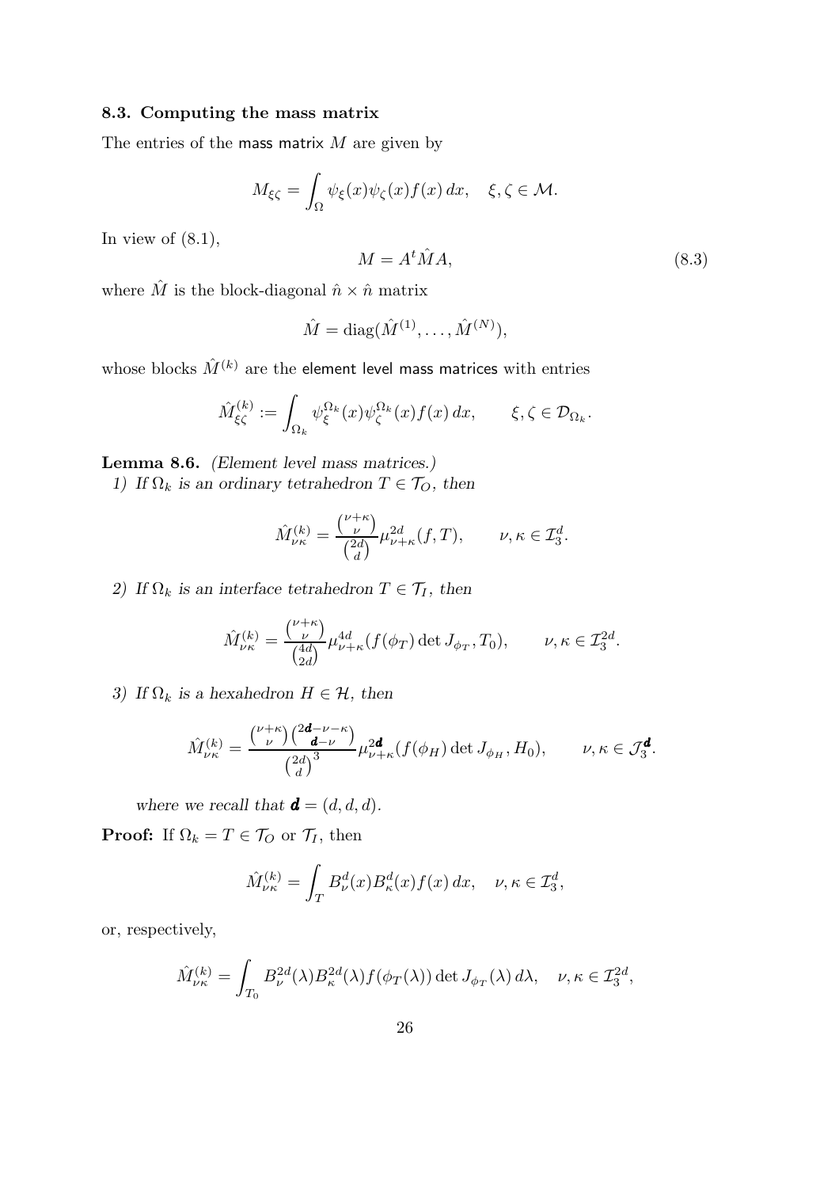### 8.3. Computing the mass matrix

The entries of the mass matrix $M$ are given by

$$M_{\xi\zeta} = \int_\Omega \psi_\xi(x)\psi_\zeta(x)f(x)\,dx, \quad \xi,\zeta \in \mathcal{M}.$$

In view of (8.1),

$$M = A^t \hat{M} A, \tag{8.3}$$

where $\hat{M}$ is the block-diagonal $\hat{n} \times \hat{n}$ matrix

$$\hat{M} = \mathrm{diag}(\hat{M}^{(1)}, \ldots, \hat{M}^{(N)}),$$

whose blocks $\hat{M}^{(k)}$ are the element level mass matrices with entries

$$\hat{M}^{(k)}_{\xi\zeta} := \int_{\Omega_k} \psi^{\Omega_k}_\xi(x)\psi^{\Omega_k}_\zeta(x)f(x)\,dx, \qquad \xi,\zeta \in \mathcal{D}_{\Omega_k}.$$

**Lemma 8.6.** *(Element level mass matrices.)*

*1) If $\Omega_k$ is an ordinary tetrahedron $T \in \mathcal{T}_O$, then*

$$\hat{M}^{(k)}_{\nu\kappa} = \frac{\binom{\nu+\kappa}{\nu}}{\binom{2d}{d}} \mu^{2d}_{\nu+\kappa}(f,T), \qquad \nu,\kappa \in \mathcal{I}^d_3.$$

*2) If $\Omega_k$ is an interface tetrahedron $T \in \mathcal{T}_I$, then*

$$\hat{M}^{(k)}_{\nu\kappa} = \frac{\binom{\nu+\kappa}{\nu}}{\binom{4d}{2d}} \mu^{4d}_{\nu+\kappa}(f(\phi_T)\det J_{\phi_T}, T_0), \qquad \nu,\kappa \in \mathcal{I}^{2d}_3.$$

*3) If $\Omega_k$ is a hexahedron $H \in \mathcal{H}$, then*

$$\hat{M}^{(k)}_{\nu\kappa} = \frac{\binom{\nu+\kappa}{\nu}\binom{2\boldsymbol{d}-\nu-\kappa}{\boldsymbol{d}-\nu}}{\binom{2d}{d}^3} \mu^{2\boldsymbol{d}}_{\nu+\kappa}(f(\phi_H)\det J_{\phi_H}, H_0), \qquad \nu,\kappa \in \mathcal{J}^{\boldsymbol{d}}_3.$$

*where we recall that $\boldsymbol{d} = (d,d,d)$.*

**Proof:** If $\Omega_k = T \in \mathcal{T}_O$ or $\mathcal{T}_I$, then

$$\hat{M}^{(k)}_{\nu\kappa} = \int_T B^d_\nu(x)B^d_\kappa(x)f(x)\,dx, \quad \nu,\kappa \in \mathcal{I}^d_3,$$

or, respectively,

$$\hat{M}^{(k)}_{\nu\kappa} = \int_{T_0} B^{2d}_\nu(\lambda)B^{2d}_\kappa(\lambda)f(\phi_T(\lambda))\det J_{\phi_T}(\lambda)\,d\lambda, \quad \nu,\kappa \in \mathcal{I}^{2d}_3,$$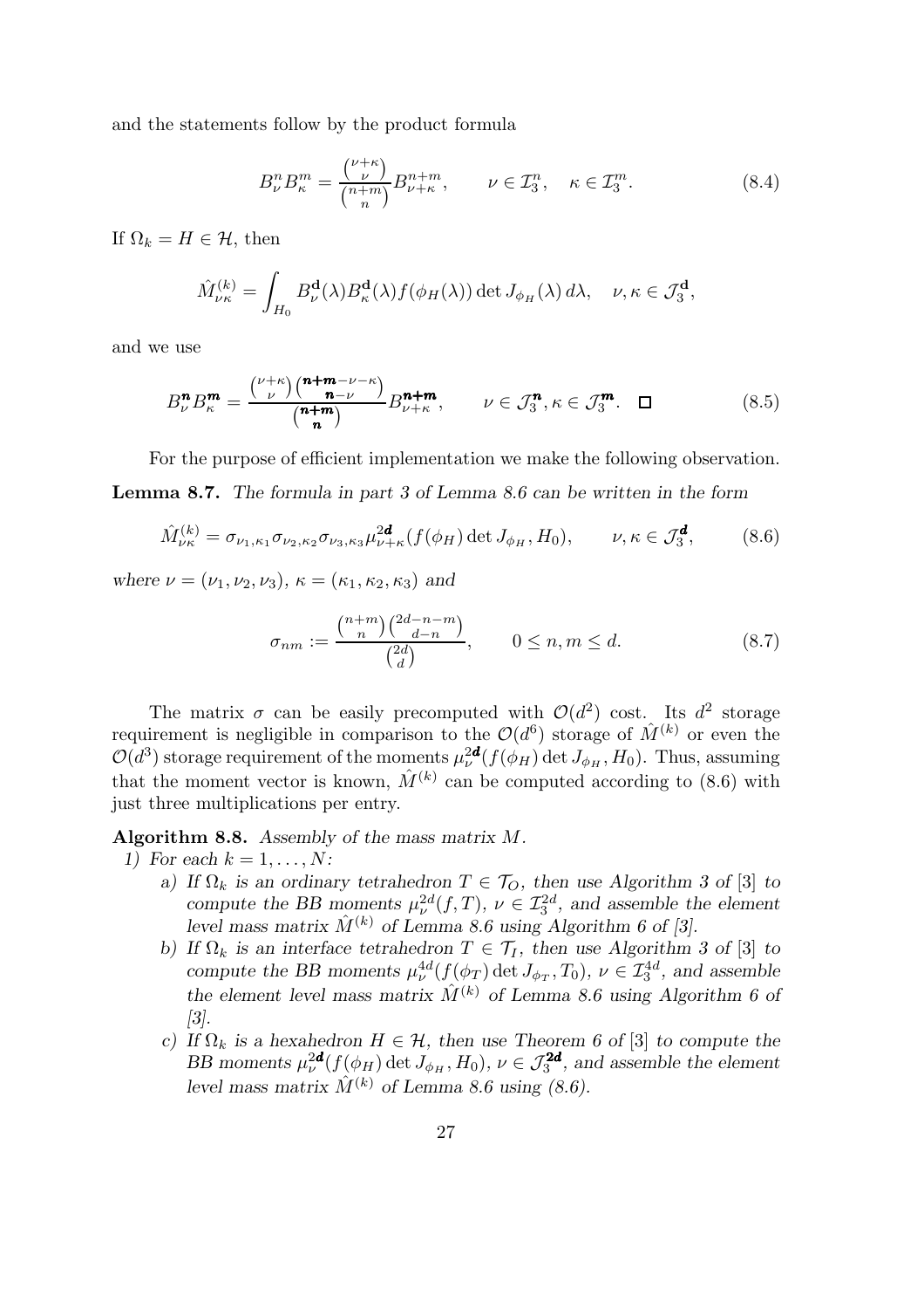and the statements follow by the product formula

$$B_\nu^n B_\kappa^m = \frac{\binom{\nu+\kappa}{\nu}}{\binom{n+m}{n}} B_{\nu+\kappa}^{n+m}, \qquad \nu \in \mathcal{I}_3^n, \quad \kappa \in \mathcal{I}_3^m. \tag{8.4}$$

If $\Omega_k = H \in \mathcal{H}$, then

$$\hat{M}_{\nu\kappa}^{(k)} = \int_{H_0} B_\nu^{\mathbf{d}}(\lambda) B_\kappa^{\mathbf{d}}(\lambda) f(\phi_H(\lambda)) \det J_{\phi_H}(\lambda)\, d\lambda, \quad \nu, \kappa \in \mathcal{J}_3^{\mathbf{d}},$$

and we use

$$B_\nu^{\boldsymbol{n}} B_\kappa^{\boldsymbol{m}} = \frac{\binom{\nu+\kappa}{\nu}\binom{\boldsymbol{n}+\boldsymbol{m}-\nu-\kappa}{\boldsymbol{n}-\nu}}{\binom{\boldsymbol{n}+\boldsymbol{m}}{\boldsymbol{n}}} B_{\nu+\kappa}^{\boldsymbol{n}+\boldsymbol{m}}, \qquad \nu \in \mathcal{J}_3^{\boldsymbol{n}}, \kappa \in \mathcal{J}_3^{\boldsymbol{m}}. \quad \square \tag{8.5}$$

For the purpose of efficient implementation we make the following observation.

**Lemma 8.7.** *The formula in part 3 of Lemma 8.6 can be written in the form*

$$\hat{M}_{\nu\kappa}^{(k)} = \sigma_{\nu_1,\kappa_1}\sigma_{\nu_2,\kappa_2}\sigma_{\nu_3,\kappa_3}\mu_{\nu+\kappa}^{2\boldsymbol{d}}(f(\phi_H)\det J_{\phi_H}, H_0), \qquad \nu, \kappa \in \mathcal{J}_3^{\boldsymbol{d}}, \tag{8.6}$$

*where* $\nu = (\nu_1, \nu_2, \nu_3)$, $\kappa = (\kappa_1, \kappa_2, \kappa_3)$ *and*

$$\sigma_{nm} := \frac{\binom{n+m}{n}\binom{2d-n-m}{d-n}}{\binom{2d}{d}}, \qquad 0 \le n, m \le d. \tag{8.7}$$

The matrix $\sigma$ can be easily precomputed with $\mathcal{O}(d^2)$ cost. Its $d^2$ storage requirement is negligible in comparison to the $\mathcal{O}(d^6)$ storage of $\hat{M}^{(k)}$ or even the $\mathcal{O}(d^3)$ storage requirement of the moments $\mu_\nu^{2\boldsymbol{d}}(f(\phi_H)\det J_{\phi_H}, H_0)$. Thus, assuming that the moment vector is known, $\hat{M}^{(k)}$ can be computed according to (8.6) with just three multiplications per entry.

**Algorithm 8.8.** *Assembly of the mass matrix $M$.*

1) *For each $k = 1, \ldots, N$:*
   a) *If $\Omega_k$ is an ordinary tetrahedron $T \in \mathcal{T}_O$, then use Algorithm 3 of* [3] *to compute the BB moments $\mu_\nu^{2d}(f, T)$, $\nu \in \mathcal{I}_3^{2d}$, and assemble the element level mass matrix $\hat{M}^{(k)}$ of Lemma 8.6 using Algorithm 6 of [3].*
   b) *If $\Omega_k$ is an interface tetrahedron $T \in \mathcal{T}_I$, then use Algorithm 3 of* [3] *to compute the BB moments $\mu_\nu^{4d}(f(\phi_T)\det J_{\phi_T}, T_0)$, $\nu \in \mathcal{I}_3^{4d}$, and assemble the element level mass matrix $\hat{M}^{(k)}$ of Lemma 8.6 using Algorithm 6 of [3].*
   c) *If $\Omega_k$ is a hexahedron $H \in \mathcal{H}$, then use Theorem 6 of* [3] *to compute the BB moments $\mu_\nu^{2\boldsymbol{d}}(f(\phi_H)\det J_{\phi_H}, H_0)$, $\nu \in \mathcal{J}_3^{2\boldsymbol{d}}$, and assemble the element level mass matrix $\hat{M}^{(k)}$ of Lemma 8.6 using (8.6).*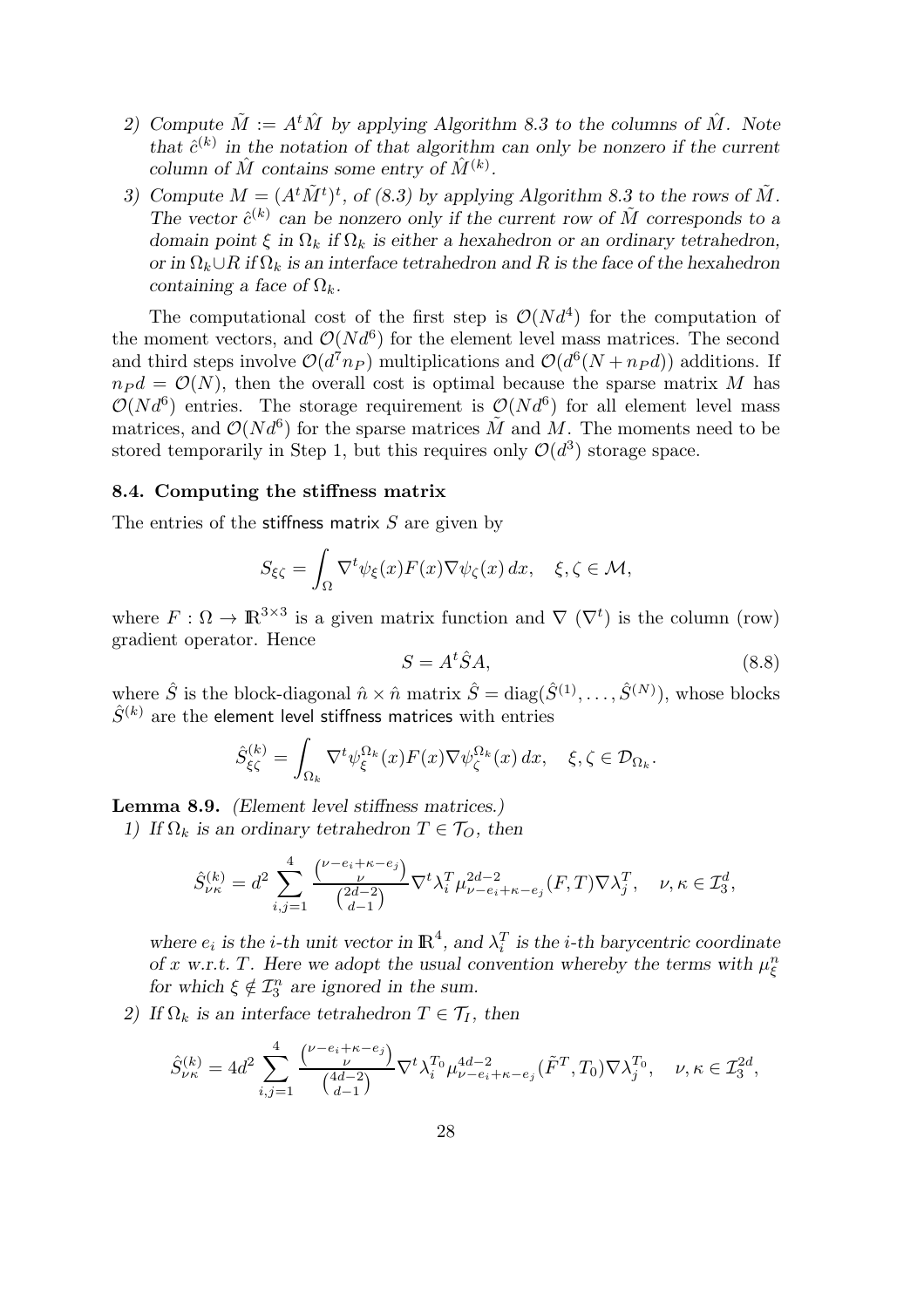*2) Compute $\tilde{M} := A^t \hat{M}$ by applying Algorithm 8.3 to the columns of $\hat{M}$. Note that $\hat{c}^{(k)}$ in the notation of that algorithm can only be nonzero if the current column of $\hat{M}$ contains some entry of $\hat{M}^{(k)}$.*

*3) Compute $M = (A^t \tilde{M}^t)^t$, of (8.3) by applying Algorithm 8.3 to the rows of $\tilde{M}$. The vector $\hat{c}^{(k)}$ can be nonzero only if the current row of $\tilde{M}$ corresponds to a domain point $\xi$ in $\Omega_k$ if $\Omega_k$ is either a hexahedron or an ordinary tetrahedron, or in $\Omega_k \cup R$ if $\Omega_k$ is an interface tetrahedron and $R$ is the face of the hexahedron containing a face of $\Omega_k$.*

The computational cost of the first step is $\mathcal{O}(Nd^4)$ for the computation of the moment vectors, and $\mathcal{O}(Nd^6)$ for the element level mass matrices. The second and third steps involve $\mathcal{O}(d^7 n_P)$ multiplications and $\mathcal{O}(d^6(N + n_P d))$ additions. If $n_P d = \mathcal{O}(N)$, then the overall cost is optimal because the sparse matrix $M$ has $\mathcal{O}(Nd^6)$ entries. The storage requirement is $\mathcal{O}(Nd^6)$ for all element level mass matrices, and $\mathcal{O}(Nd^6)$ for the sparse matrices $\tilde{M}$ and $M$. The moments need to be stored temporarily in Step 1, but this requires only $\mathcal{O}(d^3)$ storage space.

### 8.4. Computing the stiffness matrix

The entries of the stiffness matrix $S$ are given by

$$S_{\xi\zeta} = \int_\Omega \nabla^t \psi_\xi(x) F(x) \nabla \psi_\zeta(x)\, dx, \quad \xi, \zeta \in \mathcal{M},$$

where $F : \Omega \to \mathbb{R}^{3\times 3}$ is a given matrix function and $\nabla$ ($\nabla^t$) is the column (row) gradient operator. Hence

$$S = A^t \hat{S} A, \tag{8.8}$$

where $\hat{S}$ is the block-diagonal $\hat{n} \times \hat{n}$ matrix $\hat{S} = \operatorname{diag}(\hat{S}^{(1)}, \ldots, \hat{S}^{(N)})$, whose blocks $\hat{S}^{(k)}$ are the element level stiffness matrices with entries

$$\hat{S}^{(k)}_{\xi\zeta} = \int_{\Omega_k} \nabla^t \psi^{\Omega_k}_\xi(x) F(x) \nabla \psi^{\Omega_k}_\zeta(x)\, dx, \quad \xi, \zeta \in \mathcal{D}_{\Omega_k}.$$

**Lemma 8.9.** *(Element level stiffness matrices.)*

*1) If $\Omega_k$ is an ordinary tetrahedron $T \in \mathcal{T}_O$, then*

$$\hat{S}^{(k)}_{\nu\kappa} = d^2 \sum_{i,j=1}^{4} \frac{\binom{\nu - e_i + \kappa - e_j}{\nu}}{\binom{2d-2}{d-1}} \nabla^t \lambda^T_i \mu^{2d-2}_{\nu - e_i + \kappa - e_j}(F, T) \nabla \lambda^T_j, \quad \nu, \kappa \in \mathcal{I}^d_3,$$

*where $e_i$ is the $i$-th unit vector in $\mathbb{R}^4$, and $\lambda^T_i$ is the $i$-th barycentric coordinate of $x$ w.r.t. $T$. Here we adopt the usual convention whereby the terms with $\mu^n_\xi$ for which $\xi \notin \mathcal{I}^n_3$ are ignored in the sum.*

*2) If $\Omega_k$ is an interface tetrahedron $T \in \mathcal{T}_I$, then*

$$\hat{S}^{(k)}_{\nu\kappa} = 4d^2 \sum_{i,j=1}^{4} \frac{\binom{\nu - e_i + \kappa - e_j}{\nu}}{\binom{4d-2}{d-1}} \nabla^t \lambda^{T_0}_i \mu^{4d-2}_{\nu - e_i + \kappa - e_j}(\tilde{F}^T, T_0) \nabla \lambda^{T_0}_j, \quad \nu, \kappa \in \mathcal{I}^{2d}_3,$$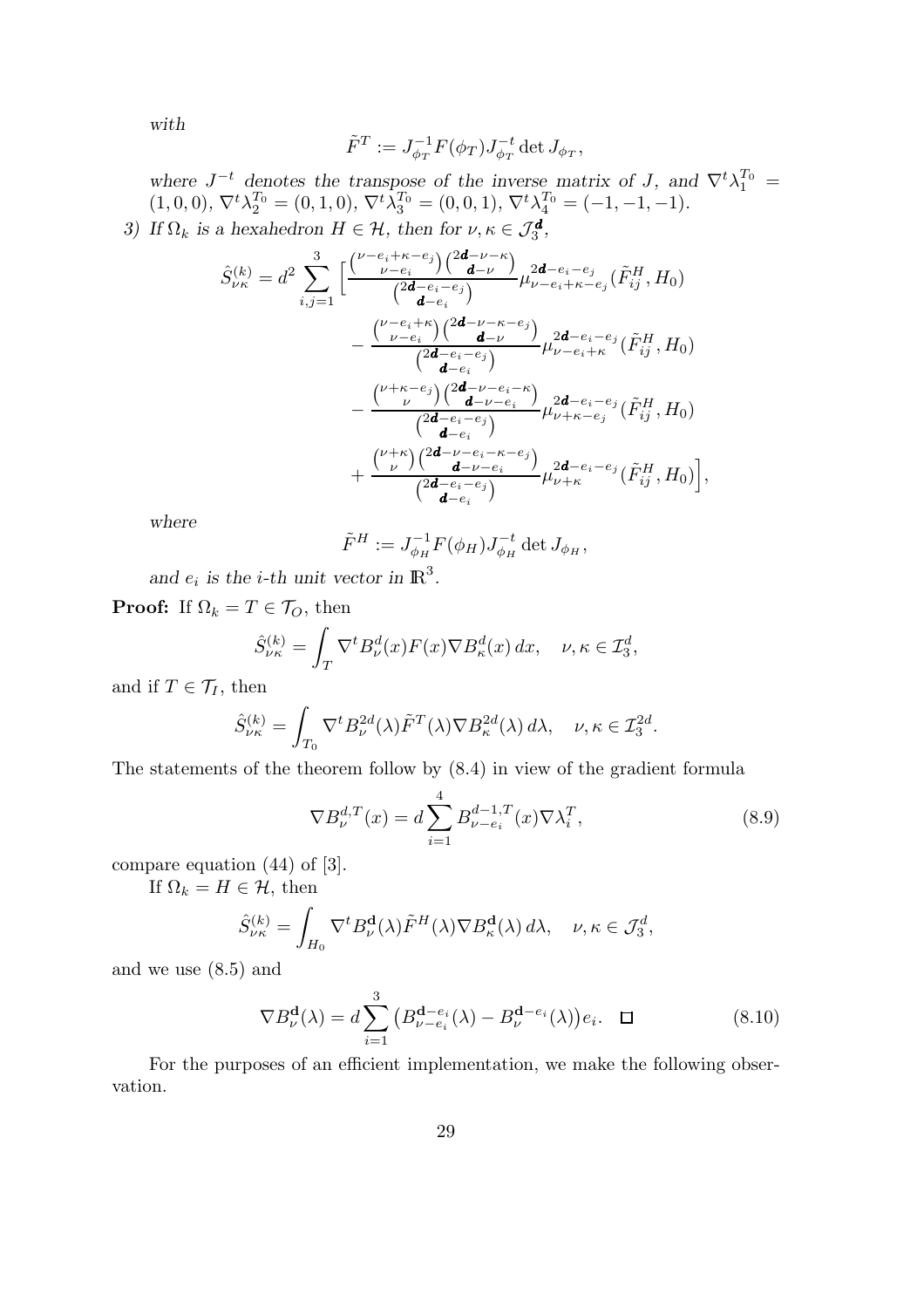*with*

$$\tilde{F}^T := J_{\phi_T}^{-1} F(\phi_T) J_{\phi_T}^{-t} \det J_{\phi_T},$$

*where* $J^{-t}$ *denotes the transpose of the inverse matrix of* $J$, *and* $\nabla^t \lambda_1^{T_0} = (1,0,0)$, $\nabla^t \lambda_2^{T_0} = (0,1,0)$, $\nabla^t \lambda_3^{T_0} = (0,0,1)$, $\nabla^t \lambda_4^{T_0} = (-1,-1,-1)$.

*3) If* $\Omega_k$ *is a hexahedron* $H \in \mathcal{H}$, *then for* $\nu, \kappa \in \mathcal{J}_3^{\boldsymbol{d}}$,

$$\begin{aligned}
\hat{S}_{\nu\kappa}^{(k)} = d^2 \sum_{i,j=1}^{3} \Big[ & \frac{\binom{\nu-e_i+\kappa-e_j}{\nu-e_i}\binom{2\boldsymbol{d}-\nu-\kappa}{\boldsymbol{d}-\nu}}{\binom{2\boldsymbol{d}-e_i-e_j}{\boldsymbol{d}-e_i}} \mu_{\nu-e_i+\kappa-e_j}^{2\boldsymbol{d}-e_i-e_j}(\tilde{F}_{ij}^H, H_0) \\
& - \frac{\binom{\nu-e_i+\kappa}{\nu-e_i}\binom{2\boldsymbol{d}-\nu-\kappa-e_j}{\boldsymbol{d}-\nu}}{\binom{2\boldsymbol{d}-e_i-e_j}{\boldsymbol{d}-e_i}} \mu_{\nu-e_i+\kappa}^{2\boldsymbol{d}-e_i-e_j}(\tilde{F}_{ij}^H, H_0) \\
& - \frac{\binom{\nu+\kappa-e_j}{\nu}\binom{2\boldsymbol{d}-\nu-e_i-\kappa}{\boldsymbol{d}-\nu-e_i}}{\binom{2\boldsymbol{d}-e_i-e_j}{\boldsymbol{d}-e_i}} \mu_{\nu+\kappa-e_j}^{2\boldsymbol{d}-e_i-e_j}(\tilde{F}_{ij}^H, H_0) \\
& + \frac{\binom{\nu+\kappa}{\nu}\binom{2\boldsymbol{d}-\nu-e_i-\kappa-e_j}{\boldsymbol{d}-\nu-e_i}}{\binom{2\boldsymbol{d}-e_i-e_j}{\boldsymbol{d}-e_i}} \mu_{\nu+\kappa}^{2\boldsymbol{d}-e_i-e_j}(\tilde{F}_{ij}^H, H_0) \Big],
\end{aligned}$$

*where*

$$\tilde{F}^H := J_{\phi_H}^{-1} F(\phi_H) J_{\phi_H}^{-t} \det J_{\phi_H},$$

*and* $e_i$ *is the* $i$*-th unit vector in* $\mathbb{R}^3$.

**Proof:** If $\Omega_k = T \in \mathcal{T}_O$, then

$$\hat{S}_{\nu\kappa}^{(k)} = \int_T \nabla^t B_\nu^d(x) F(x) \nabla B_\kappa^d(x)\, dx, \quad \nu, \kappa \in \mathcal{I}_3^d,$$

and if $T \in \mathcal{T}_I$, then

$$\hat{S}_{\nu\kappa}^{(k)} = \int_{T_0} \nabla^t B_\nu^{2d}(\lambda) \tilde{F}^T(\lambda) \nabla B_\kappa^{2d}(\lambda)\, d\lambda, \quad \nu, \kappa \in \mathcal{I}_3^{2d}.$$

The statements of the theorem follow by (8.4) in view of the gradient formula

$$\nabla B_\nu^{d,T}(x) = d \sum_{i=1}^{4} B_{\nu-e_i}^{d-1,T}(x) \nabla \lambda_i^T, \tag{8.9}$$

compare equation (44) of [3].

If $\Omega_k = H \in \mathcal{H}$, then

$$\hat{S}_{\nu\kappa}^{(k)} = \int_{H_0} \nabla^t B_\nu^{\mathbf{d}}(\lambda) \tilde{F}^H(\lambda) \nabla B_\kappa^{\mathbf{d}}(\lambda)\, d\lambda, \quad \nu, \kappa \in \mathcal{J}_3^d,$$

and we use (8.5) and

$$\nabla B_\nu^{\mathbf{d}}(\lambda) = d \sum_{i=1}^{3} \big( B_{\nu-e_i}^{\mathbf{d}-e_i}(\lambda) - B_\nu^{\mathbf{d}-e_i}(\lambda) \big) e_i. \quad \square \tag{8.10}$$

For the purposes of an efficient implementation, we make the following observation.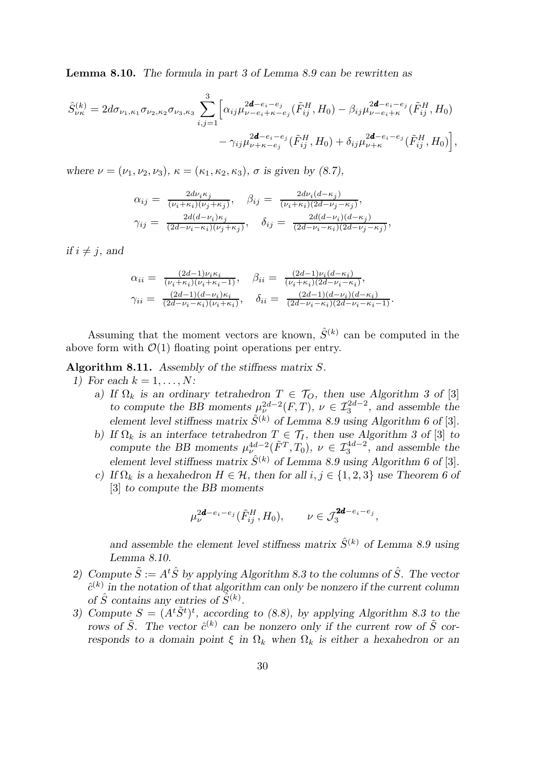**Lemma 8.10.** *The formula in part 3 of Lemma 8.9 can be rewritten as*

$$\hat{S}^{(k)}_{\nu\kappa} = 2d\sigma_{\nu_1,\kappa_1}\sigma_{\nu_2,\kappa_2}\sigma_{\nu_3,\kappa_3} \sum_{i,j=1}^{3} \Big[ \alpha_{ij}\mu^{2\boldsymbol{d}-e_i-e_j}_{\nu-e_i+\kappa-e_j}(\tilde{F}^H_{ij}, H_0) - \beta_{ij}\mu^{2\boldsymbol{d}-e_i-e_j}_{\nu-e_i+\kappa}(\tilde{F}^H_{ij}, H_0) - \gamma_{ij}\mu^{2\boldsymbol{d}-e_i-e_j}_{\nu+\kappa-e_j}(\tilde{F}^H_{ij}, H_0) + \delta_{ij}\mu^{2\boldsymbol{d}-e_i-e_j}_{\nu+\kappa}(\tilde{F}^H_{ij}, H_0) \Big],$$

*where* $\nu = (\nu_1, \nu_2, \nu_3)$, $\kappa = (\kappa_1, \kappa_2, \kappa_3)$, $\sigma$ *is given by (8.7),*

$$\alpha_{ij} = \frac{2d\nu_i\kappa_j}{(\nu_i+\kappa_i)(\nu_j+\kappa_j)}, \quad \beta_{ij} = \frac{2d\nu_i(d-\kappa_j)}{(\nu_i+\kappa_i)(2d-\nu_j-\kappa_j)},$$
$$\gamma_{ij} = \frac{2d(d-\nu_i)\kappa_j}{(2d-\nu_i-\kappa_i)(\nu_j+\kappa_j)}, \quad \delta_{ij} = \frac{2d(d-\nu_i)(d-\kappa_j)}{(2d-\nu_i-\kappa_i)(2d-\nu_j-\kappa_j)},$$

*if* $i \neq j$, *and*

$$\alpha_{ii} = \frac{(2d-1)\nu_i\kappa_i}{(\nu_i+\kappa_i)(\nu_i+\kappa_i-1)}, \quad \beta_{ii} = \frac{(2d-1)\nu_i(d-\kappa_i)}{(\nu_i+\kappa_i)(2d-\nu_i-\kappa_i)},$$
$$\gamma_{ii} = \frac{(2d-1)(d-\nu_i)\kappa_i}{(2d-\nu_i-\kappa_i)(\nu_i+\kappa_i)}, \quad \delta_{ii} = \frac{(2d-1)(d-\nu_i)(d-\kappa_i)}{(2d-\nu_i-\kappa_i)(2d-\nu_i-\kappa_i-1)}.$$

Assuming that the moment vectors are known, $\hat{S}^{(k)}$ can be computed in the above form with $\mathcal{O}(1)$ floating point operations per entry.

**Algorithm 8.11.** *Assembly of the stiffness matrix $S$.*

1) *For each* $k = 1, \ldots, N$:
   a) *If* $\Omega_k$ *is an ordinary tetrahedron* $T \in \mathcal{T}_O$, *then use Algorithm 3 of* [3] *to compute the BB moments* $\mu^{2d-2}_\nu(F, T)$, $\nu \in \mathcal{I}^{2d-2}_3$, *and assemble the element level stiffness matrix* $\hat{S}^{(k)}$ *of Lemma 8.9 using Algorithm 6 of* [3].
   b) *If* $\Omega_k$ *is an interface tetrahedron* $T \in \mathcal{T}_I$, *then use Algorithm 3 of* [3] *to compute the BB moments* $\mu^{4d-2}_\nu(\tilde{F}^T, T_0)$, $\nu \in \mathcal{I}^{4d-2}_3$, *and assemble the element level stiffness matrix* $\hat{S}^{(k)}$ *of Lemma 8.9 using Algorithm 6 of* [3].
   c) *If* $\Omega_k$ *is a hexahedron* $H \in \mathcal{H}$, *then for all* $i, j \in \{1, 2, 3\}$ *use Theorem 6 of* [3] *to compute the BB moments*
   $$\mu^{2\boldsymbol{d}-e_i-e_j}_\nu(\tilde{F}^H_{ij}, H_0), \qquad \nu \in \mathcal{J}^{2\boldsymbol{d}-e_i-e_j}_3,$$
   *and assemble the element level stiffness matrix* $\hat{S}^{(k)}$ *of Lemma 8.9 using Lemma 8.10.*
2) *Compute* $\tilde{S} := A^t\hat{S}$ *by applying Algorithm 8.3 to the columns of* $\hat{S}$. *The vector* $\hat{c}^{(k)}$ *in the notation of that algorithm can only be nonzero if the current column of* $\hat{S}$ *contains any entries of* $\hat{S}^{(k)}$.
3) *Compute* $S = (A^t\tilde{S}^t)^t$, *according to (8.8), by applying Algorithm 8.3 to the rows of* $\tilde{S}$. *The vector* $\hat{c}^{(k)}$ *can be nonzero only if the current row of* $\tilde{S}$ *corresponds to a domain point* $\xi$ *in* $\Omega_k$ *when* $\Omega_k$ *is either a hexahedron or an*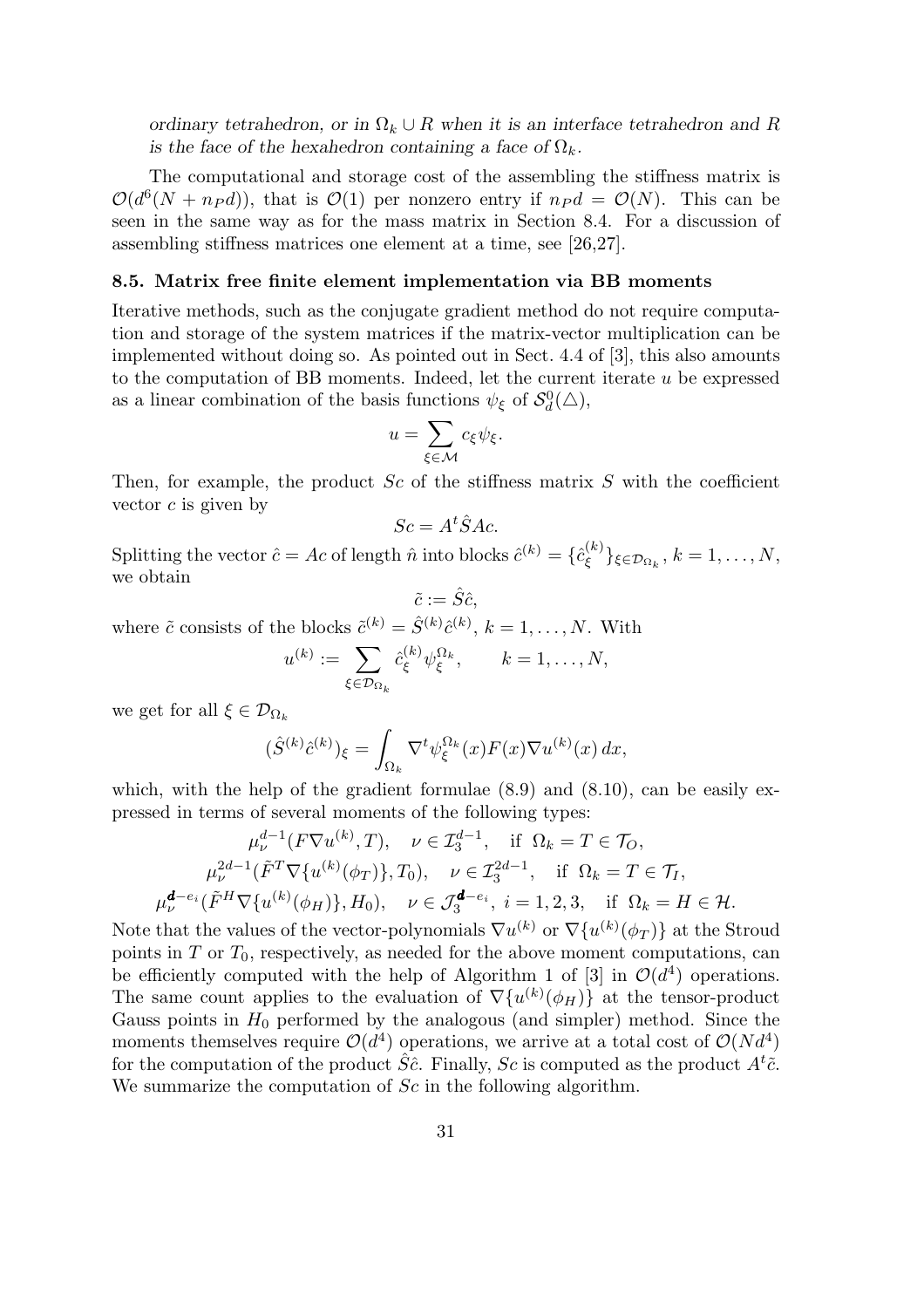*ordinary tetrahedron, or in $\Omega_k \cup R$ when it is an interface tetrahedron and $R$ is the face of the hexahedron containing a face of $\Omega_k$.*

The computational and storage cost of the assembling the stiffness matrix is $\mathcal{O}(d^6(N + n_P d))$, that is $\mathcal{O}(1)$ per nonzero entry if $n_P d = \mathcal{O}(N)$. This can be seen in the same way as for the mass matrix in Section 8.4. For a discussion of assembling stiffness matrices one element at a time, see [26,27].

### 8.5. Matrix free finite element implementation via BB moments

Iterative methods, such as the conjugate gradient method do not require computation and storage of the system matrices if the matrix-vector multiplication can be implemented without doing so. As pointed out in Sect. 4.4 of [3], this also amounts to the computation of BB moments. Indeed, let the current iterate $u$ be expressed as a linear combination of the basis functions $\psi_\xi$ of $\mathcal{S}_d^0(\triangle)$,

$$u = \sum_{\xi \in \mathcal{M}} c_\xi \psi_\xi.$$

Then, for example, the product $Sc$ of the stiffness matrix $S$ with the coefficient vector $c$ is given by

$$Sc = A^t \hat{S} A c.$$

Splitting the vector $\hat{c} = Ac$ of length $\hat{n}$ into blocks $\hat{c}^{(k)} = \{\hat{c}_\xi^{(k)}\}_{\xi \in \mathcal{D}_{\Omega_k}}$, $k = 1, \ldots, N$, we obtain

$$\tilde{c} := \hat{S}\hat{c},$$

where $\tilde{c}$ consists of the blocks $\tilde{c}^{(k)} = \hat{S}^{(k)} \hat{c}^{(k)}$, $k = 1, \ldots, N$. With

$$u^{(k)} := \sum_{\xi \in \mathcal{D}_{\Omega_k}} \hat{c}_\xi^{(k)} \psi_\xi^{\Omega_k}, \qquad k = 1, \ldots, N,$$

we get for all $\xi \in \mathcal{D}_{\Omega_k}$

$$(\hat{S}^{(k)} \hat{c}^{(k)})_\xi = \int_{\Omega_k} \nabla^t \psi_\xi^{\Omega_k}(x) F(x) \nabla u^{(k)}(x)\, dx,$$

which, with the help of the gradient formulae (8.9) and (8.10), can be easily expressed in terms of several moments of the following types:

$$\begin{aligned}
\mu_\nu^{d-1}(F \nabla u^{(k)}, T), \quad &\nu \in \mathcal{I}_3^{d-1}, \quad \text{if } \Omega_k = T \in \mathcal{T}_O, \\
\mu_\nu^{2d-1}(\tilde{F}^T \nabla \{u^{(k)}(\phi_T)\}, T_0), \quad &\nu \in \mathcal{I}_3^{2d-1}, \quad \text{if } \Omega_k = T \in \mathcal{T}_I, \\
\mu_\nu^{\boldsymbol{d} - e_i}(\tilde{F}^H \nabla \{u^{(k)}(\phi_H)\}, H_0), \quad &\nu \in \mathcal{J}_3^{\boldsymbol{d} - e_i},\ i = 1, 2, 3, \quad \text{if } \Omega_k = H \in \mathcal{H}.
\end{aligned}$$

Note that the values of the vector-polynomials $\nabla u^{(k)}$ or $\nabla \{u^{(k)}(\phi_T)\}$ at the Stroud points in $T$ or $T_0$, respectively, as needed for the above moment computations, can be efficiently computed with the help of Algorithm 1 of [3] in $\mathcal{O}(d^4)$ operations. The same count applies to the evaluation of $\nabla \{u^{(k)}(\phi_H)\}$ at the tensor-product Gauss points in $H_0$ performed by the analogous (and simpler) method. Since the moments themselves require $\mathcal{O}(d^4)$ operations, we arrive at a total cost of $\mathcal{O}(Nd^4)$ for the computation of the product $\hat{S}\hat{c}$. Finally, $Sc$ is computed as the product $A^t \tilde{c}$. We summarize the computation of $Sc$ in the following algorithm.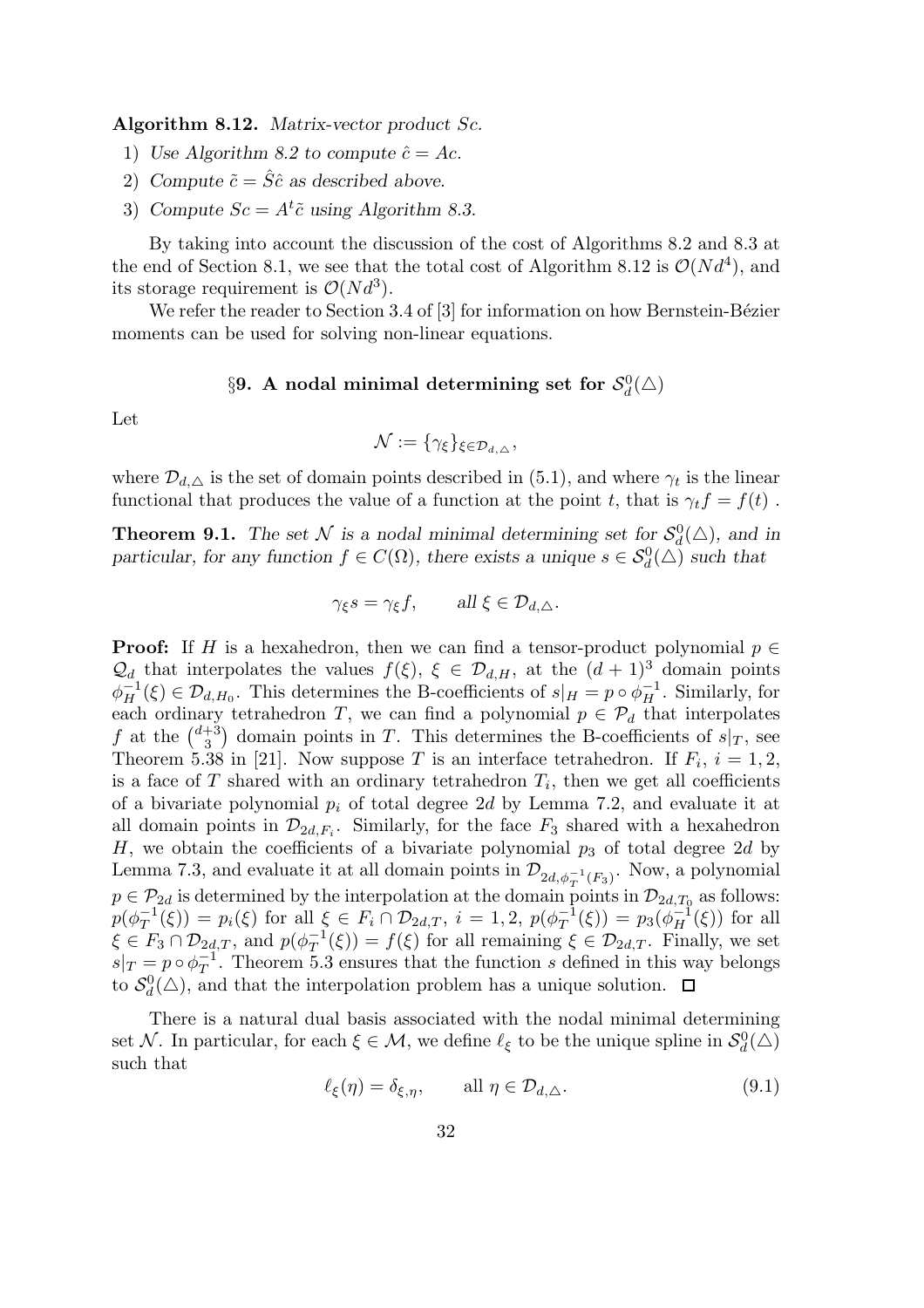**Algorithm 8.12.** *Matrix-vector product $Sc$.*

1) *Use Algorithm 8.2 to compute $\hat{c} = Ac$.*
2) *Compute $\tilde{c} = \hat{S}\hat{c}$ as described above.*
3) *Compute $Sc = A^t\tilde{c}$ using Algorithm 8.3.*

By taking into account the discussion of the cost of Algorithms 8.2 and 8.3 at the end of Section 8.1, we see that the total cost of Algorithm 8.12 is $\mathcal{O}(Nd^4)$, and its storage requirement is $\mathcal{O}(Nd^3)$.

We refer the reader to Section 3.4 of [3] for information on how Bernstein-Bézier moments can be used for solving non-linear equations.

## §9. A nodal minimal determining set for $\mathcal{S}_d^0(\triangle)$

Let

$$\mathcal{N} := \{\gamma_\xi\}_{\xi \in \mathcal{D}_{d,\triangle}},$$

where $\mathcal{D}_{d,\triangle}$ is the set of domain points described in (5.1), and where $\gamma_t$ is the linear functional that produces the value of a function at the point $t$, that is $\gamma_t f = f(t)$ .

**Theorem 9.1.** *The set $\mathcal{N}$ is a nodal minimal determining set for $\mathcal{S}_d^0(\triangle)$, and in particular, for any function $f \in C(\Omega)$, there exists a unique $s \in \mathcal{S}_d^0(\triangle)$ such that*

$$\gamma_\xi s = \gamma_\xi f, \qquad \text{all } \xi \in \mathcal{D}_{d,\triangle}.$$

**Proof:** If $H$ is a hexahedron, then we can find a tensor-product polynomial $p \in \mathcal{Q}_d$ that interpolates the values $f(\xi)$, $\xi \in \mathcal{D}_{d,H}$, at the $(d+1)^3$ domain points $\phi_H^{-1}(\xi) \in \mathcal{D}_{d,H_0}$. This determines the B-coefficients of $s|_H = p \circ \phi_H^{-1}$. Similarly, for each ordinary tetrahedron $T$, we can find a polynomial $p \in \mathcal{P}_d$ that interpolates $f$ at the $\binom{d+3}{3}$ domain points in $T$. This determines the B-coefficients of $s|_T$, see Theorem 5.38 in [21]. Now suppose $T$ is an interface tetrahedron. If $F_i$, $i = 1, 2$, is a face of $T$ shared with an ordinary tetrahedron $T_i$, then we get all coefficients of a bivariate polynomial $p_i$ of total degree $2d$ by Lemma 7.2, and evaluate it at all domain points in $\mathcal{D}_{2d,F_i}$. Similarly, for the face $F_3$ shared with a hexahedron $H$, we obtain the coefficients of a bivariate polynomial $p_3$ of total degree $2d$ by Lemma 7.3, and evaluate it at all domain points in $\mathcal{D}_{2d,\phi_T^{-1}(F_3)}$. Now, a polynomial $p \in \mathcal{P}_{2d}$ is determined by the interpolation at the domain points in $\mathcal{D}_{2d,T_0}$ as follows: $p(\phi_T^{-1}(\xi)) = p_i(\xi)$ for all $\xi \in F_i \cap \mathcal{D}_{2d,T}$, $i = 1, 2$, $p(\phi_T^{-1}(\xi)) = p_3(\phi_H^{-1}(\xi))$ for all $\xi \in F_3 \cap \mathcal{D}_{2d,T}$, and $p(\phi_T^{-1}(\xi)) = f(\xi)$ for all remaining $\xi \in \mathcal{D}_{2d,T}$. Finally, we set $s|_T = p \circ \phi_T^{-1}$. Theorem 5.3 ensures that the function $s$ defined in this way belongs to $\mathcal{S}_d^0(\triangle)$, and that the interpolation problem has a unique solution. $\square$

There is a natural dual basis associated with the nodal minimal determining set $\mathcal{N}$. In particular, for each $\xi \in \mathcal{M}$, we define $\ell_\xi$ to be the unique spline in $\mathcal{S}_d^0(\triangle)$ such that

$$\ell_\xi(\eta) = \delta_{\xi,\eta}, \qquad \text{all } \eta \in \mathcal{D}_{d,\triangle}. \tag{9.1}$$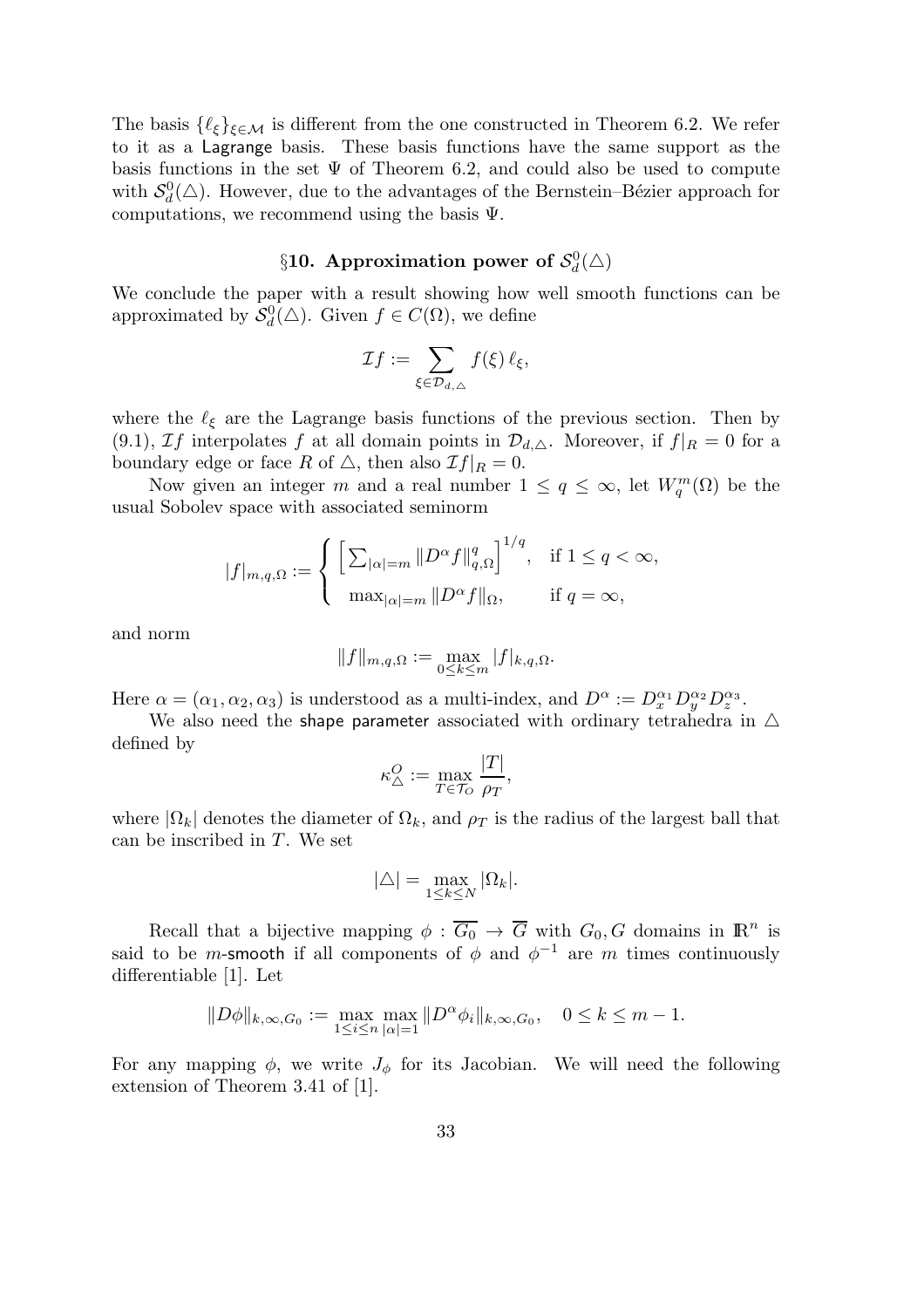The basis $\{\ell_\xi\}_{\xi\in\mathcal{M}}$ is different from the one constructed in Theorem 6.2. We refer to it as a Lagrange basis. These basis functions have the same support as the basis functions in the set $\Psi$ of Theorem 6.2, and could also be used to compute with $\mathcal{S}_d^0(\triangle)$. However, due to the advantages of the Bernstein–Bézier approach for computations, we recommend using the basis $\Psi$.

## §10. Approximation power of $\mathcal{S}_d^0(\triangle)$

We conclude the paper with a result showing how well smooth functions can be approximated by $\mathcal{S}_d^0(\triangle)$. Given $f \in C(\Omega)$, we define

$$\mathcal{I}f := \sum_{\xi\in\mathcal{D}_{d,\triangle}} f(\xi)\,\ell_\xi,$$

where the $\ell_\xi$ are the Lagrange basis functions of the previous section. Then by (9.1), $\mathcal{I}f$ interpolates $f$ at all domain points in $\mathcal{D}_{d,\triangle}$. Moreover, if $f|_R = 0$ for a boundary edge or face $R$ of $\triangle$, then also $\mathcal{I}f|_R = 0$.

Now given an integer $m$ and a real number $1 \le q \le \infty$, let $W_q^m(\Omega)$ be the usual Sobolev space with associated seminorm

$$|f|_{m,q,\Omega} := \begin{cases} \Big[\sum_{|\alpha|=m} \|D^\alpha f\|_{q,\Omega}^q\Big]^{1/q}, & \text{if } 1 \le q < \infty,\\ \max_{|\alpha|=m} \|D^\alpha f\|_\Omega, & \text{if } q = \infty,\end{cases}$$

and norm

$$\|f\|_{m,q,\Omega} := \max_{0\le k\le m} |f|_{k,q,\Omega}.$$

Here $\alpha = (\alpha_1,\alpha_2,\alpha_3)$ is understood as a multi-index, and $D^\alpha := D_x^{\alpha_1} D_y^{\alpha_2} D_z^{\alpha_3}$.

We also need the shape parameter associated with ordinary tetrahedra in $\triangle$ defined by

$$\kappa_\triangle^O := \max_{T\in\mathcal{T}_O} \frac{|T|}{\rho_T},$$

where $|\Omega_k|$ denotes the diameter of $\Omega_k$, and $\rho_T$ is the radius of the largest ball that can be inscribed in $T$. We set

$$|\triangle| = \max_{1\le k\le N} |\Omega_k|.$$

Recall that a bijective mapping $\phi : \overline{G_0} \to \overline{G}$ with $G_0, G$ domains in $\mathbb{R}^n$ is said to be $m$-smooth if all components of $\phi$ and $\phi^{-1}$ are $m$ times continuously differentiable [1]. Let

$$\|D\phi\|_{k,\infty,G_0} := \max_{1\le i\le n} \max_{|\alpha|=1} \|D^\alpha \phi_i\|_{k,\infty,G_0}, \quad 0 \le k \le m-1.$$

For any mapping $\phi$, we write $J_\phi$ for its Jacobian. We will need the following extension of Theorem 3.41 of [1].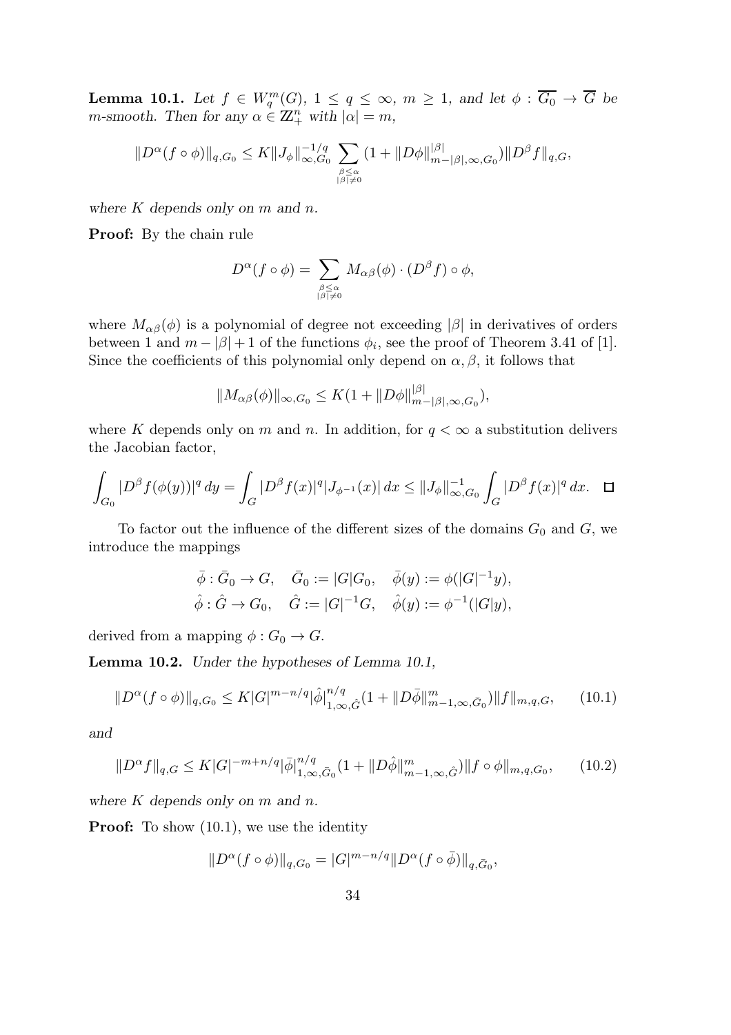**Lemma 10.1.** *Let $f \in W_q^m(G)$, $1 \le q \le \infty$, $m \ge 1$, and let $\phi : \overline{G_0} \to \overline{G}$ be $m$-smooth. Then for any $\alpha \in \mathbb{Z}_+^n$ with $|\alpha| = m$,*

$$\|D^\alpha(f \circ \phi)\|_{q,G_0} \le K \|J_\phi\|_{\infty,G_0}^{-1/q} \sum_{\substack{\beta \le \alpha \\ |\beta| \ne 0}} (1 + \|D\phi\|_{m-|\beta|,\infty,G_0}^{|\beta|}) \|D^\beta f\|_{q,G},$$

*where $K$ depends only on $m$ and $n$.*

**Proof:** By the chain rule

$$D^\alpha(f \circ \phi) = \sum_{\substack{\beta \le \alpha \\ |\beta| \ne 0}} M_{\alpha\beta}(\phi) \cdot (D^\beta f) \circ \phi,$$

where $M_{\alpha\beta}(\phi)$ is a polynomial of degree not exceeding $|\beta|$ in derivatives of orders between 1 and $m - |\beta| + 1$ of the functions $\phi_i$, see the proof of Theorem 3.41 of [1]. Since the coefficients of this polynomial only depend on $\alpha, \beta$, it follows that

$$\|M_{\alpha\beta}(\phi)\|_{\infty,G_0} \le K(1 + \|D\phi\|_{m-|\beta|,\infty,G_0}^{|\beta|}),$$

where $K$ depends only on $m$ and $n$. In addition, for $q < \infty$ a substitution delivers the Jacobian factor,

$$\int_{G_0} |D^\beta f(\phi(y))|^q \, dy = \int_G |D^\beta f(x)|^q |J_{\phi^{-1}}(x)| \, dx \le \|J_\phi\|_{\infty,G_0}^{-1} \int_G |D^\beta f(x)|^q \, dx. \quad \square$$

To factor out the influence of the different sizes of the domains $G_0$ and $G$, we introduce the mappings

$$\bar{\phi} : \bar{G}_0 \to G, \quad \bar{G}_0 := |G| G_0, \quad \bar{\phi}(y) := \phi(|G|^{-1} y),$$
$$\hat{\phi} : \hat{G} \to G_0, \quad \hat{G} := |G|^{-1} G, \quad \hat{\phi}(y) := \phi^{-1}(|G| y),$$

derived from a mapping $\phi : G_0 \to G$.

**Lemma 10.2.** *Under the hypotheses of Lemma 10.1,*

$$\|D^\alpha(f \circ \phi)\|_{q,G_0} \le K |G|^{m-n/q} |\hat{\phi}|_{1,\infty,\hat{G}}^{n/q} (1 + \|D\bar{\phi}\|_{m-1,\infty,\bar{G}_0}^m) \|f\|_{m,q,G}, \qquad (10.1)$$

*and*

$$\|D^\alpha f\|_{q,G} \le K |G|^{-m+n/q} |\bar{\phi}|_{1,\infty,\bar{G}_0}^{n/q} (1 + \|D\hat{\phi}\|_{m-1,\infty,\hat{G}}^m) \|f \circ \phi\|_{m,q,G_0}, \qquad (10.2)$$

*where $K$ depends only on $m$ and $n$.*

**Proof:** To show (10.1), we use the identity

$$\|D^\alpha(f \circ \phi)\|_{q,G_0} = |G|^{m-n/q} \|D^\alpha(f \circ \bar{\phi})\|_{q,\bar{G}_0},$$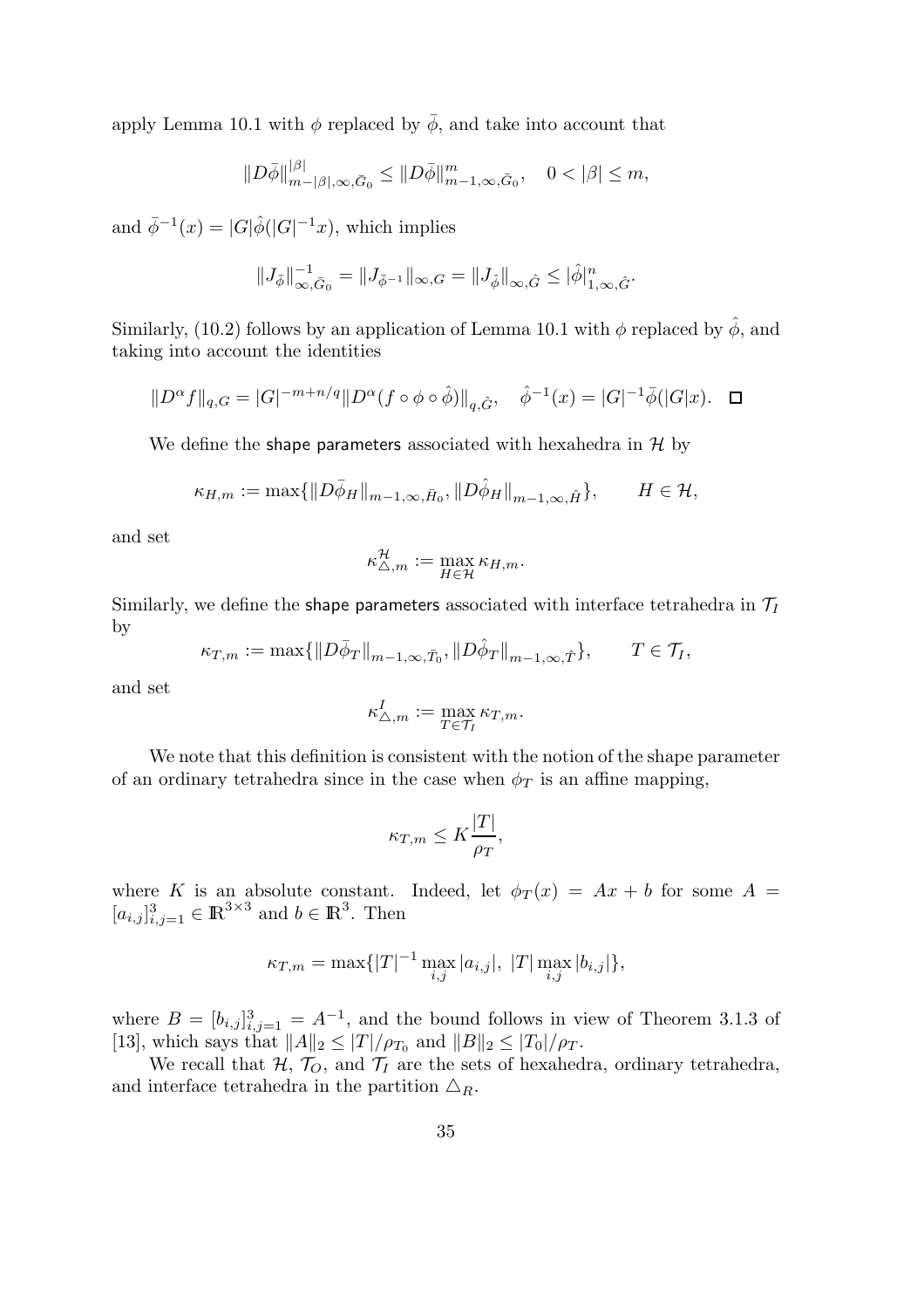apply Lemma 10.1 with $\phi$ replaced by $\bar{\phi}$, and take into account that

$$\|D\bar{\phi}\|_{m-|\beta|,\infty,\bar{G}_0}^{|\beta|} \leq \|D\bar{\phi}\|_{m-1,\infty,\bar{G}_0}^{m}, \quad 0 < |\beta| \leq m,$$

and $\bar{\phi}^{-1}(x) = |G|\hat{\phi}(|G|^{-1}x)$, which implies

$$\|J_{\bar{\phi}}\|_{\infty,\bar{G}_0}^{-1} = \|J_{\bar{\phi}^{-1}}\|_{\infty,G} = \|J_{\hat{\phi}}\|_{\infty,\hat{G}} \leq |\hat{\phi}|_{1,\infty,\hat{G}}^{n}.$$

Similarly, (10.2) follows by an application of Lemma 10.1 with $\phi$ replaced by $\hat{\phi}$, and taking into account the identities

$$\|D^\alpha f\|_{q,G} = |G|^{-m+n/q}\|D^\alpha(f \circ \phi \circ \hat{\phi})\|_{q,\hat{G}}, \quad \hat{\phi}^{-1}(x) = |G|^{-1}\bar{\phi}(|G|x). \quad \square$$

We define the shape parameters associated with hexahedra in $\mathcal{H}$ by

$$\kappa_{H,m} := \max\{\|D\bar{\phi}_H\|_{m-1,\infty,\bar{H}_0}, \|D\hat{\phi}_H\|_{m-1,\infty,\hat{H}}\}, \qquad H \in \mathcal{H},$$

and set

$$\kappa_{\triangle,m}^{\mathcal{H}} := \max_{H\in\mathcal{H}} \kappa_{H,m}.$$

Similarly, we define the shape parameters associated with interface tetrahedra in $\mathcal{T}_I$ by

$$\kappa_{T,m} := \max\{\|D\bar{\phi}_T\|_{m-1,\infty,\bar{T}_0}, \|D\hat{\phi}_T\|_{m-1,\infty,\hat{T}}\}, \qquad T \in \mathcal{T}_I,$$

and set

$$\kappa_{\triangle,m}^{I} := \max_{T\in\mathcal{T}_I} \kappa_{T,m}.$$

We note that this definition is consistent with the notion of the shape parameter of an ordinary tetrahedra since in the case when $\phi_T$ is an affine mapping,

$$\kappa_{T,m} \leq K\frac{|T|}{\rho_T},$$

where $K$ is an absolute constant. Indeed, let $\phi_T(x) = Ax + b$ for some $A = [a_{i,j}]_{i,j=1}^3 \in \mathbb{R}^{3\times 3}$ and $b \in \mathbb{R}^3$. Then

$$\kappa_{T,m} = \max\{|T|^{-1}\max_{i,j}|a_{i,j}|,\ |T|\max_{i,j}|b_{i,j}|\},$$

where $B = [b_{i,j}]_{i,j=1}^3 = A^{-1}$, and the bound follows in view of Theorem 3.1.3 of [13], which says that $\|A\|_2 \leq |T|/\rho_{T_0}$ and $\|B\|_2 \leq |T_0|/\rho_T$.

We recall that $\mathcal{H}$, $\mathcal{T}_O$, and $\mathcal{T}_I$ are the sets of hexahedra, ordinary tetrahedra, and interface tetrahedra in the partition $\triangle_R$.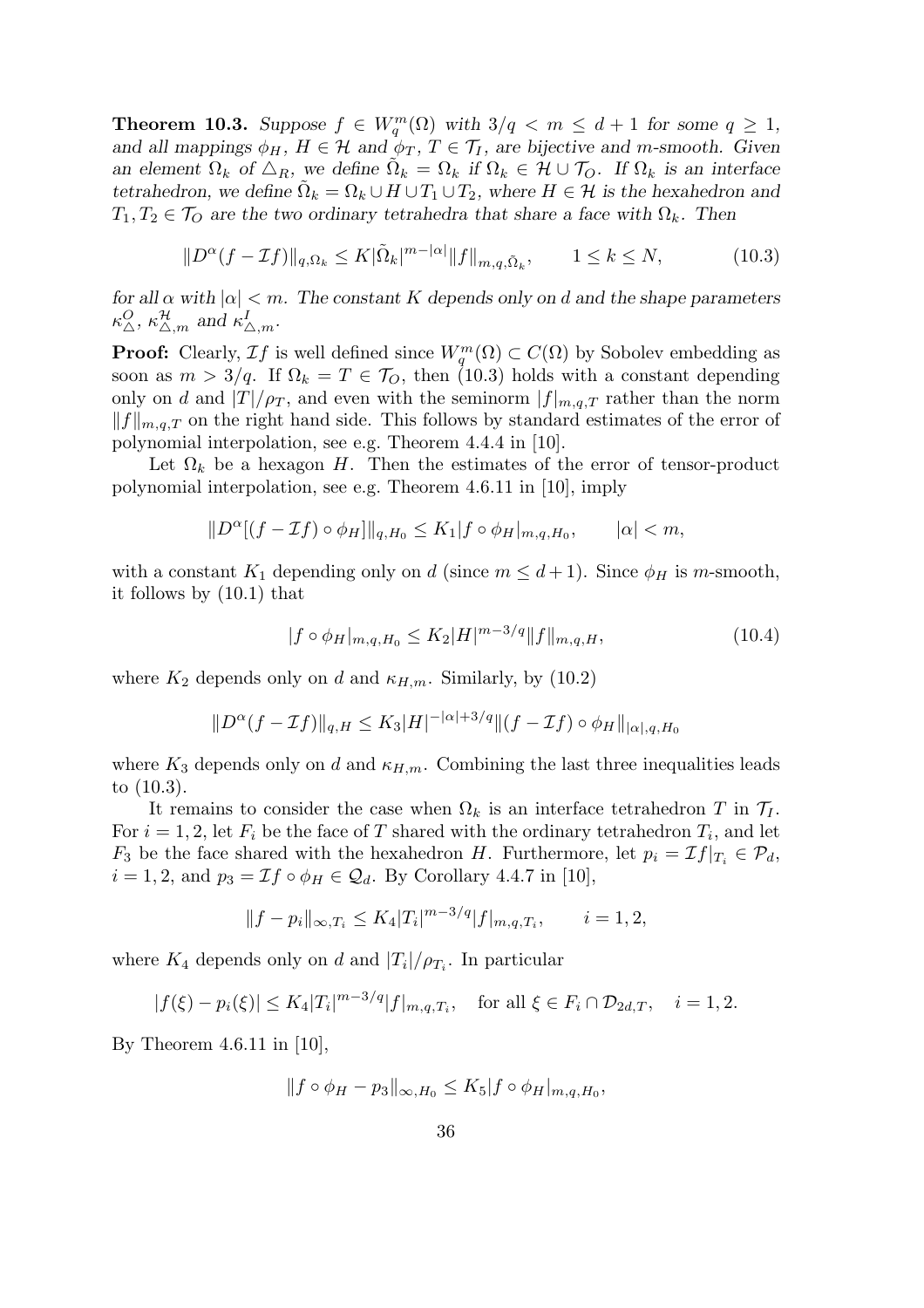**Theorem 10.3.** *Suppose $f \in W_q^m(\Omega)$ with $3/q < m \le d+1$ for some $q \ge 1$, and all mappings $\phi_H$, $H \in \mathcal{H}$ and $\phi_T$, $T \in \mathcal{T}_I$, are bijective and $m$-smooth. Given an element $\Omega_k$ of $\triangle_R$, we define $\tilde{\Omega}_k = \Omega_k$ if $\Omega_k \in \mathcal{H} \cup \mathcal{T}_O$. If $\Omega_k$ is an interface tetrahedron, we define $\tilde{\Omega}_k = \Omega_k \cup H \cup T_1 \cup T_2$, where $H \in \mathcal{H}$ is the hexahedron and $T_1, T_2 \in \mathcal{T}_O$ are the two ordinary tetrahedra that share a face with $\Omega_k$. Then*

$$\|D^\alpha(f - \mathcal{I}f)\|_{q,\Omega_k} \le K|\tilde{\Omega}_k|^{m-|\alpha|}\|f\|_{m,q,\tilde{\Omega}_k}, \qquad 1 \le k \le N, \tag{10.3}$$

*for all $\alpha$ with $|\alpha| < m$. The constant $K$ depends only on $d$ and the shape parameters $\kappa_\triangle^O$, $\kappa_{\triangle,m}^{\mathcal{H}}$ and $\kappa_{\triangle,m}^I$.*

**Proof:** Clearly, $\mathcal{I}f$ is well defined since $W_q^m(\Omega) \subset C(\Omega)$ by Sobolev embedding as soon as $m > 3/q$. If $\Omega_k = T \in \mathcal{T}_O$, then (10.3) holds with a constant depending only on $d$ and $|T|/\rho_T$, and even with the seminorm $|f|_{m,q,T}$ rather than the norm $\|f\|_{m,q,T}$ on the right hand side. This follows by standard estimates of the error of polynomial interpolation, see e.g. Theorem 4.4.4 in [10].

Let $\Omega_k$ be a hexagon $H$. Then the estimates of the error of tensor-product polynomial interpolation, see e.g. Theorem 4.6.11 in [10], imply

$$\|D^\alpha[(f - \mathcal{I}f) \circ \phi_H]\|_{q,H_0} \le K_1|f \circ \phi_H|_{m,q,H_0}, \qquad |\alpha| < m,$$

with a constant $K_1$ depending only on $d$ (since $m \le d+1$). Since $\phi_H$ is $m$-smooth, it follows by (10.1) that

$$|f \circ \phi_H|_{m,q,H_0} \le K_2|H|^{m-3/q}\|f\|_{m,q,H}, \tag{10.4}$$

where $K_2$ depends only on $d$ and $\kappa_{H,m}$. Similarly, by (10.2)

$$\|D^\alpha(f - \mathcal{I}f)\|_{q,H} \le K_3|H|^{-|\alpha|+3/q}\|(f - \mathcal{I}f) \circ \phi_H\|_{|\alpha|,q,H_0}$$

where $K_3$ depends only on $d$ and $\kappa_{H,m}$. Combining the last three inequalities leads to (10.3).

It remains to consider the case when $\Omega_k$ is an interface tetrahedron $T$ in $\mathcal{T}_I$. For $i = 1, 2$, let $F_i$ be the face of $T$ shared with the ordinary tetrahedron $T_i$, and let $F_3$ be the face shared with the hexahedron $H$. Furthermore, let $p_i = \mathcal{I}f|_{T_i} \in \mathcal{P}_d$, $i = 1, 2$, and $p_3 = \mathcal{I}f \circ \phi_H \in \mathcal{Q}_d$. By Corollary 4.4.7 in [10],

$$\|f - p_i\|_{\infty,T_i} \le K_4|T_i|^{m-3/q}|f|_{m,q,T_i}, \qquad i = 1, 2,$$

where $K_4$ depends only on $d$ and $|T_i|/\rho_{T_i}$. In particular

$$|f(\xi) - p_i(\xi)| \le K_4|T_i|^{m-3/q}|f|_{m,q,T_i}, \quad \text{for all } \xi \in F_i \cap \mathcal{D}_{2d,T}, \quad i = 1, 2.$$

By Theorem 4.6.11 in [10],

$$\|f \circ \phi_H - p_3\|_{\infty,H_0} \le K_5|f \circ \phi_H|_{m,q,H_0},$$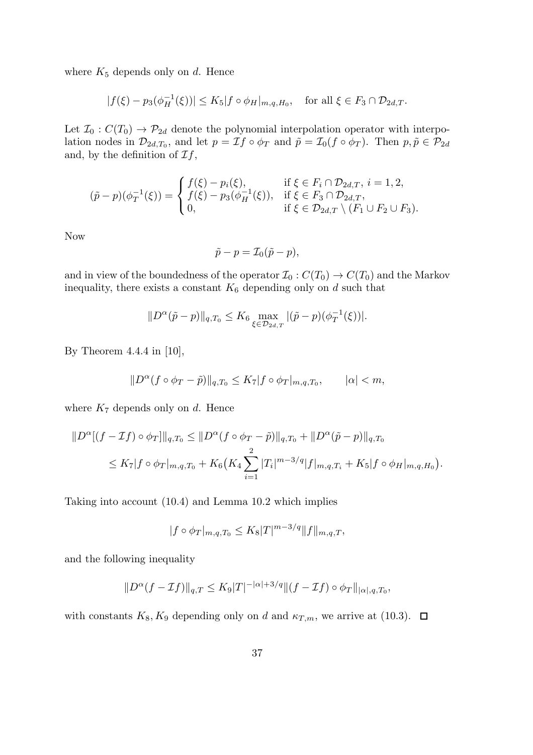where $K_5$ depends only on $d$. Hence

$$|f(\xi) - p_3(\phi_H^{-1}(\xi))| \le K_5 |f \circ \phi_H|_{m,q,H_0}, \quad \text{for all } \xi \in F_3 \cap \mathcal{D}_{2d,T}.$$

Let $\mathcal{I}_0 : C(T_0) \to \mathcal{P}_{2d}$ denote the polynomial interpolation operator with interpolation nodes in $\mathcal{D}_{2d,T_0}$, and let $p = \mathcal{I}f \circ \phi_T$ and $\tilde{p} = \mathcal{I}_0(f \circ \phi_T)$. Then $p, \tilde{p} \in \mathcal{P}_{2d}$ and, by the definition of $\mathcal{I}f$,

$$(\tilde{p} - p)(\phi_T^{-1}(\xi)) = \begin{cases} f(\xi) - p_i(\xi), & \text{if } \xi \in F_i \cap \mathcal{D}_{2d,T},\ i = 1, 2, \\ f(\xi) - p_3(\phi_H^{-1}(\xi)), & \text{if } \xi \in F_3 \cap \mathcal{D}_{2d,T}, \\ 0, & \text{if } \xi \in \mathcal{D}_{2d,T} \setminus (F_1 \cup F_2 \cup F_3). \end{cases}$$

Now

$$\tilde{p} - p = \mathcal{I}_0(\tilde{p} - p),$$

and in view of the boundedness of the operator $\mathcal{I}_0 : C(T_0) \to C(T_0)$ and the Markov inequality, there exists a constant $K_6$ depending only on $d$ such that

$$\|D^\alpha(\tilde{p} - p)\|_{q,T_0} \le K_6 \max_{\xi \in \mathcal{D}_{2d,T}} |(\tilde{p} - p)(\phi_T^{-1}(\xi))|.$$

By Theorem 4.4.4 in [10],

$$\|D^\alpha(f \circ \phi_T - \tilde{p})\|_{q,T_0} \le K_7 |f \circ \phi_T|_{m,q,T_0}, \qquad |\alpha| < m,$$

where $K_7$ depends only on $d$. Hence

$$\begin{aligned} \|D^\alpha[(f - \mathcal{I}f) \circ \phi_T]\|_{q,T_0} &\le \|D^\alpha(f \circ \phi_T - \tilde{p})\|_{q,T_0} + \|D^\alpha(\tilde{p} - p)\|_{q,T_0} \\ &\le K_7 |f \circ \phi_T|_{m,q,T_0} + K_6 \big( K_4 \sum_{i=1}^{2} |T_i|^{m-3/q} |f|_{m,q,T_i} + K_5 |f \circ \phi_H|_{m,q,H_0} \big). \end{aligned}$$

Taking into account (10.4) and Lemma 10.2 which implies

$$|f \circ \phi_T|_{m,q,T_0} \le K_8 |T|^{m-3/q} \|f\|_{m,q,T},$$

and the following inequality

$$\|D^\alpha(f - \mathcal{I}f)\|_{q,T} \le K_9 |T|^{-|\alpha|+3/q} \|(f - \mathcal{I}f) \circ \phi_T\|_{|\alpha|,q,T_0},$$

with constants $K_8, K_9$ depending only on $d$ and $\kappa_{T,m}$, we arrive at (10.3). $\square$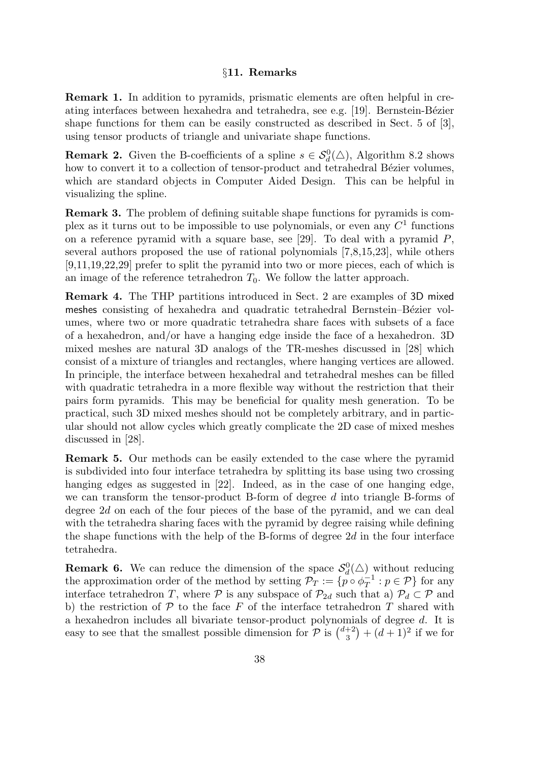## §11. Remarks

**Remark 1.** In addition to pyramids, prismatic elements are often helpful in creating interfaces between hexahedra and tetrahedra, see e.g. [19]. Bernstein-Bézier shape functions for them can be easily constructed as described in Sect. 5 of [3], using tensor products of triangle and univariate shape functions.

**Remark 2.** Given the B-coefficients of a spline $s \in \mathcal{S}_d^0(\triangle)$, Algorithm 8.2 shows how to convert it to a collection of tensor-product and tetrahedral Bézier volumes, which are standard objects in Computer Aided Design. This can be helpful in visualizing the spline.

**Remark 3.** The problem of defining suitable shape functions for pyramids is complex as it turns out to be impossible to use polynomials, or even any $C^1$ functions on a reference pyramid with a square base, see [29]. To deal with a pyramid $P$, several authors proposed the use of rational polynomials [7,8,15,23], while others [9,11,19,22,29] prefer to split the pyramid into two or more pieces, each of which is an image of the reference tetrahedron $T_0$. We follow the latter approach.

**Remark 4.** The THP partitions introduced in Sect. 2 are examples of 3D mixed meshes consisting of hexahedra and quadratic tetrahedral Bernstein–Bézier volumes, where two or more quadratic tetrahedra share faces with subsets of a face of a hexahedron, and/or have a hanging edge inside the face of a hexahedron. 3D mixed meshes are natural 3D analogs of the TR-meshes discussed in [28] which consist of a mixture of triangles and rectangles, where hanging vertices are allowed. In principle, the interface between hexahedral and tetrahedral meshes can be filled with quadratic tetrahedra in a more flexible way without the restriction that their pairs form pyramids. This may be beneficial for quality mesh generation. To be practical, such 3D mixed meshes should not be completely arbitrary, and in particular should not allow cycles which greatly complicate the 2D case of mixed meshes discussed in [28].

**Remark 5.** Our methods can be easily extended to the case where the pyramid is subdivided into four interface tetrahedra by splitting its base using two crossing hanging edges as suggested in [22]. Indeed, as in the case of one hanging edge, we can transform the tensor-product B-form of degree $d$ into triangle B-forms of degree $2d$ on each of the four pieces of the base of the pyramid, and we can deal with the tetrahedra sharing faces with the pyramid by degree raising while defining the shape functions with the help of the B-forms of degree $2d$ in the four interface tetrahedra.

**Remark 6.** We can reduce the dimension of the space $\mathcal{S}_d^0(\triangle)$ without reducing the approximation order of the method by setting $\mathcal{P}_T := \{p \circ \phi_T^{-1} : p \in \mathcal{P}\}$ for any interface tetrahedron $T$, where $\mathcal{P}$ is any subspace of $\mathcal{P}_{2d}$ such that a) $\mathcal{P}_d \subset \mathcal{P}$ and b) the restriction of $\mathcal{P}$ to the face $F$ of the interface tetrahedron $T$ shared with a hexahedron includes all bivariate tensor-product polynomials of degree $d$. It is easy to see that the smallest possible dimension for $\mathcal{P}$ is $\binom{d+2}{3} + (d+1)^2$ if we for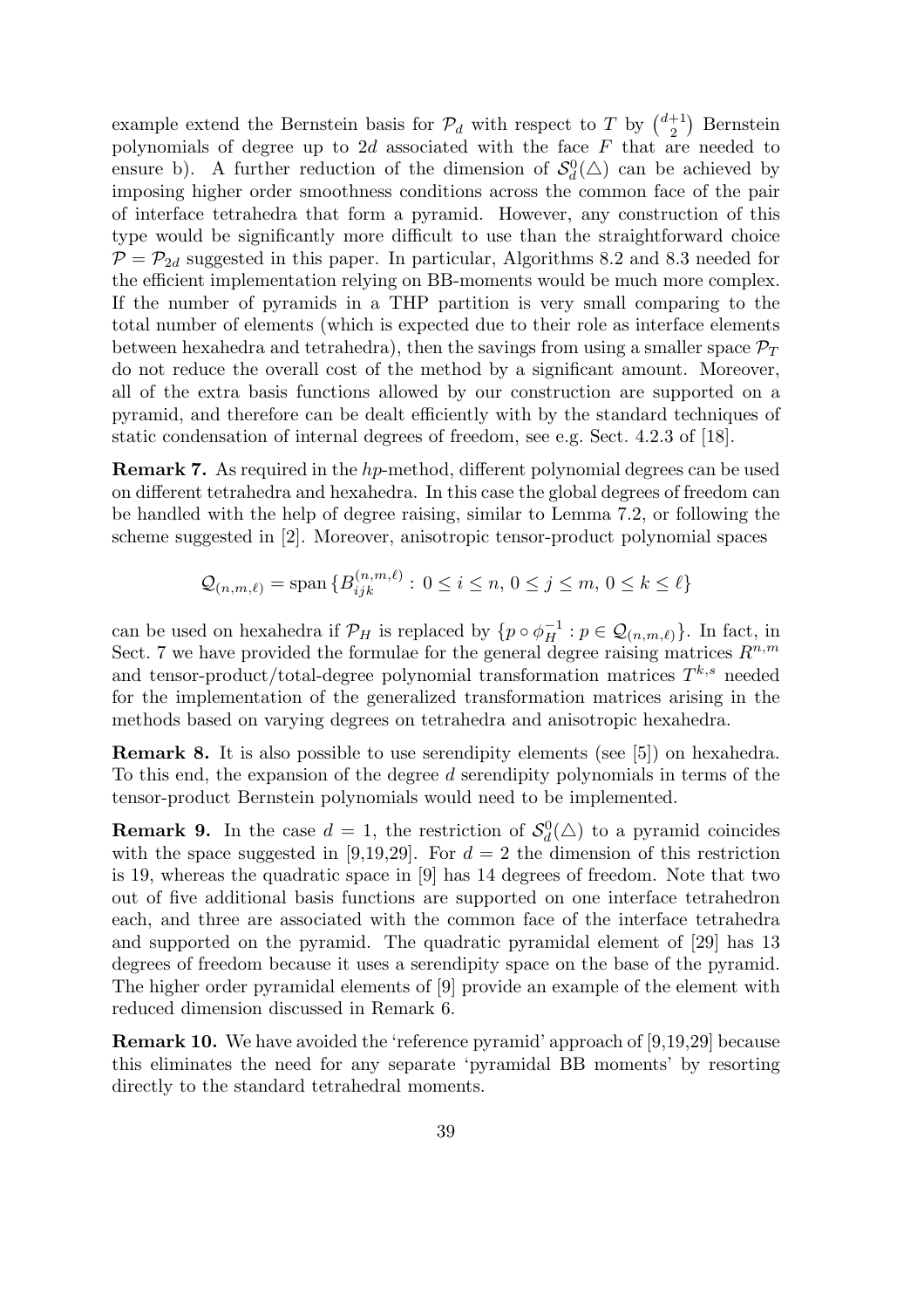example extend the Bernstein basis for $\mathcal{P}_d$ with respect to $T$ by $\binom{d+1}{2}$ Bernstein polynomials of degree up to $2d$ associated with the face $F$ that are needed to ensure b). A further reduction of the dimension of $\mathcal{S}_d^0(\triangle)$ can be achieved by imposing higher order smoothness conditions across the common face of the pair of interface tetrahedra that form a pyramid. However, any construction of this type would be significantly more difficult to use than the straightforward choice $\mathcal{P} = \mathcal{P}_{2d}$ suggested in this paper. In particular, Algorithms 8.2 and 8.3 needed for the efficient implementation relying on BB-moments would be much more complex. If the number of pyramids in a THP partition is very small comparing to the total number of elements (which is expected due to their role as interface elements between hexahedra and tetrahedra), then the savings from using a smaller space $\mathcal{P}_T$ do not reduce the overall cost of the method by a significant amount. Moreover, all of the extra basis functions allowed by our construction are supported on a pyramid, and therefore can be dealt efficiently with by the standard techniques of static condensation of internal degrees of freedom, see e.g. Sect. 4.2.3 of [18].

**Remark 7.** As required in the *hp*-method, different polynomial degrees can be used on different tetrahedra and hexahedra. In this case the global degrees of freedom can be handled with the help of degree raising, similar to Lemma 7.2, or following the scheme suggested in [2]. Moreover, anisotropic tensor-product polynomial spaces

$$\mathcal{Q}_{(n,m,\ell)} = \operatorname{span}\{B_{ijk}^{(n,m,\ell)} : 0 \le i \le n,\, 0 \le j \le m,\, 0 \le k \le \ell\}$$

can be used on hexahedra if $\mathcal{P}_H$ is replaced by $\{p \circ \phi_H^{-1} : p \in \mathcal{Q}_{(n,m,\ell)}\}$. In fact, in Sect. 7 we have provided the formulae for the general degree raising matrices $R^{n,m}$ and tensor-product/total-degree polynomial transformation matrices $T^{k,s}$ needed for the implementation of the generalized transformation matrices arising in the methods based on varying degrees on tetrahedra and anisotropic hexahedra.

**Remark 8.** It is also possible to use serendipity elements (see [5]) on hexahedra. To this end, the expansion of the degree $d$ serendipity polynomials in terms of the tensor-product Bernstein polynomials would need to be implemented.

**Remark 9.** In the case $d = 1$, the restriction of $\mathcal{S}_d^0(\triangle)$ to a pyramid coincides with the space suggested in [9,19,29]. For $d = 2$ the dimension of this restriction is 19, whereas the quadratic space in [9] has 14 degrees of freedom. Note that two out of five additional basis functions are supported on one interface tetrahedron each, and three are associated with the common face of the interface tetrahedra and supported on the pyramid. The quadratic pyramidal element of [29] has 13 degrees of freedom because it uses a serendipity space on the base of the pyramid. The higher order pyramidal elements of [9] provide an example of the element with reduced dimension discussed in Remark 6.

**Remark 10.** We have avoided the 'reference pyramid' approach of [9,19,29] because this eliminates the need for any separate 'pyramidal BB moments' by resorting directly to the standard tetrahedral moments.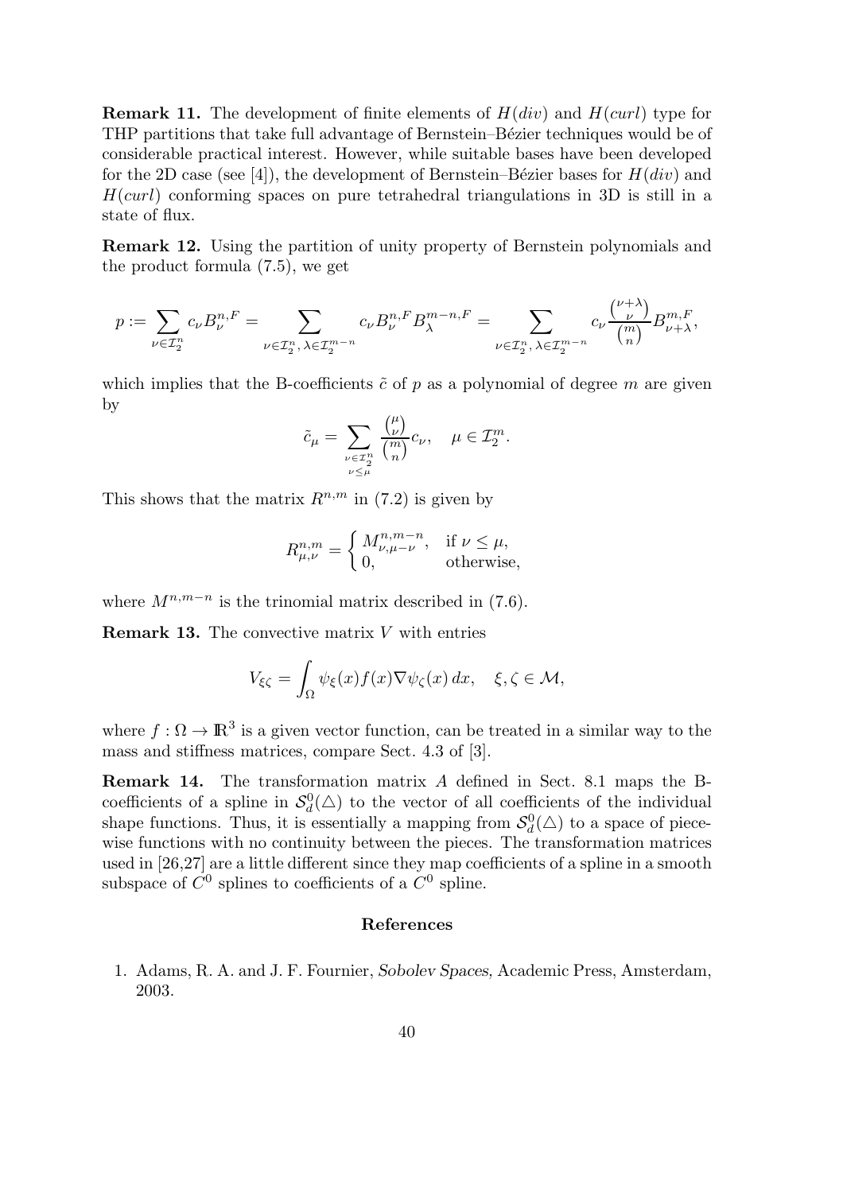**Remark 11.** The development of finite elements of $H(div)$ and $H(curl)$ type for THP partitions that take full advantage of Bernstein–Bézier techniques would be of considerable practical interest. However, while suitable bases have been developed for the 2D case (see [4]), the development of Bernstein–Bézier bases for $H(div)$ and $H(curl)$ conforming spaces on pure tetrahedral triangulations in 3D is still in a state of flux.

**Remark 12.** Using the partition of unity property of Bernstein polynomials and the product formula (7.5), we get

$$p := \sum_{\nu \in \mathcal{I}_2^n} c_\nu B_\nu^{n,F} = \sum_{\nu \in \mathcal{I}_2^n,\, \lambda \in \mathcal{I}_2^{m-n}} c_\nu B_\nu^{n,F} B_\lambda^{m-n,F} = \sum_{\nu \in \mathcal{I}_2^n,\, \lambda \in \mathcal{I}_2^{m-n}} c_\nu \frac{\binom{\nu+\lambda}{\nu}}{\binom{m}{n}} B_{\nu+\lambda}^{m,F},$$

which implies that the B-coefficients $\tilde{c}$ of $p$ as a polynomial of degree $m$ are given by

$$\tilde{c}_\mu = \sum_{\substack{\nu \in \mathcal{I}_2^n \\ \nu \leq \mu}} \frac{\binom{\mu}{\nu}}{\binom{m}{n}} c_\nu, \quad \mu \in \mathcal{I}_2^m.$$

This shows that the matrix $R^{n,m}$ in (7.2) is given by

$$R_{\mu,\nu}^{n,m} = \begin{cases} M_{\nu,\mu-\nu}^{n,m-n}, & \text{if } \nu \leq \mu, \\ 0, & \text{otherwise,} \end{cases}$$

where $M^{n,m-n}$ is the trinomial matrix described in (7.6).

**Remark 13.** The convective matrix $V$ with entries

$$V_{\xi\zeta} = \int_\Omega \psi_\xi(x) f(x) \nabla \psi_\zeta(x)\, dx, \quad \xi, \zeta \in \mathcal{M},$$

where $f : \Omega \to \mathbb{R}^3$ is a given vector function, can be treated in a similar way to the mass and stiffness matrices, compare Sect. 4.3 of [3].

**Remark 14.** The transformation matrix $A$ defined in Sect. 8.1 maps the B-coefficients of a spline in $\mathcal{S}_d^0(\triangle)$ to the vector of all coefficients of the individual shape functions. Thus, it is essentially a mapping from $\mathcal{S}_d^0(\triangle)$ to a space of piecewise functions with no continuity between the pieces. The transformation matrices used in [26,27] are a little different since they map coefficients of a spline in a smooth subspace of $C^0$ splines to coefficients of a $C^0$ spline.

## References

1. Adams, R. A. and J. F. Fournier, *Sobolev Spaces,* Academic Press, Amsterdam, 2003.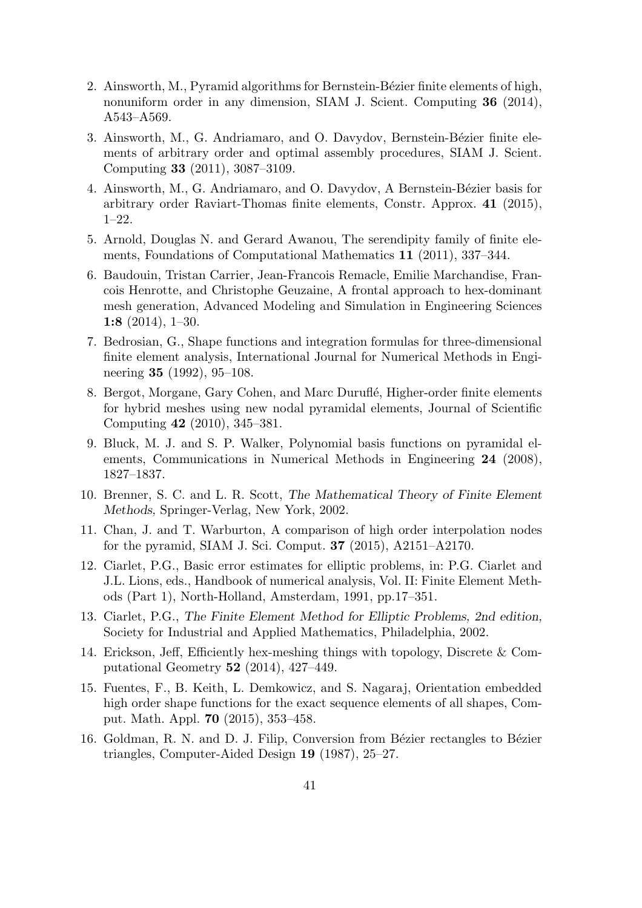2. Ainsworth, M., Pyramid algorithms for Bernstein-Bézier finite elements of high, nonuniform order in any dimension, SIAM J. Scient. Computing **36** (2014), A543–A569.

3. Ainsworth, M., G. Andriamaro, and O. Davydov, Bernstein-Bézier finite elements of arbitrary order and optimal assembly procedures, SIAM J. Scient. Computing **33** (2011), 3087–3109.

4. Ainsworth, M., G. Andriamaro, and O. Davydov, A Bernstein-Bézier basis for arbitrary order Raviart-Thomas finite elements, Constr. Approx. **41** (2015), 1–22.

5. Arnold, Douglas N. and Gerard Awanou, The serendipity family of finite elements, Foundations of Computational Mathematics **11** (2011), 337–344.

6. Baudouin, Tristan Carrier, Jean-Francois Remacle, Emilie Marchandise, Francois Henrotte, and Christophe Geuzaine, A frontal approach to hex-dominant mesh generation, Advanced Modeling and Simulation in Engineering Sciences **1:8** (2014), 1–30.

7. Bedrosian, G., Shape functions and integration formulas for three-dimensional finite element analysis, International Journal for Numerical Methods in Engineering **35** (1992), 95–108.

8. Bergot, Morgane, Gary Cohen, and Marc Duruflé, Higher-order finite elements for hybrid meshes using new nodal pyramidal elements, Journal of Scientific Computing **42** (2010), 345–381.

9. Bluck, M. J. and S. P. Walker, Polynomial basis functions on pyramidal elements, Communications in Numerical Methods in Engineering **24** (2008), 1827–1837.

10. Brenner, S. C. and L. R. Scott, *The Mathematical Theory of Finite Element Methods,* Springer-Verlag, New York, 2002.

11. Chan, J. and T. Warburton, A comparison of high order interpolation nodes for the pyramid, SIAM J. Sci. Comput. **37** (2015), A2151–A2170.

12. Ciarlet, P.G., Basic error estimates for elliptic problems, in: P.G. Ciarlet and J.L. Lions, eds., Handbook of numerical analysis, Vol. II: Finite Element Methods (Part 1), North-Holland, Amsterdam, 1991, pp.17–351.

13. Ciarlet, P.G., *The Finite Element Method for Elliptic Problems, 2nd edition,* Society for Industrial and Applied Mathematics, Philadelphia, 2002.

14. Erickson, Jeff, Efficiently hex-meshing things with topology, Discrete & Computational Geometry **52** (2014), 427–449.

15. Fuentes, F., B. Keith, L. Demkowicz, and S. Nagaraj, Orientation embedded high order shape functions for the exact sequence elements of all shapes, Comput. Math. Appl. **70** (2015), 353–458.

16. Goldman, R. N. and D. J. Filip, Conversion from Bézier rectangles to Bézier triangles, Computer-Aided Design **19** (1987), 25–27.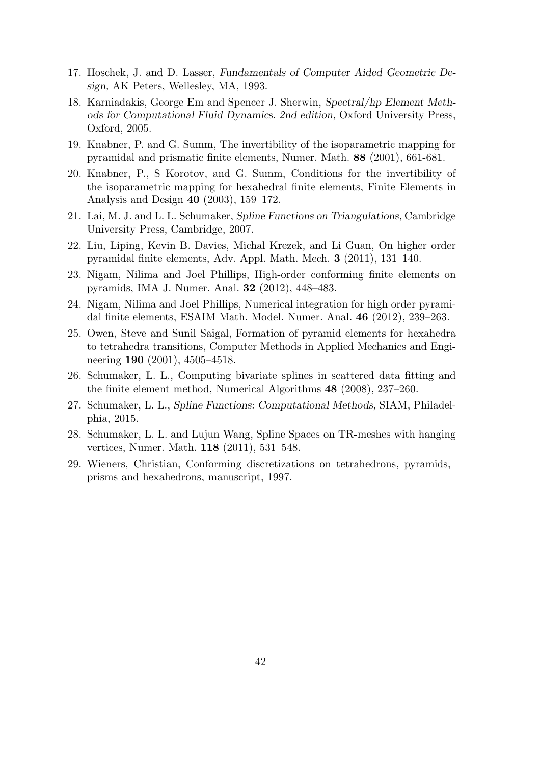17. Hoschek, J. and D. Lasser, *Fundamentals of Computer Aided Geometric Design,* AK Peters, Wellesley, MA, 1993.
18. Karniadakis, George Em and Spencer J. Sherwin, *Spectral/hp Element Methods for Computational Fluid Dynamics. 2nd edition,* Oxford University Press, Oxford, 2005.
19. Knabner, P. and G. Summ, The invertibility of the isoparametric mapping for pyramidal and prismatic finite elements, Numer. Math. **88** (2001), 661-681.
20. Knabner, P., S Korotov, and G. Summ, Conditions for the invertibility of the isoparametric mapping for hexahedral finite elements, Finite Elements in Analysis and Design **40** (2003), 159–172.
21. Lai, M. J. and L. L. Schumaker, *Spline Functions on Triangulations,* Cambridge University Press, Cambridge, 2007.
22. Liu, Liping, Kevin B. Davies, Michal Krezek, and Li Guan, On higher order pyramidal finite elements, Adv. Appl. Math. Mech. **3** (2011), 131–140.
23. Nigam, Nilima and Joel Phillips, High-order conforming finite elements on pyramids, IMA J. Numer. Anal. **32** (2012), 448–483.
24. Nigam, Nilima and Joel Phillips, Numerical integration for high order pyramidal finite elements, ESAIM Math. Model. Numer. Anal. **46** (2012), 239–263.
25. Owen, Steve and Sunil Saigal, Formation of pyramid elements for hexahedra to tetrahedra transitions, Computer Methods in Applied Mechanics and Engineering **190** (2001), 4505–4518.
26. Schumaker, L. L., Computing bivariate splines in scattered data fitting and the finite element method, Numerical Algorithms **48** (2008), 237–260.
27. Schumaker, L. L., *Spline Functions: Computational Methods,* SIAM, Philadelphia, 2015.
28. Schumaker, L. L. and Lujun Wang, Spline Spaces on TR-meshes with hanging vertices, Numer. Math. **118** (2011), 531–548.
29. Wieners, Christian, Conforming discretizations on tetrahedrons, pyramids, prisms and hexahedrons, manuscript, 1997.